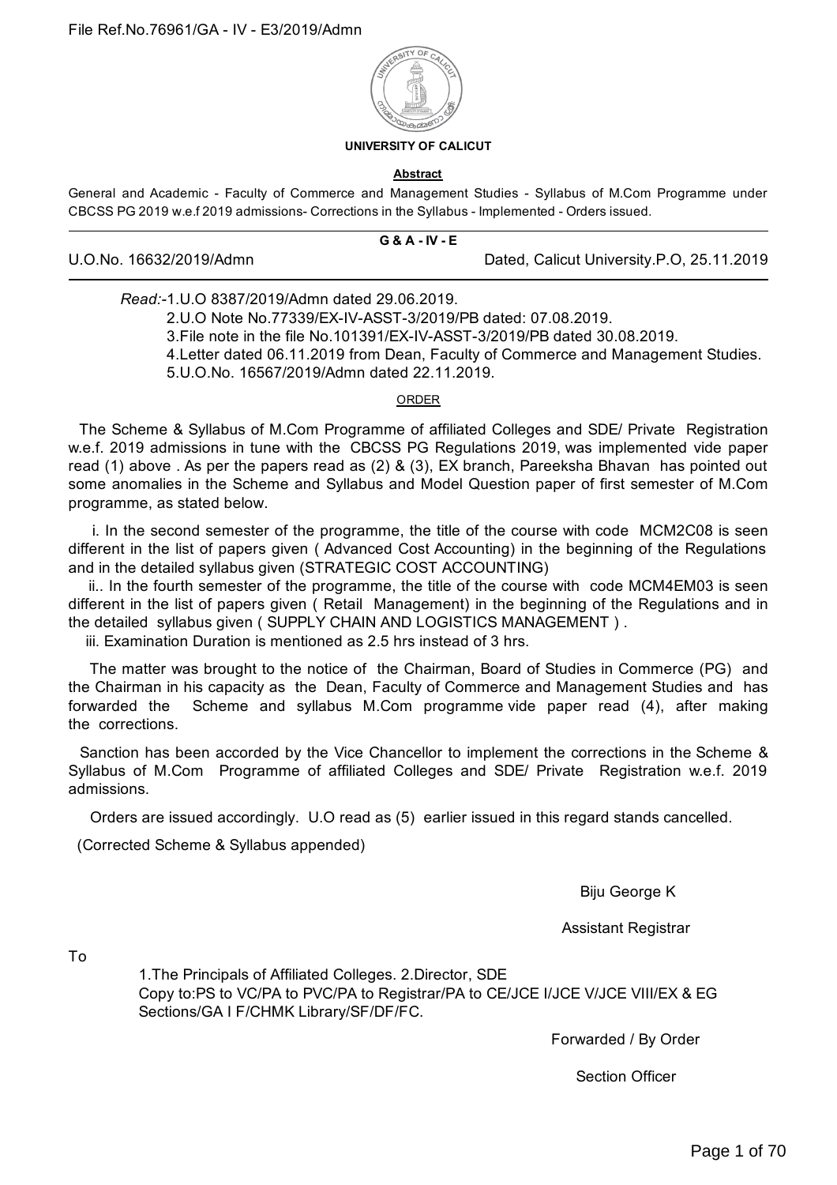File Ref.No.76961/GA - IV - E3/2019/Admn

**UNIVERSITY OF CALICUT**

**Abstract**

General and Academic - Faculty of Commerce and Management Studies - Syllabus of M.Com Programme under CBCSS PG 2019 w.e.f 2019 admissions- Corrections in the Syllabus - Implemented - Orders issued.

**G & A - IV - E**

U.O.No. 16632/2019/Admn    Dated, Calicut University.P.O, 25.11.2019

*Read:*-1.U.O 8387/2019/Admn dated 29.06.2019.
2.U.O Note No.77339/EX-IV-ASST-3/2019/PB dated: 07.08.2019.
3.File note in the file No.101391/EX-IV-ASST-3/2019/PB dated 30.08.2019.
4.Letter dated 06.11.2019 from Dean, Faculty of Commerce and Management Studies.
5.U.O.No. 16567/2019/Admn dated 22.11.2019.

ORDER

The Scheme & Syllabus of M.Com Programme of affiliated Colleges and SDE/ Private Registration w.e.f. 2019 admissions in tune with the CBCSS PG Regulations 2019, was implemented vide paper read (1) above . As per the papers read as (2) & (3), EX branch, Pareeksha Bhavan has pointed out some anomalies in the Scheme and Syllabus and Model Question paper of first semester of M.Com programme, as stated below.

i. In the second semester of the programme, the title of the course with code MCM2C08 is seen different in the list of papers given ( Advanced Cost Accounting) in the beginning of the Regulations and in the detailed syllabus given (STRATEGIC COST ACCOUNTING)

ii.. In the fourth semester of the programme, the title of the course with code MCM4EM03 is seen different in the list of papers given ( Retail Management) in the beginning of the Regulations and in the detailed syllabus given ( SUPPLY CHAIN AND LOGISTICS MANAGEMENT ) .

iii. Examination Duration is mentioned as 2.5 hrs instead of 3 hrs.

The matter was brought to the notice of the Chairman, Board of Studies in Commerce (PG) and the Chairman in his capacity as the Dean, Faculty of Commerce and Management Studies and has forwarded the Scheme and syllabus M.Com programme vide paper read (4), after making the corrections.

Sanction has been accorded by the Vice Chancellor to implement the corrections in the Scheme & Syllabus of M.Com Programme of affiliated Colleges and SDE/ Private Registration w.e.f. 2019 admissions.

Orders are issued accordingly. U.O read as (5) earlier issued in this regard stands cancelled.

(Corrected Scheme & Syllabus appended)

Biju George K

Assistant Registrar

To

1.The Principals of Affiliated Colleges. 2.Director, SDE
Copy to:PS to VC/PA to PVC/PA to Registrar/PA to CE/JCE I/JCE V/JCE VIII/EX & EG Sections/GA I F/CHMK Library/SF/DF/FC.

Forwarded / By Order

Section Officer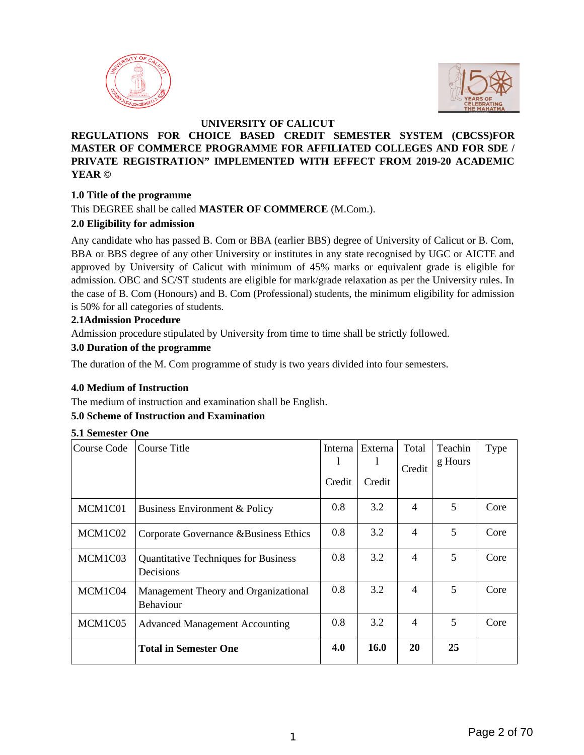**UNIVERSITY OF CALICUT**

**REGULATIONS FOR CHOICE BASED CREDIT SEMESTER SYSTEM (CBCSS)FOR MASTER OF COMMERCE PROGRAMME FOR AFFILIATED COLLEGES AND FOR SDE / PRIVATE REGISTRATION" IMPLEMENTED WITH EFFECT FROM 2019-20 ACADEMIC YEAR ©**

### 1.0 Title of the programme

This DEGREE shall be called **MASTER OF COMMERCE** (M.Com.).

### 2.0 Eligibility for admission

Any candidate who has passed B. Com or BBA (earlier BBS) degree of University of Calicut or B. Com, BBA or BBS degree of any other University or institutes in any state recognised by UGC or AICTE and approved by University of Calicut with minimum of 45% marks or equivalent grade is eligible for admission. OBC and SC/ST students are eligible for mark/grade relaxation as per the University rules. In the case of B. Com (Honours) and B. Com (Professional) students, the minimum eligibility for admission is 50% for all categories of students.

### 2.1Admission Procedure

Admission procedure stipulated by University from time to time shall be strictly followed.

### 3.0 Duration of the programme

The duration of the M. Com programme of study is two years divided into four semesters.

### 4.0 Medium of Instruction

The medium of instruction and examination shall be English.

### 5.0 Scheme of Instruction and Examination

### 5.1 Semester One

| Course Code | Course Title | Internal Credit | External Credit | Total Credit | Teaching Hours | Type |
|---|---|---|---|---|---|---|
| MCM1C01 | Business Environment & Policy | 0.8 | 3.2 | 4 | 5 | Core |
| MCM1C02 | Corporate Governance &Business Ethics | 0.8 | 3.2 | 4 | 5 | Core |
| MCM1C03 | Quantitative Techniques for Business Decisions | 0.8 | 3.2 | 4 | 5 | Core |
| MCM1C04 | Management Theory and Organizational Behaviour | 0.8 | 3.2 | 4 | 5 | Core |
| MCM1C05 | Advanced Management Accounting | 0.8 | 3.2 | 4 | 5 | Core |
| | **Total in Semester One** | **4.0** | **16.0** | **20** | **25** | |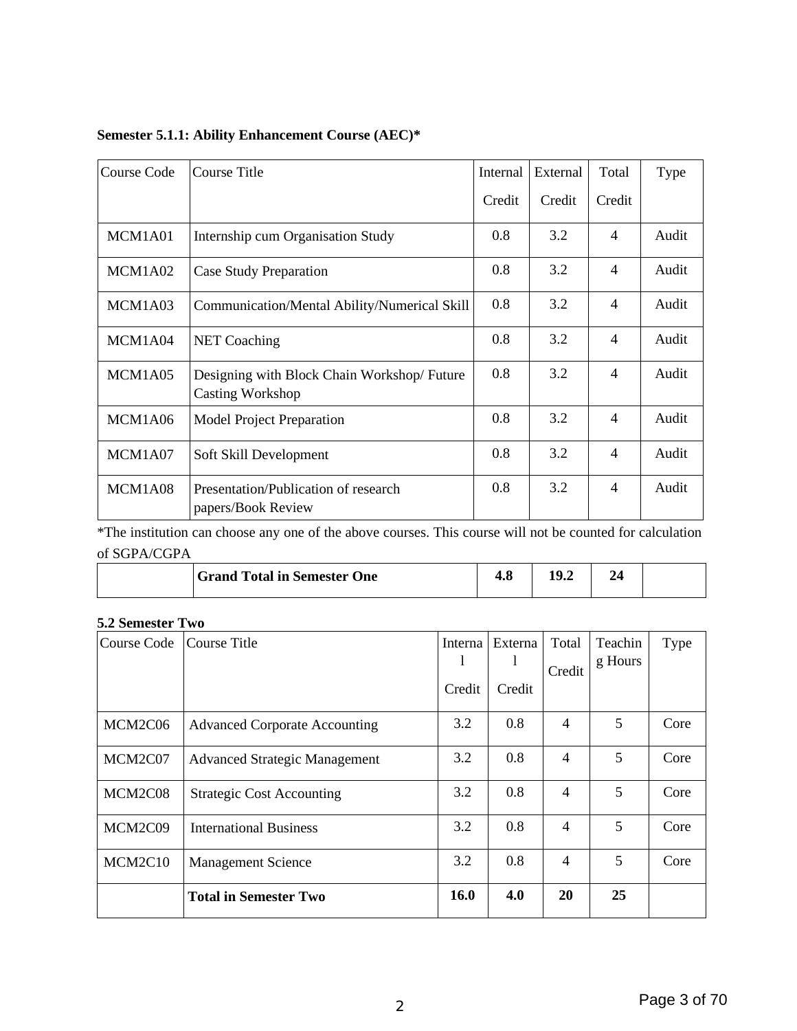### Semester 5.1.1: Ability Enhancement Course (AEC)*

| Course Code | Course Title | Internal Credit | External Credit | Total Credit | Type |
|---|---|---|---|---|---|
| MCM1A01 | Internship cum Organisation Study | 0.8 | 3.2 | 4 | Audit |
| MCM1A02 | Case Study Preparation | 0.8 | 3.2 | 4 | Audit |
| MCM1A03 | Communication/Mental Ability/Numerical Skill | 0.8 | 3.2 | 4 | Audit |
| MCM1A04 | NET Coaching | 0.8 | 3.2 | 4 | Audit |
| MCM1A05 | Designing with Block Chain Workshop/ Future Casting Workshop | 0.8 | 3.2 | 4 | Audit |
| MCM1A06 | Model Project Preparation | 0.8 | 3.2 | 4 | Audit |
| MCM1A07 | Soft Skill Development | 0.8 | 3.2 | 4 | Audit |
| MCM1A08 | Presentation/Publication of research papers/Book Review | 0.8 | 3.2 | 4 | Audit |

*The institution can choose any one of the above courses. This course will not be counted for calculation of SGPA/CGPA

| | **Grand Total in Semester One** | **4.8** | **19.2** | **24** | |
|---|---|---|---|---|---|

### 5.2 Semester Two

| Course Code | Course Title | Internal Credit | External Credit | Total Credit | Teaching Hours | Type |
|---|---|---|---|---|---|---|
| MCM2C06 | Advanced Corporate Accounting | 3.2 | 0.8 | 4 | 5 | Core |
| MCM2C07 | Advanced Strategic Management | 3.2 | 0.8 | 4 | 5 | Core |
| MCM2C08 | Strategic Cost Accounting | 3.2 | 0.8 | 4 | 5 | Core |
| MCM2C09 | International Business | 3.2 | 0.8 | 4 | 5 | Core |
| MCM2C10 | Management Science | 3.2 | 0.8 | 4 | 5 | Core |
| | **Total in Semester Two** | **16.0** | **4.0** | **20** | **25** | |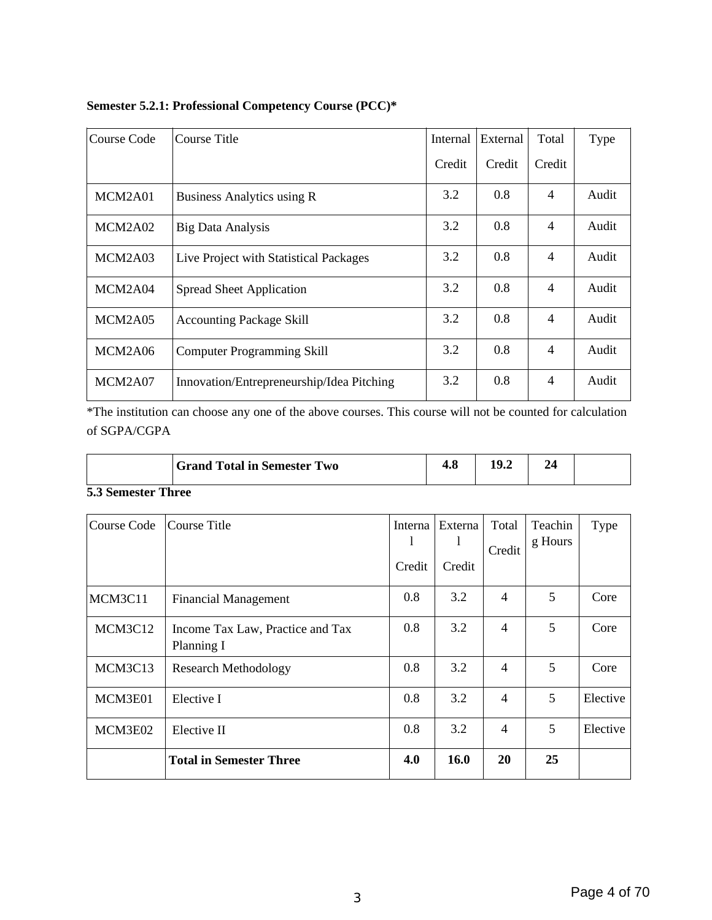**Semester 5.2.1: Professional Competency Course (PCC)***

| Course Code | Course Title | Internal Credit | External Credit | Total Credit | Type |
|---|---|---|---|---|---|
| MCM2A01 | Business Analytics using R | 3.2 | 0.8 | 4 | Audit |
| MCM2A02 | Big Data Analysis | 3.2 | 0.8 | 4 | Audit |
| MCM2A03 | Live Project with Statistical Packages | 3.2 | 0.8 | 4 | Audit |
| MCM2A04 | Spread Sheet Application | 3.2 | 0.8 | 4 | Audit |
| MCM2A05 | Accounting Package Skill | 3.2 | 0.8 | 4 | Audit |
| MCM2A06 | Computer Programming Skill | 3.2 | 0.8 | 4 | Audit |
| MCM2A07 | Innovation/Entrepreneurship/Idea Pitching | 3.2 | 0.8 | 4 | Audit |

*The institution can choose any one of the above courses. This course will not be counted for calculation of SGPA/CGPA

| | **Grand Total in Semester Two** | **4.8** | **19.2** | **24** | |
|---|---|---|---|---|---|

**5.3 Semester Three**

| Course Code | Course Title | Internal Credit | External Credit | Total Credit | Teaching Hours | Type |
|---|---|---|---|---|---|---|
| MCM3C11 | Financial Management | 0.8 | 3.2 | 4 | 5 | Core |
| MCM3C12 | Income Tax Law, Practice and Tax Planning I | 0.8 | 3.2 | 4 | 5 | Core |
| MCM3C13 | Research Methodology | 0.8 | 3.2 | 4 | 5 | Core |
| MCM3E01 | Elective I | 0.8 | 3.2 | 4 | 5 | Elective |
| MCM3E02 | Elective II | 0.8 | 3.2 | 4 | 5 | Elective |
| | **Total in Semester Three** | **4.0** | **16.0** | **20** | **25** | |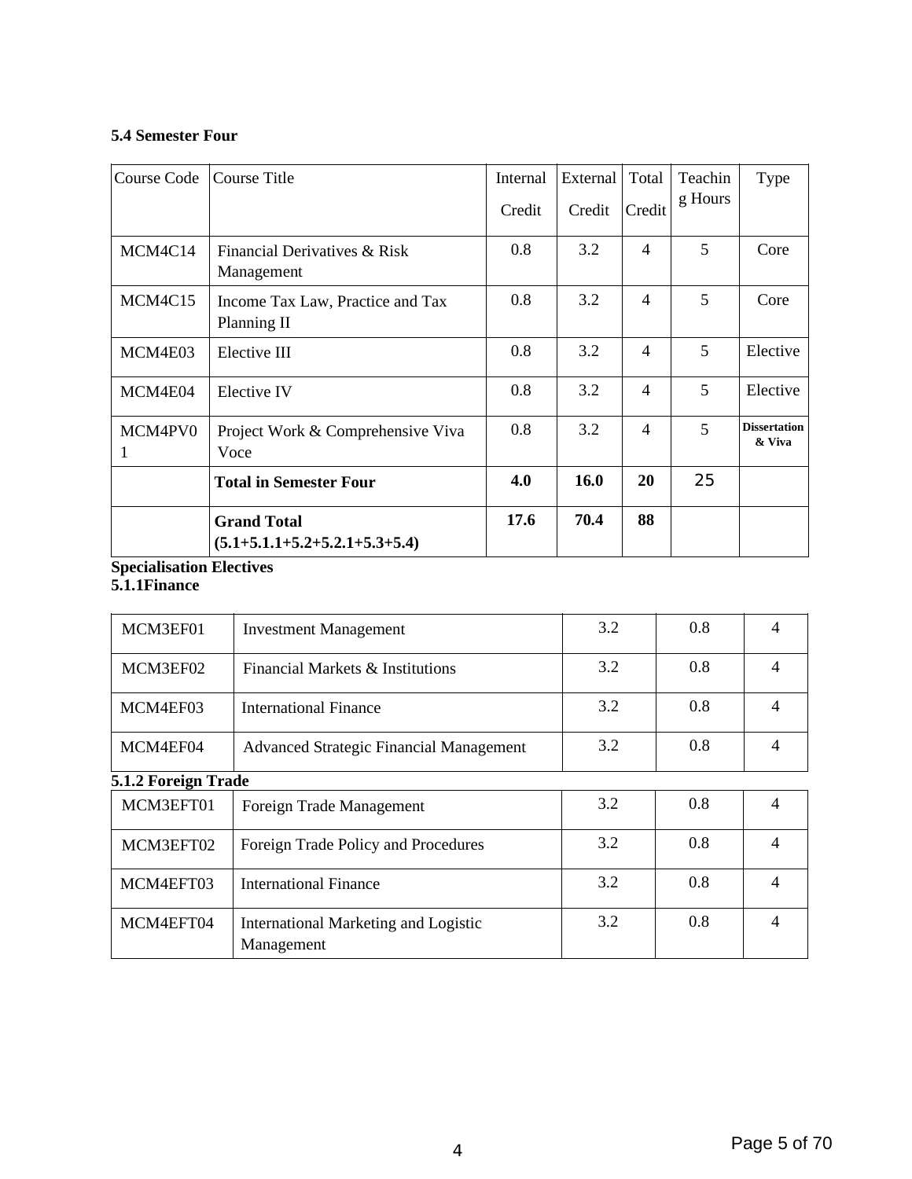### 5.4 Semester Four

| Course Code | Course Title | Internal Credit | External Credit | Total Credit | Teaching Hours | Type |
|---|---|---|---|---|---|---|
| MCM4C14 | Financial Derivatives & Risk Management | 0.8 | 3.2 | 4 | 5 | Core |
| MCM4C15 | Income Tax Law, Practice and Tax Planning II | 0.8 | 3.2 | 4 | 5 | Core |
| MCM4E03 | Elective III | 0.8 | 3.2 | 4 | 5 | Elective |
| MCM4E04 | Elective IV | 0.8 | 3.2 | 4 | 5 | Elective |
| MCM4PV01 | Project Work & Comprehensive Viva Voce | 0.8 | 3.2 | 4 | 5 | Dissertation & Viva |
| | **Total in Semester Four** | **4.0** | **16.0** | **20** | 25 | |
| | **Grand Total (5.1+5.1.1+5.2+5.2.1+5.3+5.4)** | **17.6** | **70.4** | **88** | | |

**Specialisation Electives**

**5.1.1Finance**

| | | | | |
|---|---|---|---|---|
| MCM3EF01 | Investment Management | 3.2 | 0.8 | 4 |
| MCM3EF02 | Financial Markets & Institutions | 3.2 | 0.8 | 4 |
| MCM4EF03 | International Finance | 3.2 | 0.8 | 4 |
| MCM4EF04 | Advanced Strategic Financial Management | 3.2 | 0.8 | 4 |

**5.1.2 Foreign Trade**

| | | | | |
|---|---|---|---|---|
| MCM3EFT01 | Foreign Trade Management | 3.2 | 0.8 | 4 |
| MCM3EFT02 | Foreign Trade Policy and Procedures | 3.2 | 0.8 | 4 |
| MCM4EFT03 | International Finance | 3.2 | 0.8 | 4 |
| MCM4EFT04 | International Marketing and Logistic Management | 3.2 | 0.8 | 4 |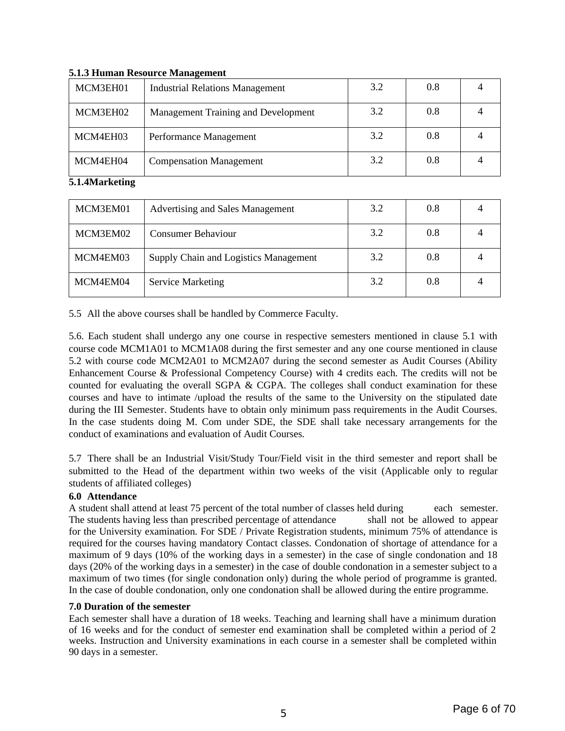**5.1.3 Human Resource Management**

| | | | | |
|---|---|---|---|---|
| MCM3EH01 | Industrial Relations Management | 3.2 | 0.8 | 4 |
| MCM3EH02 | Management Training and Development | 3.2 | 0.8 | 4 |
| MCM4EH03 | Performance Management | 3.2 | 0.8 | 4 |
| MCM4EH04 | Compensation Management | 3.2 | 0.8 | 4 |

**5.1.4Marketing**

| | | | | |
|---|---|---|---|---|
| MCM3EM01 | Advertising and Sales Management | 3.2 | 0.8 | 4 |
| MCM3EM02 | Consumer Behaviour | 3.2 | 0.8 | 4 |
| MCM4EM03 | Supply Chain and Logistics Management | 3.2 | 0.8 | 4 |
| MCM4EM04 | Service Marketing | 3.2 | 0.8 | 4 |

5.5 All the above courses shall be handled by Commerce Faculty.

5.6. Each student shall undergo any one course in respective semesters mentioned in clause 5.1 with course code MCM1A01 to MCM1A08 during the first semester and any one course mentioned in clause 5.2 with course code MCM2A01 to MCM2A07 during the second semester as Audit Courses (Ability Enhancement Course & Professional Competency Course) with 4 credits each. The credits will not be counted for evaluating the overall SGPA & CGPA. The colleges shall conduct examination for these courses and have to intimate /upload the results of the same to the University on the stipulated date during the III Semester. Students have to obtain only minimum pass requirements in the Audit Courses. In the case students doing M. Com under SDE, the SDE shall take necessary arrangements for the conduct of examinations and evaluation of Audit Courses.

5.7 There shall be an Industrial Visit/Study Tour/Field visit in the third semester and report shall be submitted to the Head of the department within two weeks of the visit (Applicable only to regular students of affiliated colleges)

**6.0 Attendance**

A student shall attend at least 75 percent of the total number of classes held during each semester. The students having less than prescribed percentage of attendance shall not be allowed to appear for the University examination. For SDE / Private Registration students, minimum 75% of attendance is required for the courses having mandatory Contact classes. Condonation of shortage of attendance for a maximum of 9 days (10% of the working days in a semester) in the case of single condonation and 18 days (20% of the working days in a semester) in the case of double condonation in a semester subject to a maximum of two times (for single condonation only) during the whole period of programme is granted. In the case of double condonation, only one condonation shall be allowed during the entire programme.

**7.0 Duration of the semester**

Each semester shall have a duration of 18 weeks. Teaching and learning shall have a minimum duration of 16 weeks and for the conduct of semester end examination shall be completed within a period of 2 weeks. Instruction and University examinations in each course in a semester shall be completed within 90 days in a semester.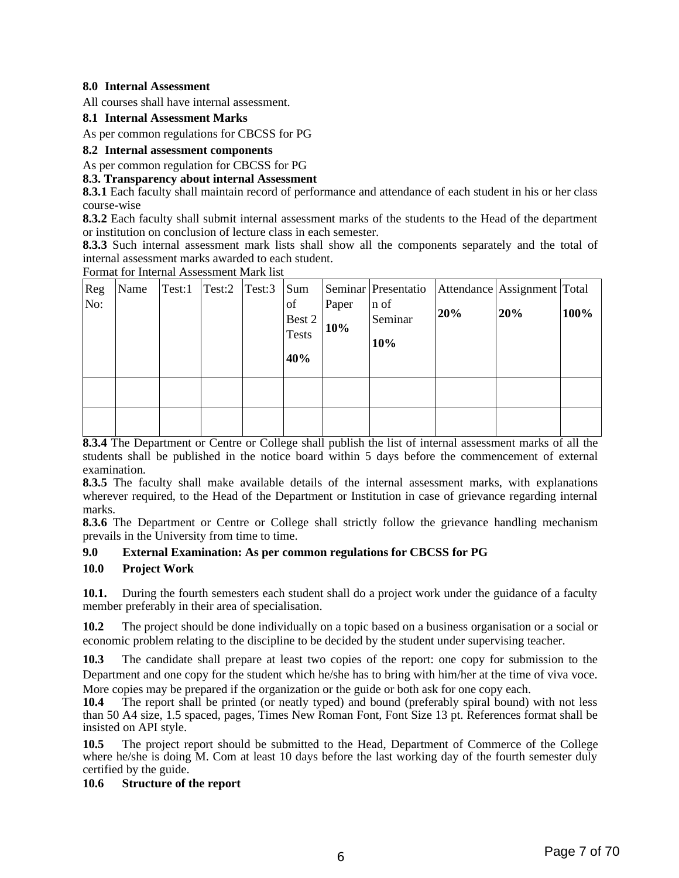**8.0 Internal Assessment**

All courses shall have internal assessment.

**8.1 Internal Assessment Marks**

As per common regulations for CBCSS for PG

**8.2 Internal assessment components**

As per common regulation for CBCSS for PG

**8.3. Transparency about internal Assessment**

**8.3.1** Each faculty shall maintain record of performance and attendance of each student in his or her class course-wise

**8.3.2** Each faculty shall submit internal assessment marks of the students to the Head of the department or institution on conclusion of lecture class in each semester.

**8.3.3** Such internal assessment mark lists shall show all the components separately and the total of internal assessment marks awarded to each student.

Format for Internal Assessment Mark list

| Reg No: | Name | Test:1 | Test:2 | Test:3 | Sum of Best 2 Tests **40%** | Seminar Paper **10%** | Presentation of Seminar **10%** | Attendance **20%** | Assignment **20%** | Total **100%** |
|---|---|---|---|---|---|---|---|---|---|---|
| | | | | | | | | | | |
| | | | | | | | | | | |

**8.3.4** The Department or Centre or College shall publish the list of internal assessment marks of all the students shall be published in the notice board within 5 days before the commencement of external examination.

**8.3.5** The faculty shall make available details of the internal assessment marks, with explanations wherever required, to the Head of the Department or Institution in case of grievance regarding internal marks.

**8.3.6** The Department or Centre or College shall strictly follow the grievance handling mechanism prevails in the University from time to time.

**9.0 External Examination: As per common regulations for CBCSS for PG**

**10.0 Project Work**

**10.1.** During the fourth semesters each student shall do a project work under the guidance of a faculty member preferably in their area of specialisation.

**10.2** The project should be done individually on a topic based on a business organisation or a social or economic problem relating to the discipline to be decided by the student under supervising teacher.

**10.3** The candidate shall prepare at least two copies of the report: one copy for submission to the Department and one copy for the student which he/she has to bring with him/her at the time of viva voce. More copies may be prepared if the organization or the guide or both ask for one copy each.

**10.4** The report shall be printed (or neatly typed) and bound (preferably spiral bound) with not less than 50 A4 size, 1.5 spaced, pages, Times New Roman Font, Font Size 13 pt. References format shall be insisted on API style.

**10.5** The project report should be submitted to the Head, Department of Commerce of the College where he/she is doing M. Com at least 10 days before the last working day of the fourth semester duly certified by the guide.

**10.6 Structure of the report**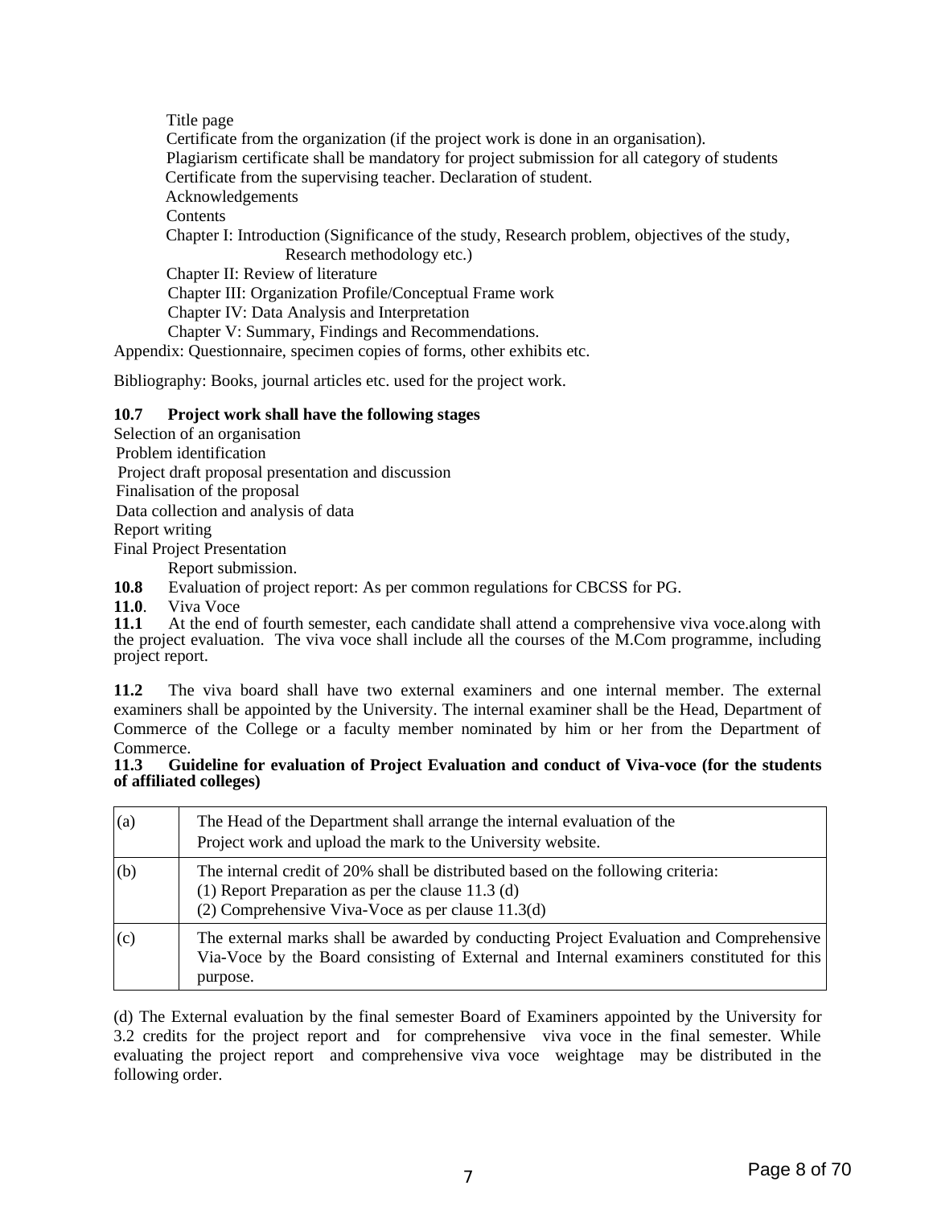Title page

Certificate from the organization (if the project work is done in an organisation).

Plagiarism certificate shall be mandatory for project submission for all category of students

Certificate from the supervising teacher. Declaration of student.

Acknowledgements

Contents

Chapter I: Introduction (Significance of the study, Research problem, objectives of the study, Research methodology etc.)

Chapter II: Review of literature

Chapter III: Organization Profile/Conceptual Frame work

Chapter IV: Data Analysis and Interpretation

Chapter V: Summary, Findings and Recommendations.

Appendix: Questionnaire, specimen copies of forms, other exhibits etc.

Bibliography: Books, journal articles etc. used for the project work.

**10.7 Project work shall have the following stages**

Selection of an organisation

Problem identification

Project draft proposal presentation and discussion

Finalisation of the proposal

Data collection and analysis of data

Report writing

Final Project Presentation

Report submission.

**10.8** Evaluation of project report: As per common regulations for CBCSS for PG.

**11.0**. Viva Voce

**11.1** At the end of fourth semester, each candidate shall attend a comprehensive viva voce.along with the project evaluation. The viva voce shall include all the courses of the M.Com programme, including project report.

**11.2** The viva board shall have two external examiners and one internal member. The external examiners shall be appointed by the University. The internal examiner shall be the Head, Department of Commerce of the College or a faculty member nominated by him or her from the Department of Commerce.

**11.3 Guideline for evaluation of Project Evaluation and conduct of Viva-voce (for the students of affiliated colleges)**

| | |
|---|---|
| (a) | The Head of the Department shall arrange the internal evaluation of the Project work and upload the mark to the University website. |
| (b) | The internal credit of 20% shall be distributed based on the following criteria:<br>(1) Report Preparation as per the clause 11.3 (d)<br>(2) Comprehensive Viva-Voce as per clause 11.3(d) |
| (c) | The external marks shall be awarded by conducting Project Evaluation and Comprehensive Via-Voce by the Board consisting of External and Internal examiners constituted for this purpose. |

(d) The External evaluation by the final semester Board of Examiners appointed by the University for 3.2 credits for the project report and for comprehensive viva voce in the final semester. While evaluating the project report and comprehensive viva voce weightage may be distributed in the following order.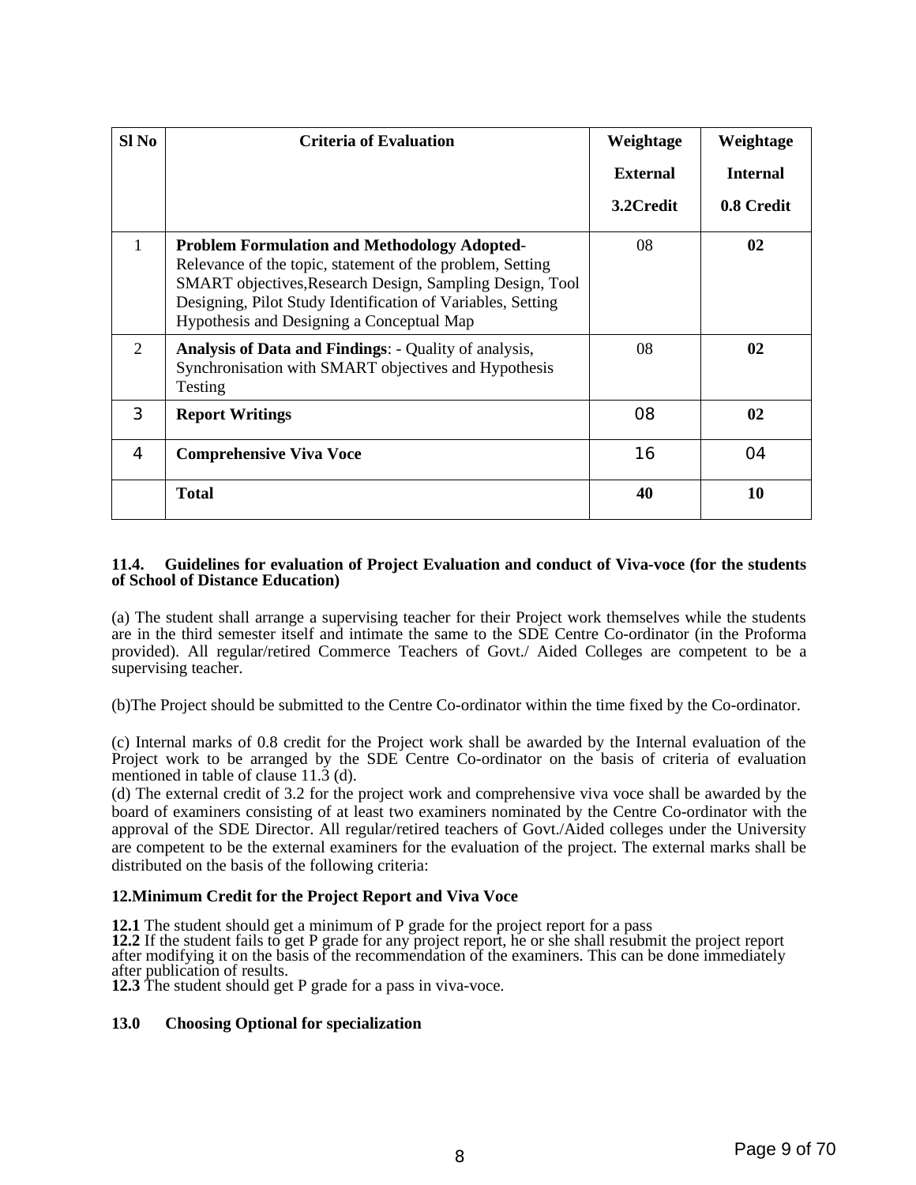| Sl No | Criteria of Evaluation | Weightage External 3.2Credit | Weightage Internal 0.8 Credit |
|---|---|---|---|
| 1 | **Problem Formulation and Methodology Adopted-** Relevance of the topic, statement of the problem, Setting SMART objectives,Research Design, Sampling Design, Tool Designing, Pilot Study Identification of Variables, Setting Hypothesis and Designing a Conceptual Map | 08 | **02** |
| 2 | **Analysis of Data and Findings**: - Quality of analysis, Synchronisation with SMART objectives and Hypothesis Testing | 08 | **02** |
| 3 | **Report Writings** | 08 | **02** |
| 4 | **Comprehensive Viva Voce** | 16 | 04 |
| | **Total** | **40** | **10** |

**11.4. Guidelines for evaluation of Project Evaluation and conduct of Viva-voce (for the students of School of Distance Education)**

(a) The student shall arrange a supervising teacher for their Project work themselves while the students are in the third semester itself and intimate the same to the SDE Centre Co-ordinator (in the Proforma provided). All regular/retired Commerce Teachers of Govt./ Aided Colleges are competent to be a supervising teacher.

(b)The Project should be submitted to the Centre Co-ordinator within the time fixed by the Co-ordinator.

(c) Internal marks of 0.8 credit for the Project work shall be awarded by the Internal evaluation of the Project work to be arranged by the SDE Centre Co-ordinator on the basis of criteria of evaluation mentioned in table of clause 11.3 (d).

(d) The external credit of 3.2 for the project work and comprehensive viva voce shall be awarded by the board of examiners consisting of at least two examiners nominated by the Centre Co-ordinator with the approval of the SDE Director. All regular/retired teachers of Govt./Aided colleges under the University are competent to be the external examiners for the evaluation of the project. The external marks shall be distributed on the basis of the following criteria:

**12.Minimum Credit for the Project Report and Viva Voce**

**12.1** The student should get a minimum of P grade for the project report for a pass

**12.2** If the student fails to get P grade for any project report, he or she shall resubmit the project report after modifying it on the basis of the recommendation of the examiners. This can be done immediately after publication of results.

**12.3** The student should get P grade for a pass in viva-voce.

**13.0 Choosing Optional for specialization**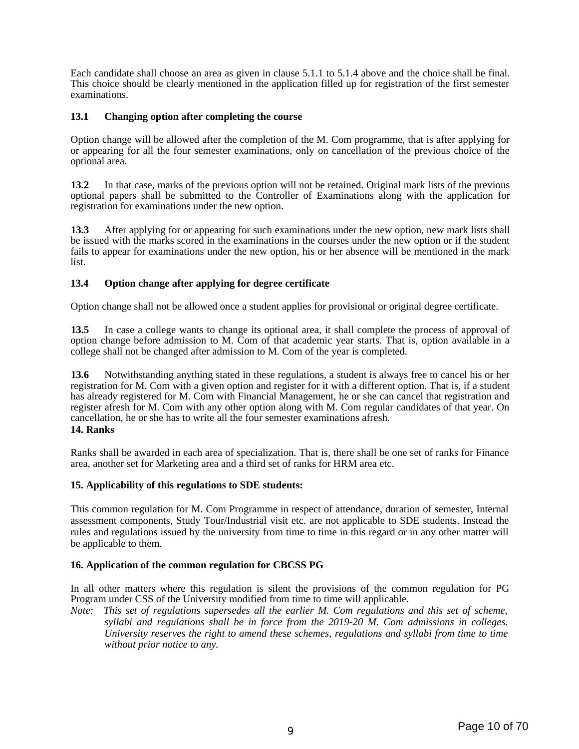Each candidate shall choose an area as given in clause 5.1.1 to 5.1.4 above and the choice shall be final. This choice should be clearly mentioned in the application filled up for registration of the first semester examinations.

**13.1 Changing option after completing the course**

Option change will be allowed after the completion of the M. Com programme, that is after applying for or appearing for all the four semester examinations, only on cancellation of the previous choice of the optional area.

**13.2** In that case, marks of the previous option will not be retained. Original mark lists of the previous optional papers shall be submitted to the Controller of Examinations along with the application for registration for examinations under the new option.

**13.3** After applying for or appearing for such examinations under the new option, new mark lists shall be issued with the marks scored in the examinations in the courses under the new option or if the student fails to appear for examinations under the new option, his or her absence will be mentioned in the mark list.

**13.4 Option change after applying for degree certificate**

Option change shall not be allowed once a student applies for provisional or original degree certificate.

**13.5** In case a college wants to change its optional area, it shall complete the process of approval of option change before admission to M. Com of that academic year starts. That is, option available in a college shall not be changed after admission to M. Com of the year is completed.

**13.6** Notwithstanding anything stated in these regulations, a student is always free to cancel his or her registration for M. Com with a given option and register for it with a different option. That is, if a student has already registered for M. Com with Financial Management, he or she can cancel that registration and register afresh for M. Com with any other option along with M. Com regular candidates of that year. On cancellation, he or she has to write all the four semester examinations afresh.

**14. Ranks**

Ranks shall be awarded in each area of specialization. That is, there shall be one set of ranks for Finance area, another set for Marketing area and a third set of ranks for HRM area etc.

**15. Applicability of this regulations to SDE students:**

This common regulation for M. Com Programme in respect of attendance, duration of semester, Internal assessment components, Study Tour/Industrial visit etc. are not applicable to SDE students. Instead the rules and regulations issued by the university from time to time in this regard or in any other matter will be applicable to them.

**16. Application of the common regulation for CBCSS PG**

In all other matters where this regulation is silent the provisions of the common regulation for PG Program under CSS of the University modified from time to time will applicable.

*Note: This set of regulations supersedes all the earlier M. Com regulations and this set of scheme, syllabi and regulations shall be in force from the 2019-20 M. Com admissions in colleges. University reserves the right to amend these schemes, regulations and syllabi from time to time without prior notice to any.*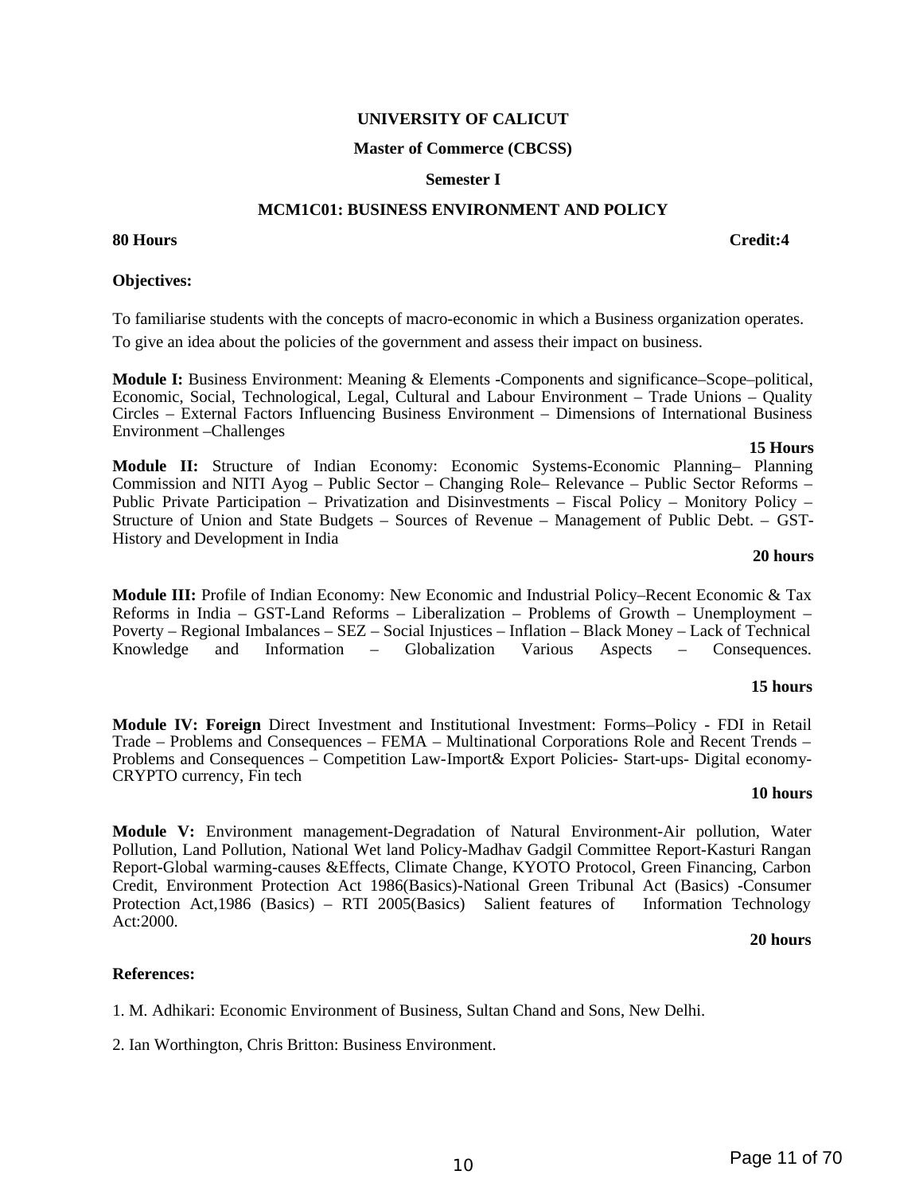**UNIVERSITY OF CALICUT**

**Master of Commerce (CBCSS)**

**Semester I**

**MCM1C01: BUSINESS ENVIRONMENT AND POLICY**

**80 Hours** **Credit:4**

**Objectives:**

To familiarise students with the concepts of macro-economic in which a Business organization operates.

To give an idea about the policies of the government and assess their impact on business.

**Module I:** Business Environment: Meaning & Elements -Components and significance–Scope–political, Economic, Social, Technological, Legal, Cultural and Labour Environment – Trade Unions – Quality Circles – External Factors Influencing Business Environment – Dimensions of International Business Environment –Challenges

**15 Hours**

**Module II:** Structure of Indian Economy: Economic Systems-Economic Planning– Planning Commission and NITI Ayog – Public Sector – Changing Role– Relevance – Public Sector Reforms – Public Private Participation – Privatization and Disinvestments – Fiscal Policy – Monitory Policy – Structure of Union and State Budgets – Sources of Revenue – Management of Public Debt. – GST-History and Development in India

**20 hours**

**Module III:** Profile of Indian Economy: New Economic and Industrial Policy–Recent Economic & Tax Reforms in India – GST-Land Reforms – Liberalization – Problems of Growth – Unemployment – Poverty – Regional Imbalances – SEZ – Social Injustices – Inflation – Black Money – Lack of Technical Knowledge and Information – Globalization Various Aspects – Consequences.

**15 hours**

**Module IV: Foreign** Direct Investment and Institutional Investment: Forms–Policy - FDI in Retail Trade – Problems and Consequences – FEMA – Multinational Corporations Role and Recent Trends – Problems and Consequences – Competition Law-Import& Export Policies- Start-ups- Digital economy-CRYPTO currency, Fin tech

**10 hours**

**Module V:** Environment management-Degradation of Natural Environment-Air pollution, Water Pollution, Land Pollution, National Wet land Policy-Madhav Gadgil Committee Report-Kasturi Rangan Report-Global warming-causes &Effects, Climate Change, KYOTO Protocol, Green Financing, Carbon Credit, Environment Protection Act 1986(Basics)-National Green Tribunal Act (Basics) -Consumer Protection Act,1986 (Basics) – RTI 2005(Basics) Salient features of Information Technology Act:2000.

**20 hours**

**References:**

1. M. Adhikari: Economic Environment of Business, Sultan Chand and Sons, New Delhi.

2. Ian Worthington, Chris Britton: Business Environment.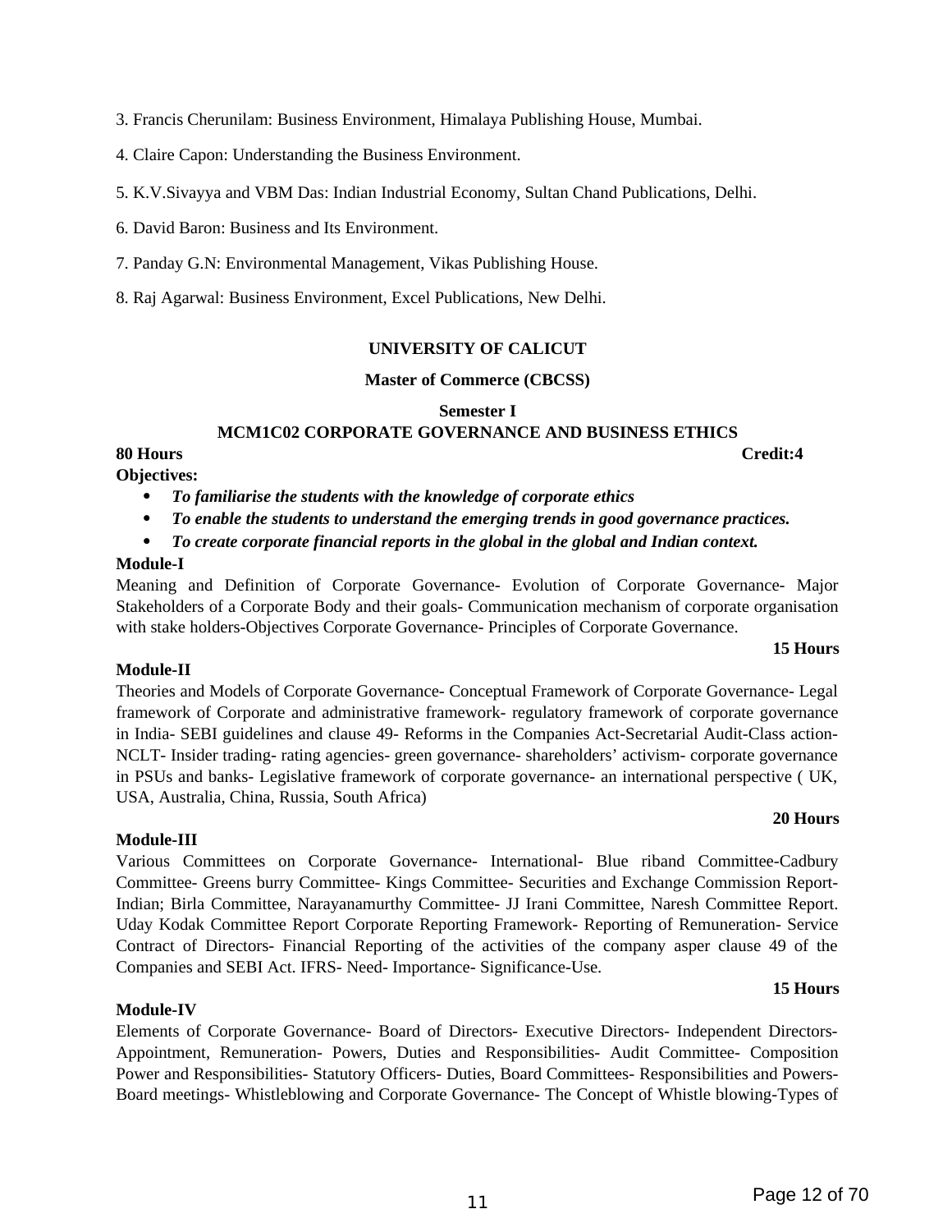3. Francis Cherunilam: Business Environment, Himalaya Publishing House, Mumbai.

4. Claire Capon: Understanding the Business Environment.

5. K.V.Sivayya and VBM Das: Indian Industrial Economy, Sultan Chand Publications, Delhi.

6. David Baron: Business and Its Environment.

7. Panday G.N: Environmental Management, Vikas Publishing House.

8. Raj Agarwal: Business Environment, Excel Publications, New Delhi.

## UNIVERSITY OF CALICUT

### Master of Commerce (CBCSS)

### Semester I

### MCM1C02 CORPORATE GOVERNANCE AND BUSINESS ETHICS

**80 Hours** **Credit:4**

**Objectives:**

- ***To familiarise the students with the knowledge of corporate ethics***
- ***To enable the students to understand the emerging trends in good governance practices.***
- ***To create corporate financial reports in the global in the global and Indian context.***

**Module-I**

Meaning and Definition of Corporate Governance- Evolution of Corporate Governance- Major Stakeholders of a Corporate Body and their goals- Communication mechanism of corporate organisation with stake holders-Objectives Corporate Governance- Principles of Corporate Governance.

**15 Hours**

**Module-II**

Theories and Models of Corporate Governance- Conceptual Framework of Corporate Governance- Legal framework of Corporate and administrative framework- regulatory framework of corporate governance in India- SEBI guidelines and clause 49- Reforms in the Companies Act-Secretarial Audit-Class action-NCLT- Insider trading- rating agencies- green governance- shareholders' activism- corporate governance in PSUs and banks- Legislative framework of corporate governance- an international perspective ( UK, USA, Australia, China, Russia, South Africa)

**20 Hours**

**Module-III**

Various Committees on Corporate Governance- International- Blue riband Committee-Cadbury Committee- Greens burry Committee- Kings Committee- Securities and Exchange Commission Report-Indian; Birla Committee, Narayanamurthy Committee- JJ Irani Committee, Naresh Committee Report. Uday Kodak Committee Report Corporate Reporting Framework- Reporting of Remuneration- Service Contract of Directors- Financial Reporting of the activities of the company asper clause 49 of the Companies and SEBI Act. IFRS- Need- Importance- Significance-Use.

**15 Hours**

**Module-IV**

Elements of Corporate Governance- Board of Directors- Executive Directors- Independent Directors-Appointment, Remuneration- Powers, Duties and Responsibilities- Audit Committee- Composition Power and Responsibilities- Statutory Officers- Duties, Board Committees- Responsibilities and Powers-Board meetings- Whistleblowing and Corporate Governance- The Concept of Whistle blowing-Types of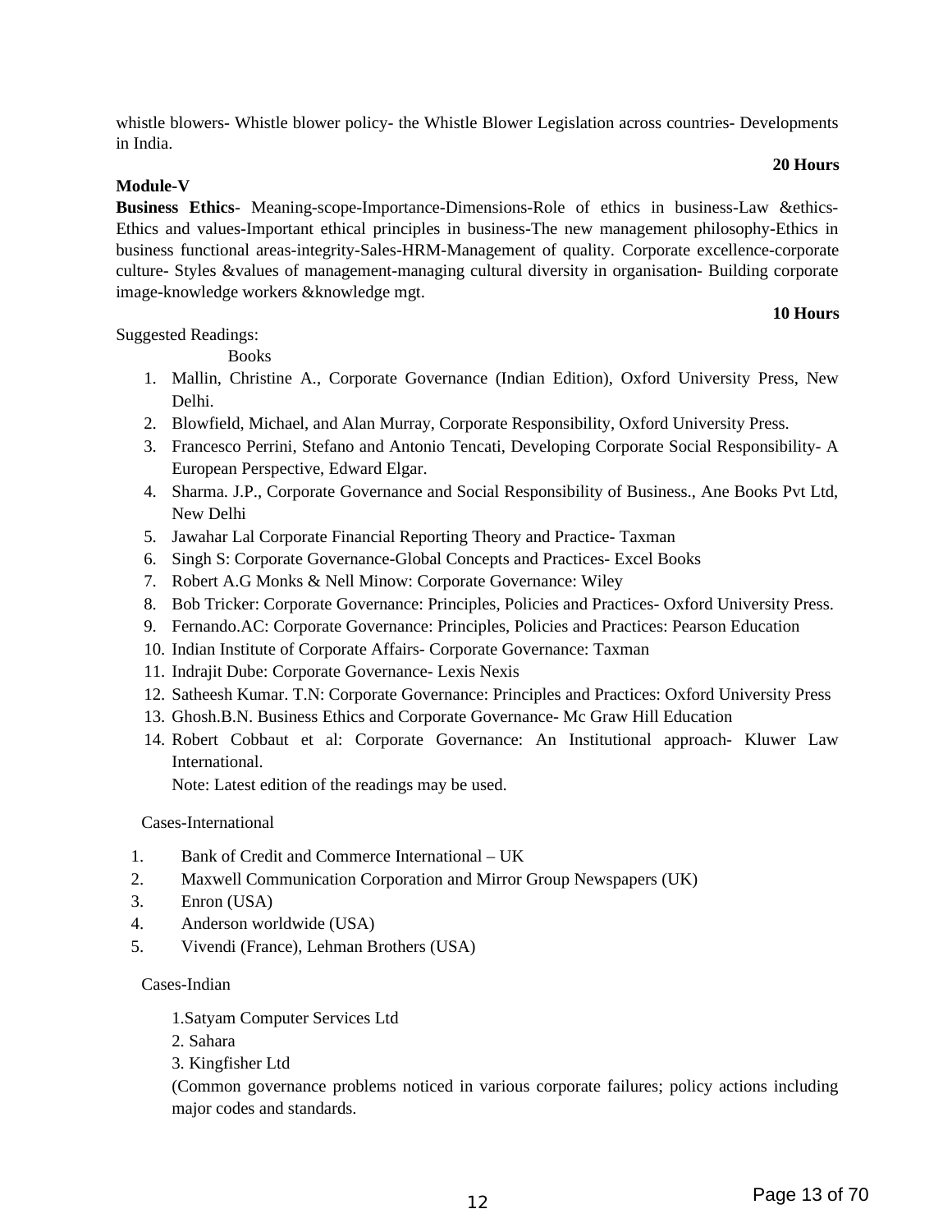whistle blowers- Whistle blower policy- the Whistle Blower Legislation across countries- Developments in India.

**20 Hours**

**Module-V**

**Business Ethics**- Meaning-scope-Importance-Dimensions-Role of ethics in business-Law &ethics-Ethics and values-Important ethical principles in business-The new management philosophy-Ethics in business functional areas-integrity-Sales-HRM-Management of quality. Corporate excellence-corporate culture- Styles &values of management-managing cultural diversity in organisation- Building corporate image-knowledge workers &knowledge mgt.

**10 Hours**

Suggested Readings:

Books

1. Mallin, Christine A., Corporate Governance (Indian Edition), Oxford University Press, New Delhi.
2. Blowfield, Michael, and Alan Murray, Corporate Responsibility, Oxford University Press.
3. Francesco Perrini, Stefano and Antonio Tencati, Developing Corporate Social Responsibility- A European Perspective, Edward Elgar.
4. Sharma. J.P., Corporate Governance and Social Responsibility of Business., Ane Books Pvt Ltd, New Delhi
5. Jawahar Lal Corporate Financial Reporting Theory and Practice- Taxman
6. Singh S: Corporate Governance-Global Concepts and Practices- Excel Books
7. Robert A.G Monks & Nell Minow: Corporate Governance: Wiley
8. Bob Tricker: Corporate Governance: Principles, Policies and Practices- Oxford University Press.
9. Fernando.AC: Corporate Governance: Principles, Policies and Practices: Pearson Education
10. Indian Institute of Corporate Affairs- Corporate Governance: Taxman
11. Indrajit Dube: Corporate Governance- Lexis Nexis
12. Satheesh Kumar. T.N: Corporate Governance: Principles and Practices: Oxford University Press
13. Ghosh.B.N. Business Ethics and Corporate Governance- Mc Graw Hill Education
14. Robert Cobbaut et al: Corporate Governance: An Institutional approach- Kluwer Law International.

Note: Latest edition of the readings may be used.

Cases-International

1. Bank of Credit and Commerce International – UK
2. Maxwell Communication Corporation and Mirror Group Newspapers (UK)
3. Enron (USA)
4. Anderson worldwide (USA)
5. Vivendi (France), Lehman Brothers (USA)

Cases-Indian

1.Satyam Computer Services Ltd

2. Sahara

3. Kingfisher Ltd

(Common governance problems noticed in various corporate failures; policy actions including major codes and standards.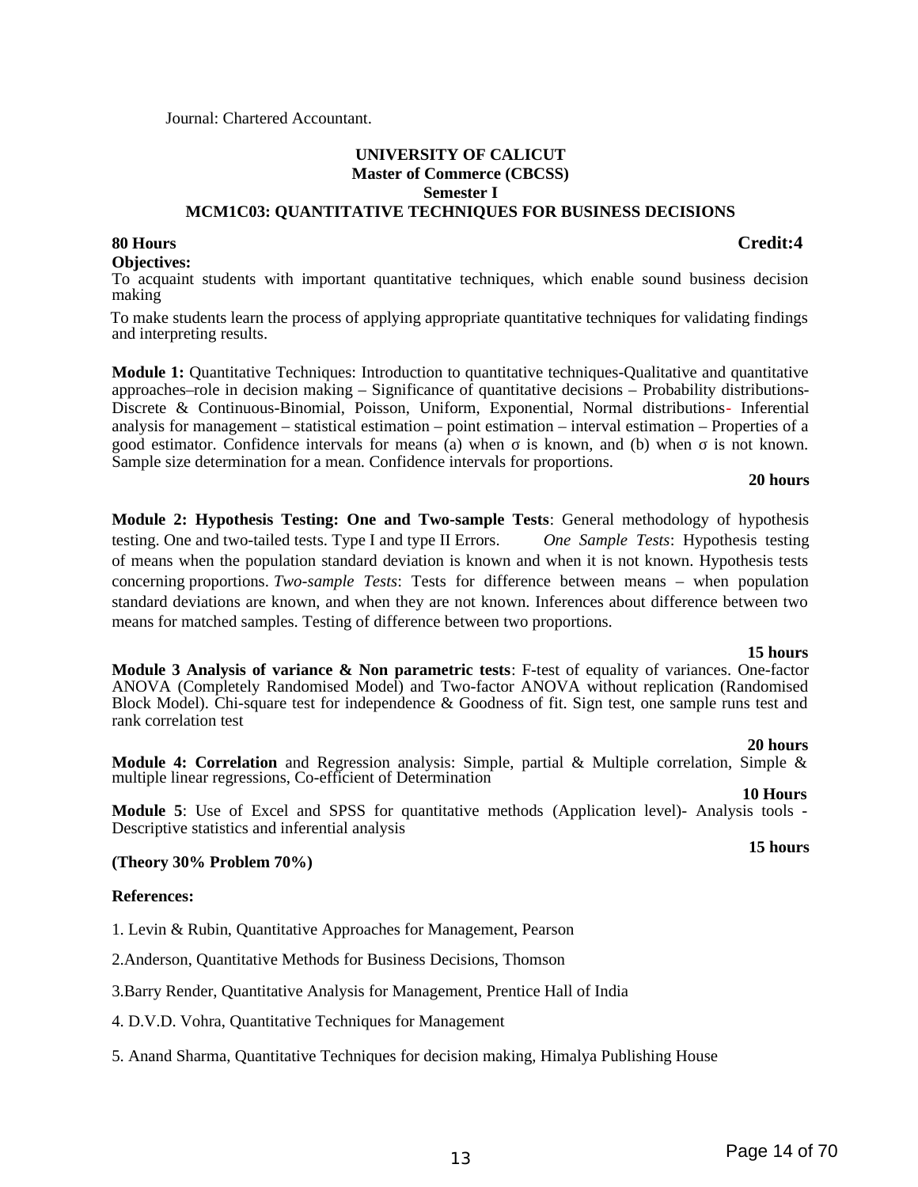Journal: Chartered Accountant.

**UNIVERSITY OF CALICUT**
**Master of Commerce (CBCSS)**
**Semester I**
**MCM1C03: QUANTITATIVE TECHNIQUES FOR BUSINESS DECISIONS**

**80 Hours** **Credit:4**

**Objectives:**

To acquaint students with important quantitative techniques, which enable sound business decision making

To make students learn the process of applying appropriate quantitative techniques for validating findings and interpreting results.

**Module 1:** Quantitative Techniques: Introduction to quantitative techniques-Qualitative and quantitative approaches–role in decision making – Significance of quantitative decisions – Probability distributions-Discrete & Continuous-Binomial, Poisson, Uniform, Exponential, Normal distributions- Inferential analysis for management – statistical estimation – point estimation – interval estimation – Properties of a good estimator. Confidence intervals for means (a) when σ is known, and (b) when σ is not known. Sample size determination for a mean. Confidence intervals for proportions.

**20 hours**

**Module 2: Hypothesis Testing: One and Two-sample Tests**: General methodology of hypothesis testing. One and two-tailed tests. Type I and type II Errors. *One Sample Tests*: Hypothesis testing of means when the population standard deviation is known and when it is not known. Hypothesis tests concerning proportions. *Two-sample Tests*: Tests for difference between means – when population standard deviations are known, and when they are not known. Inferences about difference between two means for matched samples. Testing of difference between two proportions.

**15 hours**

**Module 3 Analysis of variance & Non parametric tests**: F-test of equality of variances. One-factor ANOVA (Completely Randomised Model) and Two-factor ANOVA without replication (Randomised Block Model). Chi-square test for independence & Goodness of fit. Sign test, one sample runs test and rank correlation test

**20 hours**

**Module 4: Correlation** and Regression analysis: Simple, partial & Multiple correlation, Simple & multiple linear regressions, Co-efficient of Determination

**10 Hours**

**Module 5**: Use of Excel and SPSS for quantitative methods (Application level)- Analysis tools - Descriptive statistics and inferential analysis

**15 hours**

**(Theory 30% Problem 70%)**

**References:**

1. Levin & Rubin, Quantitative Approaches for Management, Pearson

2.Anderson, Quantitative Methods for Business Decisions, Thomson

3.Barry Render, Quantitative Analysis for Management, Prentice Hall of India

4. D.V.D. Vohra, Quantitative Techniques for Management

5. Anand Sharma, Quantitative Techniques for decision making, Himalya Publishing House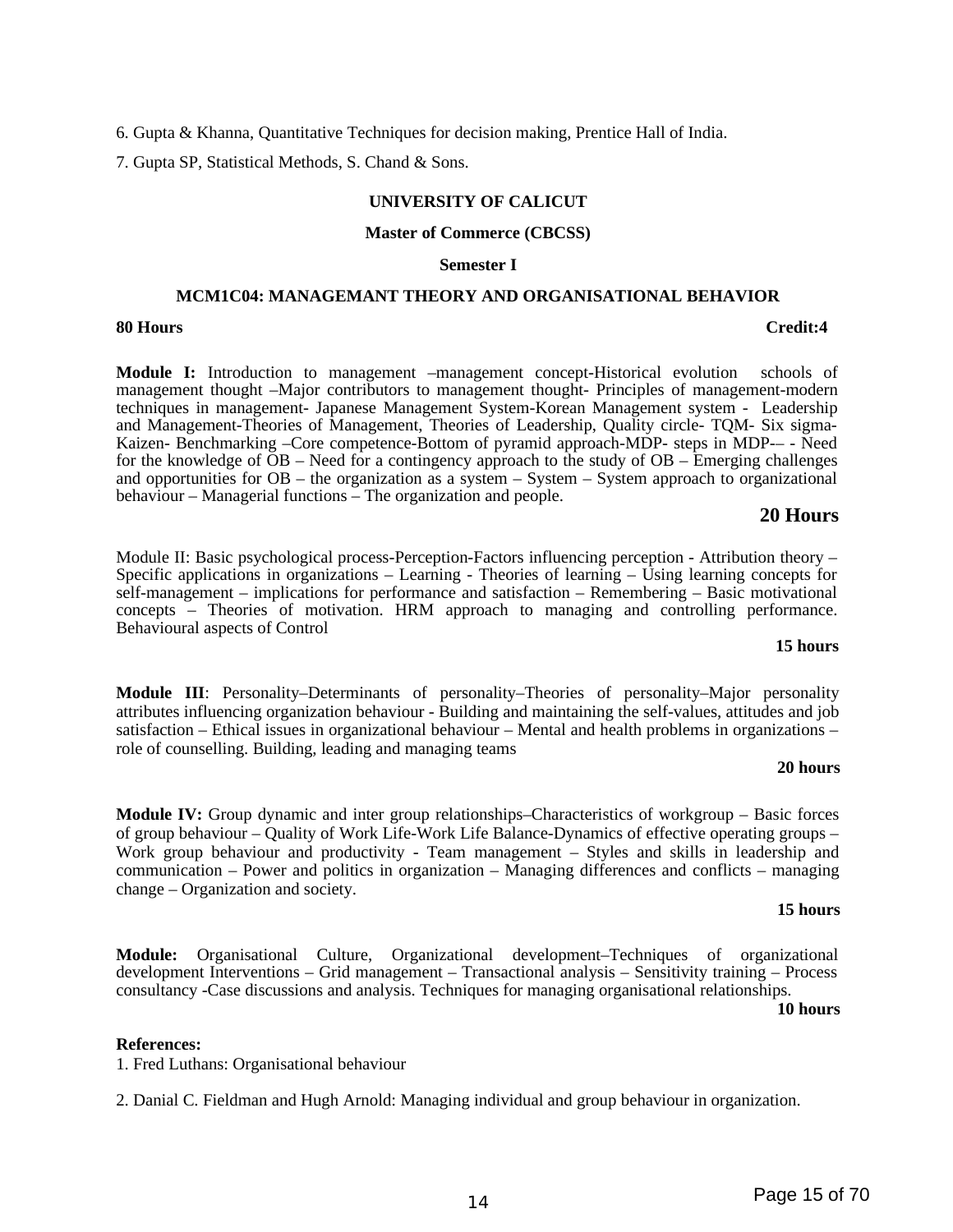6. Gupta & Khanna, Quantitative Techniques for decision making, Prentice Hall of India.

7. Gupta SP, Statistical Methods, S. Chand & Sons.

**UNIVERSITY OF CALICUT**

**Master of Commerce (CBCSS)**

**Semester I**

**MCM1C04: MANAGEMANT THEORY AND ORGANISATIONAL BEHAVIOR**

**80 Hours** **Credit:4**

**Module I:** Introduction to management –management concept-Historical evolution schools of management thought –Major contributors to management thought- Principles of management-modern techniques in management- Japanese Management System-Korean Management system - Leadership and Management-Theories of Management, Theories of Leadership, Quality circle- TQM- Six sigma-Kaizen- Benchmarking –Core competence-Bottom of pyramid approach-MDP- steps in MDP-– - Need for the knowledge of OB – Need for a contingency approach to the study of OB – Emerging challenges and opportunities for OB – the organization as a system – System – System approach to organizational behaviour – Managerial functions – The organization and people.

**20 Hours**

Module II: Basic psychological process-Perception-Factors influencing perception - Attribution theory – Specific applications in organizations – Learning - Theories of learning – Using learning concepts for self-management – implications for performance and satisfaction – Remembering – Basic motivational concepts – Theories of motivation. HRM approach to managing and controlling performance. Behavioural aspects of Control

**15 hours**

**Module III**: Personality–Determinants of personality–Theories of personality–Major personality attributes influencing organization behaviour - Building and maintaining the self-values, attitudes and job satisfaction – Ethical issues in organizational behaviour – Mental and health problems in organizations – role of counselling. Building, leading and managing teams

**20 hours**

**Module IV:** Group dynamic and inter group relationships–Characteristics of workgroup – Basic forces of group behaviour – Quality of Work Life-Work Life Balance-Dynamics of effective operating groups – Work group behaviour and productivity - Team management – Styles and skills in leadership and communication – Power and politics in organization – Managing differences and conflicts – managing change – Organization and society.

**15 hours**

**Module:** Organisational Culture, Organizational development–Techniques of organizational development Interventions – Grid management – Transactional analysis – Sensitivity training – Process consultancy -Case discussions and analysis. Techniques for managing organisational relationships.

**10 hours**

**References:**

1. Fred Luthans: Organisational behaviour

2. Danial C. Fieldman and Hugh Arnold: Managing individual and group behaviour in organization.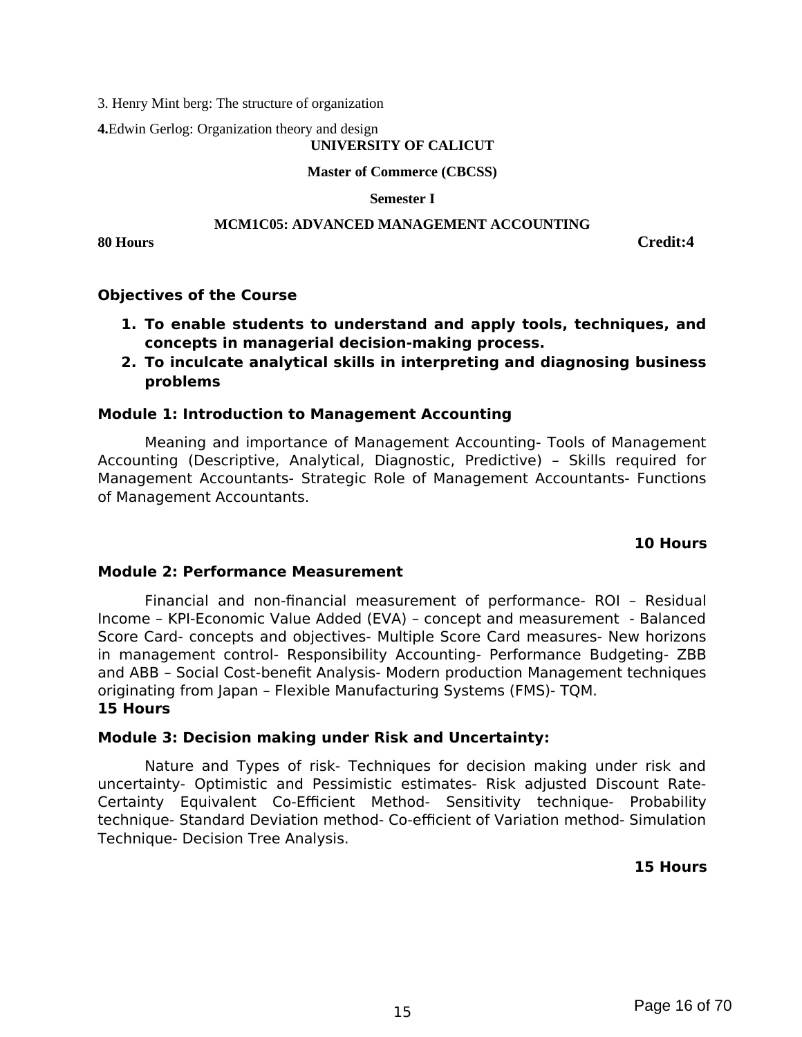3. Henry Mint berg: The structure of organization

**4.**Edwin Gerlog: Organization theory and design

**UNIVERSITY OF CALICUT**

**Master of Commerce (CBCSS)**

**Semester I**

**MCM1C05: ADVANCED MANAGEMENT ACCOUNTING**

**80 Hours** **Credit:4**

**Objectives of the Course**

1. **To enable students to understand and apply tools, techniques, and concepts in managerial decision-making process.**
2. **To inculcate analytical skills in interpreting and diagnosing business problems**

**Module 1: Introduction to Management Accounting**

Meaning and importance of Management Accounting- Tools of Management Accounting (Descriptive, Analytical, Diagnostic, Predictive) – Skills required for Management Accountants- Strategic Role of Management Accountants- Functions of Management Accountants.

**10 Hours**

**Module 2: Performance Measurement**

Financial and non-financial measurement of performance- ROI – Residual Income – KPI-Economic Value Added (EVA) – concept and measurement - Balanced Score Card- concepts and objectives- Multiple Score Card measures- New horizons in management control- Responsibility Accounting- Performance Budgeting- ZBB and ABB – Social Cost-benefit Analysis- Modern production Management techniques originating from Japan – Flexible Manufacturing Systems (FMS)- TQM.

**15 Hours**

**Module 3: Decision making under Risk and Uncertainty:**

Nature and Types of risk- Techniques for decision making under risk and uncertainty- Optimistic and Pessimistic estimates- Risk adjusted Discount Rate- Certainty Equivalent Co-Efficient Method- Sensitivity technique- Probability technique- Standard Deviation method- Co-efficient of Variation method- Simulation Technique- Decision Tree Analysis.

**15 Hours**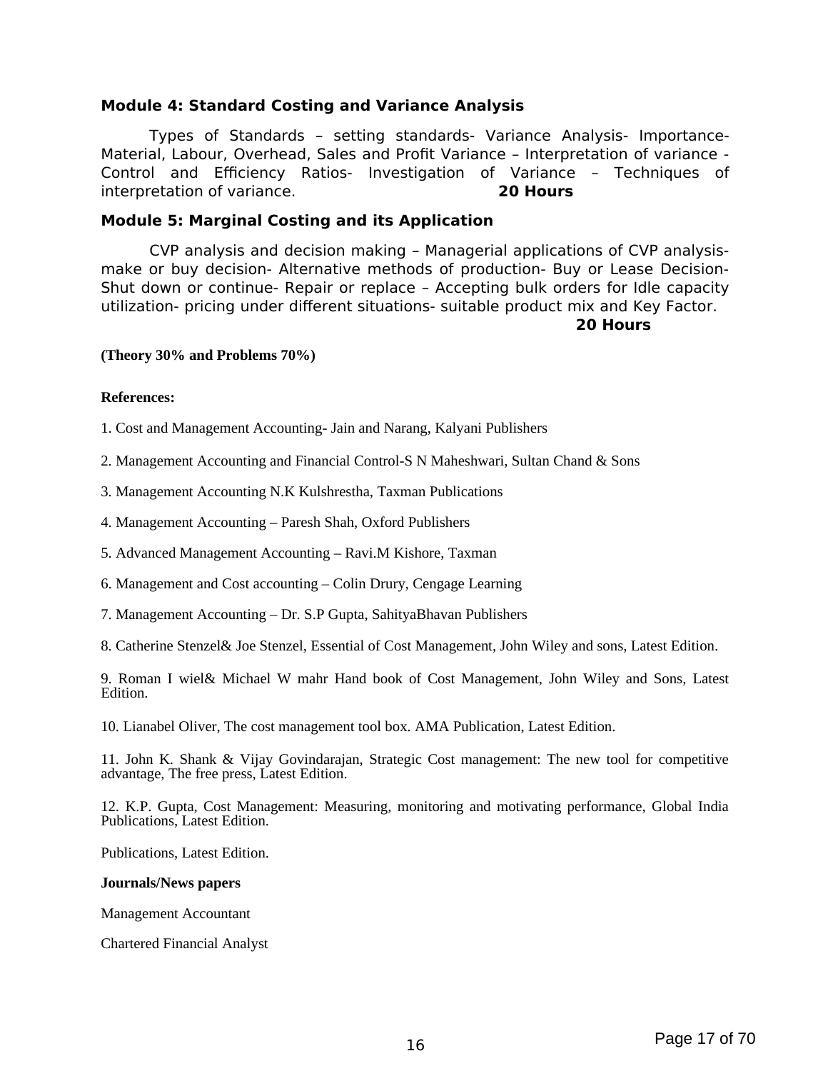**Module 4: Standard Costing and Variance Analysis**

Types of Standards – setting standards- Variance Analysis- Importance- Material, Labour, Overhead, Sales and Profit Variance – Interpretation of variance - Control and Efficiency Ratios- Investigation of Variance – Techniques of interpretation of variance. **20 Hours**

**Module 5: Marginal Costing and its Application**

CVP analysis and decision making – Managerial applications of CVP analysis- make or buy decision- Alternative methods of production- Buy or Lease Decision- Shut down or continue- Repair or replace – Accepting bulk orders for Idle capacity utilization- pricing under different situations- suitable product mix and Key Factor. **20 Hours**

**(Theory 30% and Problems 70%)**

**References:**

1. Cost and Management Accounting- Jain and Narang, Kalyani Publishers

2. Management Accounting and Financial Control-S N Maheshwari, Sultan Chand & Sons

3. Management Accounting N.K Kulshrestha, Taxman Publications

4. Management Accounting – Paresh Shah, Oxford Publishers

5. Advanced Management Accounting – Ravi.M Kishore, Taxman

6. Management and Cost accounting – Colin Drury, Cengage Learning

7. Management Accounting – Dr. S.P Gupta, SahityaBhavan Publishers

8. Catherine Stenzel& Joe Stenzel, Essential of Cost Management, John Wiley and sons, Latest Edition.

9. Roman I wiel& Michael W mahr Hand book of Cost Management, John Wiley and Sons, Latest Edition.

10. Lianabel Oliver, The cost management tool box. AMA Publication, Latest Edition.

11. John K. Shank & Vijay Govindarajan, Strategic Cost management: The new tool for competitive advantage, The free press, Latest Edition.

12. K.P. Gupta, Cost Management: Measuring, monitoring and motivating performance, Global India Publications, Latest Edition.

Publications, Latest Edition.

**Journals/News papers**

Management Accountant

Chartered Financial Analyst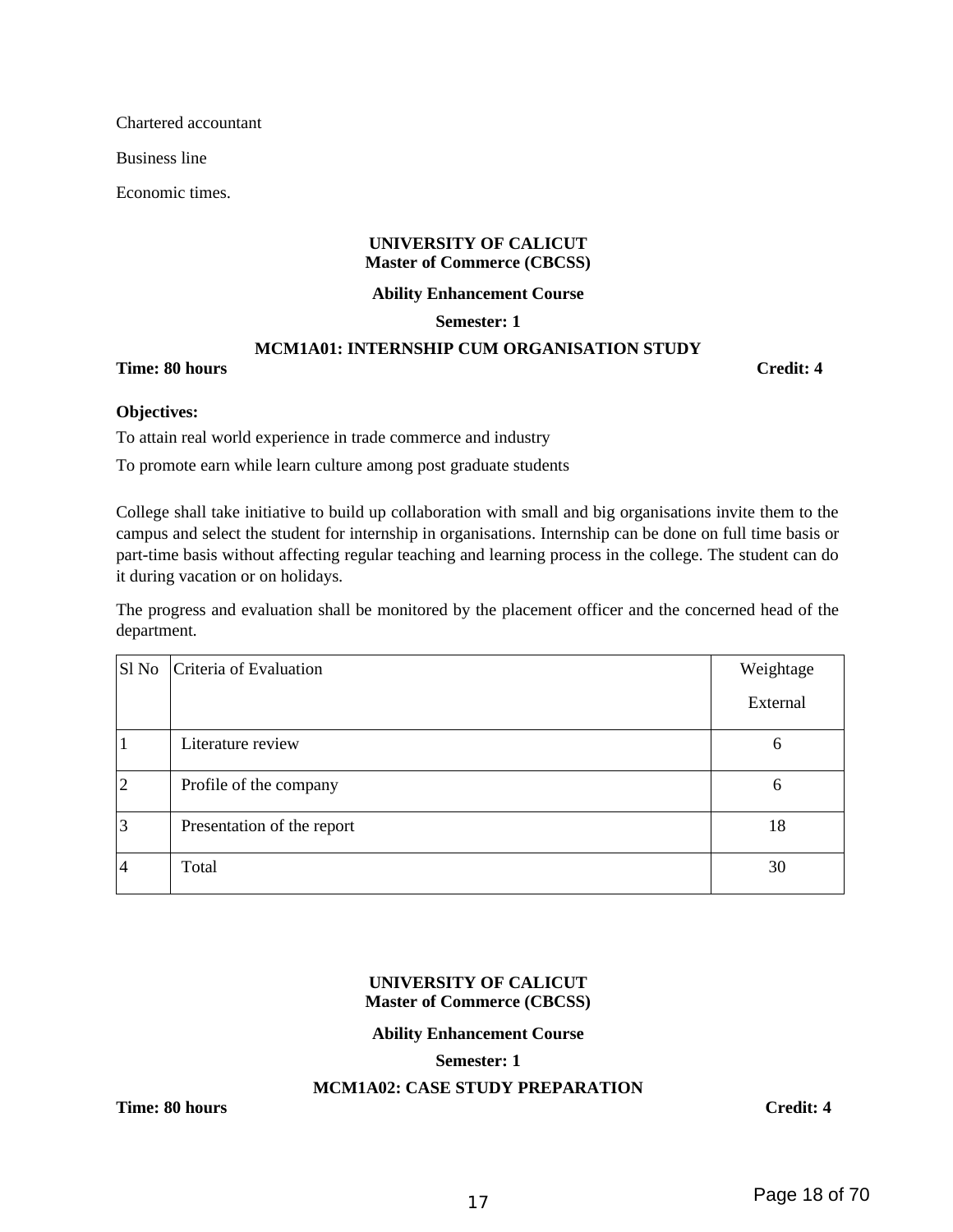Chartered accountant

Business line

Economic times.

**UNIVERSITY OF CALICUT**
**Master of Commerce (CBCSS)**

**Ability Enhancement Course**

**Semester: 1**

**MCM1A01: INTERNSHIP CUM ORGANISATION STUDY**

**Time: 80 hours** **Credit: 4**

**Objectives:**

To attain real world experience in trade commerce and industry

To promote earn while learn culture among post graduate students

College shall take initiative to build up collaboration with small and big organisations invite them to the campus and select the student for internship in organisations. Internship can be done on full time basis or part-time basis without affecting regular teaching and learning process in the college. The student can do it during vacation or on holidays.

The progress and evaluation shall be monitored by the placement officer and the concerned head of the department.

| Sl No | Criteria of Evaluation | Weightage External |
|---|---|---|
| 1 | Literature review | 6 |
| 2 | Profile of the company | 6 |
| 3 | Presentation of the report | 18 |
| 4 | Total | 30 |

**UNIVERSITY OF CALICUT**
**Master of Commerce (CBCSS)**

**Ability Enhancement Course**

**Semester: 1**

**MCM1A02: CASE STUDY PREPARATION**

**Time: 80 hours** **Credit: 4**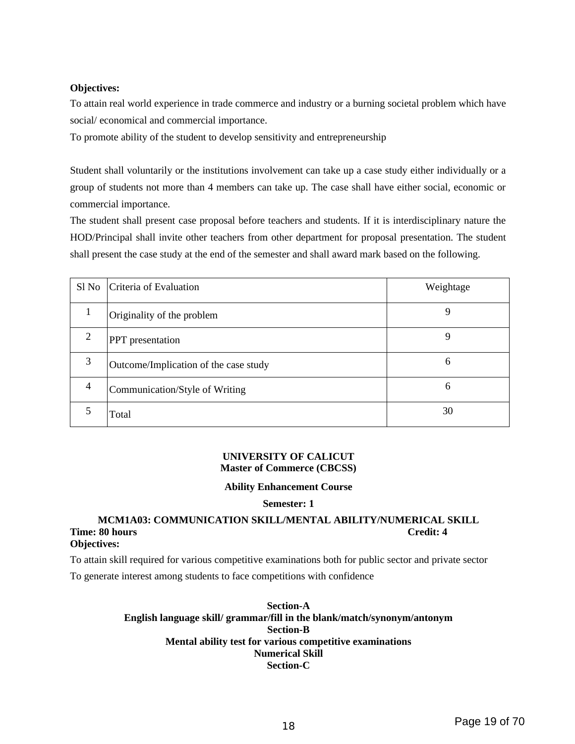**Objectives:**

To attain real world experience in trade commerce and industry or a burning societal problem which have social/ economical and commercial importance.

To promote ability of the student to develop sensitivity and entrepreneurship

Student shall voluntarily or the institutions involvement can take up a case study either individually or a group of students not more than 4 members can take up. The case shall have either social, economic or commercial importance.

The student shall present case proposal before teachers and students. If it is interdisciplinary nature the HOD/Principal shall invite other teachers from other department for proposal presentation. The student shall present the case study at the end of the semester and shall award mark based on the following.

| Sl No | Criteria of Evaluation | Weightage |
|---|---|---|
| 1 | Originality of the problem | 9 |
| 2 | PPT presentation | 9 |
| 3 | Outcome/Implication of the case study | 6 |
| 4 | Communication/Style of Writing | 6 |
| 5 | Total | 30 |

**UNIVERSITY OF CALICUT**
**Master of Commerce (CBCSS)**

**Ability Enhancement Course**

**Semester: 1**

**MCM1A03: COMMUNICATION SKILL/MENTAL ABILITY/NUMERICAL SKILL**

**Time: 80 hours** **Credit: 4**

**Objectives:**

To attain skill required for various competitive examinations both for public sector and private sector

To generate interest among students to face competitions with confidence

**Section-A**

**English language skill/ grammar/fill in the blank/match/synonym/antonym**

**Section-B**

**Mental ability test for various competitive examinations**

**Numerical Skill**

**Section-C**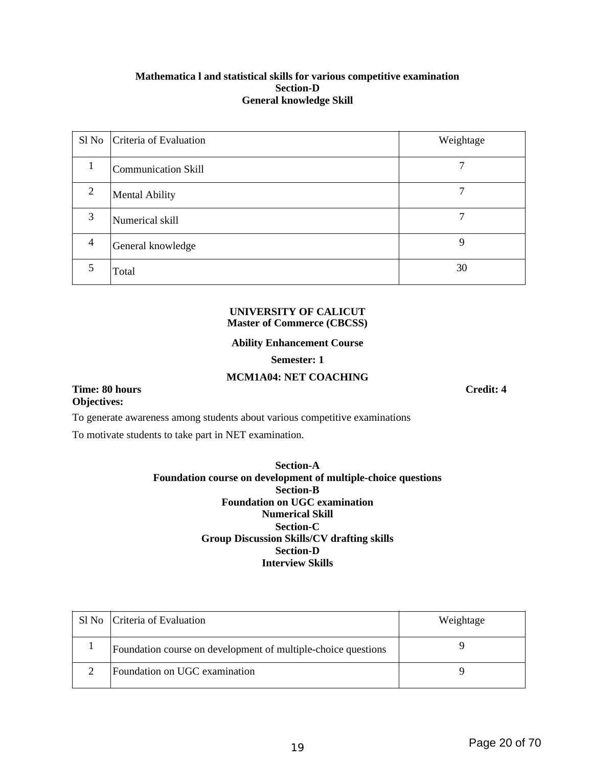**Mathematica l and statistical skills for various competitive examination**
**Section-D**
**General knowledge Skill**

| Sl No | Criteria of Evaluation | Weightage |
|---|---|---|
| 1 | Communication Skill | 7 |
| 2 | Mental Ability | 7 |
| 3 | Numerical skill | 7 |
| 4 | General knowledge | 9 |
| 5 | Total | 30 |

## UNIVERSITY OF CALICUT
## Master of Commerce (CBCSS)

**Ability Enhancement Course**

**Semester: 1**

### MCM1A04: NET COACHING

**Time: 80 hours** **Credit: 4**

**Objectives:**

To generate awareness among students about various competitive examinations

To motivate students to take part in NET examination.

**Section-A**
**Foundation course on development of multiple-choice questions**
**Section-B**
**Foundation on UGC examination**
**Numerical Skill**
**Section-C**
**Group Discussion Skills/CV drafting skills**
**Section-D**
**Interview Skills**

| Sl No | Criteria of Evaluation | Weightage |
|---|---|---|
| 1 | Foundation course on development of multiple-choice questions | 9 |
| 2 | Foundation on UGC examination | 9 |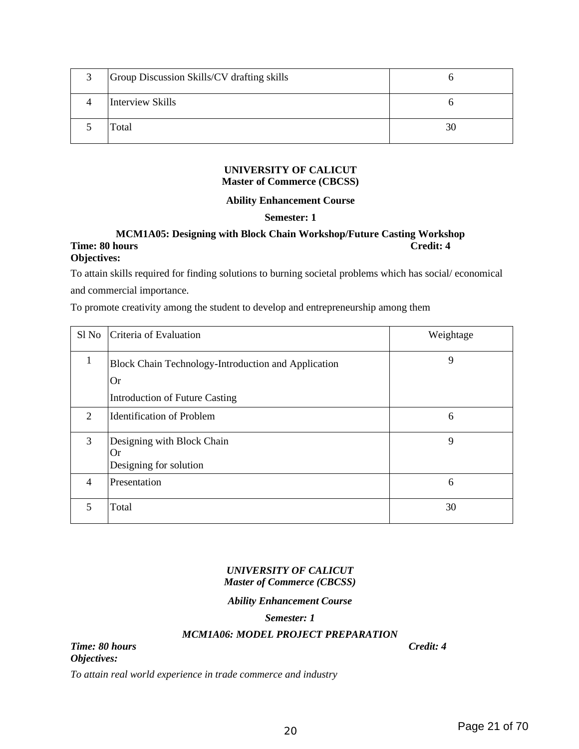| 3 | Group Discussion Skills/CV drafting skills | 6 |
|---|---|---|
| 4 | Interview Skills | 6 |
| 5 | Total | 30 |

**UNIVERSITY OF CALICUT**
**Master of Commerce (CBCSS)**

**Ability Enhancement Course**

**Semester: 1**

**MCM1A05: Designing with Block Chain Workshop/Future Casting Workshop**

**Time: 80 hours** **Credit: 4**

**Objectives:**

To attain skills required for finding solutions to burning societal problems which has social/ economical and commercial importance.

To promote creativity among the student to develop and entrepreneurship among them

| Sl No | Criteria of Evaluation | Weightage |
|---|---|---|
| 1 | Block Chain Technology-Introduction and Application<br>Or<br>Introduction of Future Casting | 9 |
| 2 | Identification of Problem | 6 |
| 3 | Designing with Block Chain<br>Or<br>Designing for solution | 9 |
| 4 | Presentation | 6 |
| 5 | Total | 30 |

***UNIVERSITY OF CALICUT***
***Master of Commerce (CBCSS)***

***Ability Enhancement Course***

***Semester: 1***

***MCM1A06: MODEL PROJECT PREPARATION***

***Time: 80 hours*** ***Credit: 4***

***Objectives:***

*To attain real world experience in trade commerce and industry*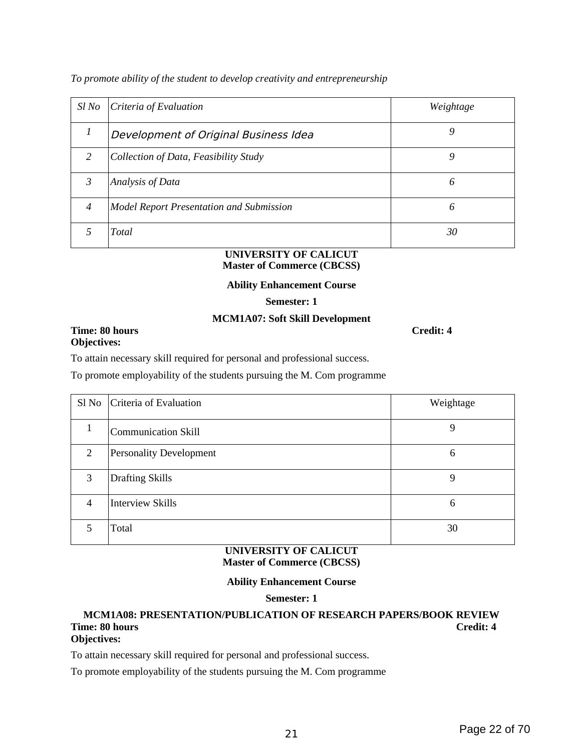*To promote ability of the student to develop creativity and entrepreneurship*

| *Sl No* | *Criteria of Evaluation* | *Weightage* |
|---|---|---|
| *1* | *Development of Original Business Idea* | *9* |
| *2* | *Collection of Data, Feasibility Study* | *9* |
| *3* | *Analysis of Data* | *6* |
| *4* | *Model Report Presentation and Submission* | *6* |
| *5* | *Total* | *30* |

**UNIVERSITY OF CALICUT**
**Master of Commerce (CBCSS)**

**Ability Enhancement Course**

**Semester: 1**

**MCM1A07: Soft Skill Development**

**Time: 80 hours** **Credit: 4**

**Objectives:**

To attain necessary skill required for personal and professional success.

To promote employability of the students pursuing the M. Com programme

| Sl No | Criteria of Evaluation | Weightage |
|---|---|---|
| 1 | Communication Skill | 9 |
| 2 | Personality Development | 6 |
| 3 | Drafting Skills | 9 |
| 4 | Interview Skills | 6 |
| 5 | Total | 30 |

**UNIVERSITY OF CALICUT**
**Master of Commerce (CBCSS)**

**Ability Enhancement Course**

**Semester: 1**

**MCM1A08: PRESENTATION/PUBLICATION OF RESEARCH PAPERS/BOOK REVIEW**

**Time: 80 hours** **Credit: 4**

**Objectives:**

To attain necessary skill required for personal and professional success.

To promote employability of the students pursuing the M. Com programme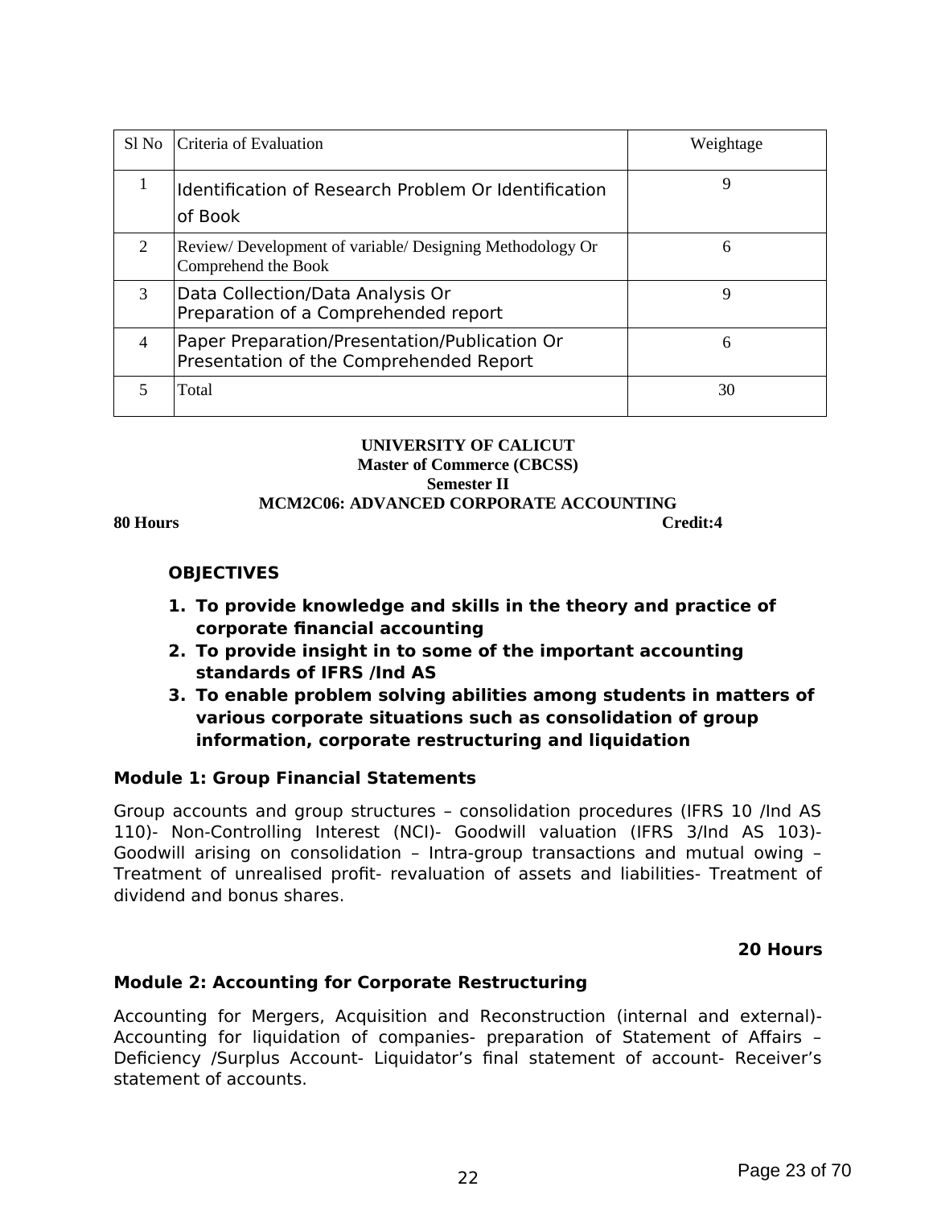| Sl No | Criteria of Evaluation | Weightage |
|---|---|---|
| 1 | Identification of Research Problem Or Identification of Book | 9 |
| 2 | Review/ Development of variable/ Designing Methodology Or Comprehend the Book | 6 |
| 3 | Data Collection/Data Analysis Or Preparation of a Comprehended report | 9 |
| 4 | Paper Preparation/Presentation/Publication Or Presentation of the Comprehended Report | 6 |
| 5 | Total | 30 |

**UNIVERSITY OF CALICUT**
**Master of Commerce (CBCSS)**
**Semester II**
**MCM2C06: ADVANCED CORPORATE ACCOUNTING**

**80 Hours** **Credit:4**

**OBJECTIVES**

1. **To provide knowledge and skills in the theory and practice of corporate financial accounting**
2. **To provide insight in to some of the important accounting standards of IFRS /Ind AS**
3. **To enable problem solving abilities among students in matters of various corporate situations such as consolidation of group information, corporate restructuring and liquidation**

**Module 1: Group Financial Statements**

Group accounts and group structures – consolidation procedures (IFRS 10 /Ind AS 110)- Non-Controlling Interest (NCI)- Goodwill valuation (IFRS 3/Ind AS 103)- Goodwill arising on consolidation – Intra-group transactions and mutual owing – Treatment of unrealised profit- revaluation of assets and liabilities- Treatment of dividend and bonus shares.

**20 Hours**

**Module 2: Accounting for Corporate Restructuring**

Accounting for Mergers, Acquisition and Reconstruction (internal and external)- Accounting for liquidation of companies- preparation of Statement of Affairs – Deficiency /Surplus Account- Liquidator's final statement of account- Receiver's statement of accounts.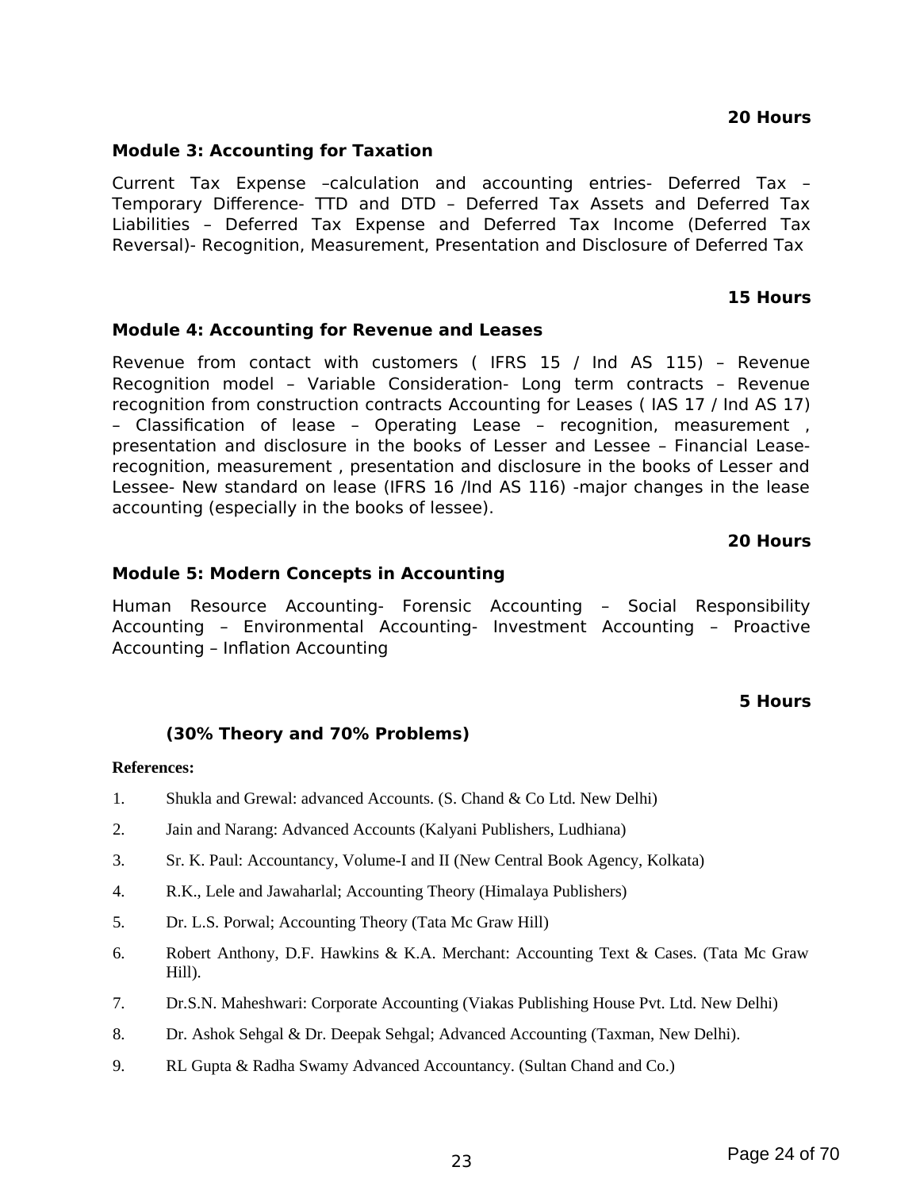**20 Hours**

**Module 3: Accounting for Taxation**

Current Tax Expense –calculation and accounting entries- Deferred Tax – Temporary Difference- TTD and DTD – Deferred Tax Assets and Deferred Tax Liabilities – Deferred Tax Expense and Deferred Tax Income (Deferred Tax Reversal)- Recognition, Measurement, Presentation and Disclosure of Deferred Tax

**15 Hours**

**Module 4: Accounting for Revenue and Leases**

Revenue from contact with customers ( IFRS 15 / Ind AS 115) – Revenue Recognition model – Variable Consideration- Long term contracts – Revenue recognition from construction contracts Accounting for Leases ( IAS 17 / Ind AS 17) – Classification of lease – Operating Lease – recognition, measurement , presentation and disclosure in the books of Lesser and Lessee – Financial Lease- recognition, measurement , presentation and disclosure in the books of Lesser and Lessee- New standard on lease (IFRS 16 /Ind AS 116) -major changes in the lease accounting (especially in the books of lessee).

**20 Hours**

**Module 5: Modern Concepts in Accounting**

Human Resource Accounting- Forensic Accounting – Social Responsibility Accounting – Environmental Accounting- Investment Accounting – Proactive Accounting – Inflation Accounting

**5 Hours**

**(30% Theory and 70% Problems)**

**References:**

1. Shukla and Grewal: advanced Accounts. (S. Chand & Co Ltd. New Delhi)
2. Jain and Narang: Advanced Accounts (Kalyani Publishers, Ludhiana)
3. Sr. K. Paul: Accountancy, Volume-I and II (New Central Book Agency, Kolkata)
4. R.K., Lele and Jawaharlal; Accounting Theory (Himalaya Publishers)
5. Dr. L.S. Porwal; Accounting Theory (Tata Mc Graw Hill)
6. Robert Anthony, D.F. Hawkins & K.A. Merchant: Accounting Text & Cases. (Tata Mc Graw Hill).
7. Dr.S.N. Maheshwari: Corporate Accounting (Viakas Publishing House Pvt. Ltd. New Delhi)
8. Dr. Ashok Sehgal & Dr. Deepak Sehgal; Advanced Accounting (Taxman, New Delhi).
9. RL Gupta & Radha Swamy Advanced Accountancy. (Sultan Chand and Co.)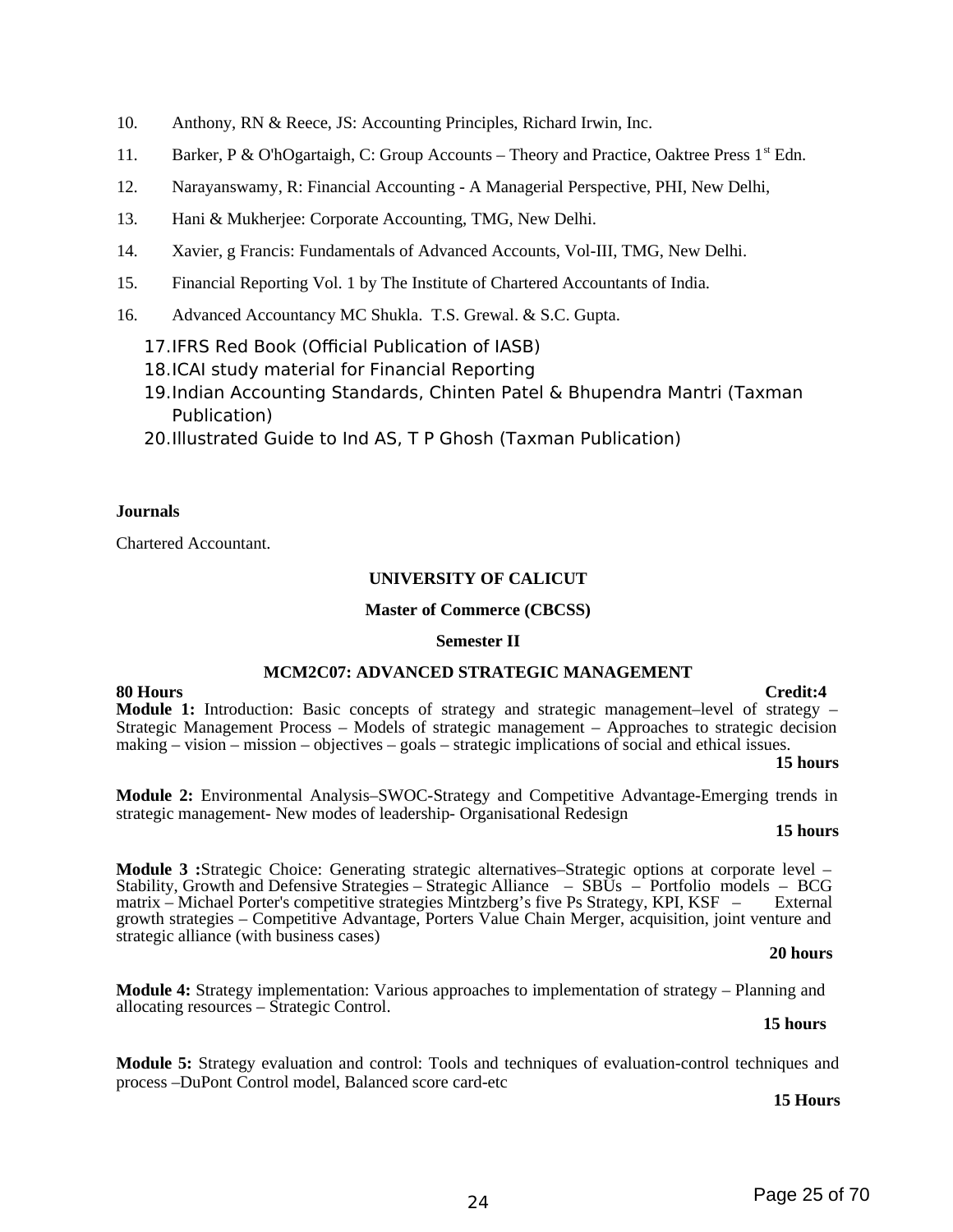10. Anthony, RN & Reece, JS: Accounting Principles, Richard Irwin, Inc.
11. Barker, P & O'hOgartaigh, C: Group Accounts – Theory and Practice, Oaktree Press 1st Edn.
12. Narayanswamy, R: Financial Accounting - A Managerial Perspective, PHI, New Delhi,
13. Hani & Mukherjee: Corporate Accounting, TMG, New Delhi.
14. Xavier, g Francis: Fundamentals of Advanced Accounts, Vol-III, TMG, New Delhi.
15. Financial Reporting Vol. 1 by The Institute of Chartered Accountants of India.
16. Advanced Accountancy MC Shukla. T.S. Grewal. & S.C. Gupta.
17. IFRS Red Book (Official Publication of IASB)
18. ICAI study material for Financial Reporting
19. Indian Accounting Standards, Chinten Patel & Bhupendra Mantri (Taxman Publication)
20. Illustrated Guide to Ind AS, T P Ghosh (Taxman Publication)

**Journals**

Chartered Accountant.

**UNIVERSITY OF CALICUT**

**Master of Commerce (CBCSS)**

**Semester II**

## MCM2C07: ADVANCED STRATEGIC MANAGEMENT

**80 Hours** **Credit:4**

**Module 1:** Introduction: Basic concepts of strategy and strategic management–level of strategy – Strategic Management Process – Models of strategic management – Approaches to strategic decision making – vision – mission – objectives – goals – strategic implications of social and ethical issues.

**15 hours**

**Module 2:** Environmental Analysis–SWOC-Strategy and Competitive Advantage-Emerging trends in strategic management- New modes of leadership- Organisational Redesign

**15 hours**

**Module 3 :**Strategic Choice: Generating strategic alternatives–Strategic options at corporate level – Stability, Growth and Defensive Strategies – Strategic Alliance – SBUs – Portfolio models – BCG matrix – Michael Porter's competitive strategies Mintzberg's five Ps Strategy, KPI, KSF – External growth strategies – Competitive Advantage, Porters Value Chain Merger, acquisition, joint venture and strategic alliance (with business cases)

**20 hours**

**Module 4:** Strategy implementation: Various approaches to implementation of strategy – Planning and allocating resources – Strategic Control.

**15 hours**

**Module 5:** Strategy evaluation and control: Tools and techniques of evaluation-control techniques and process –DuPont Control model, Balanced score card-etc

**15 Hours**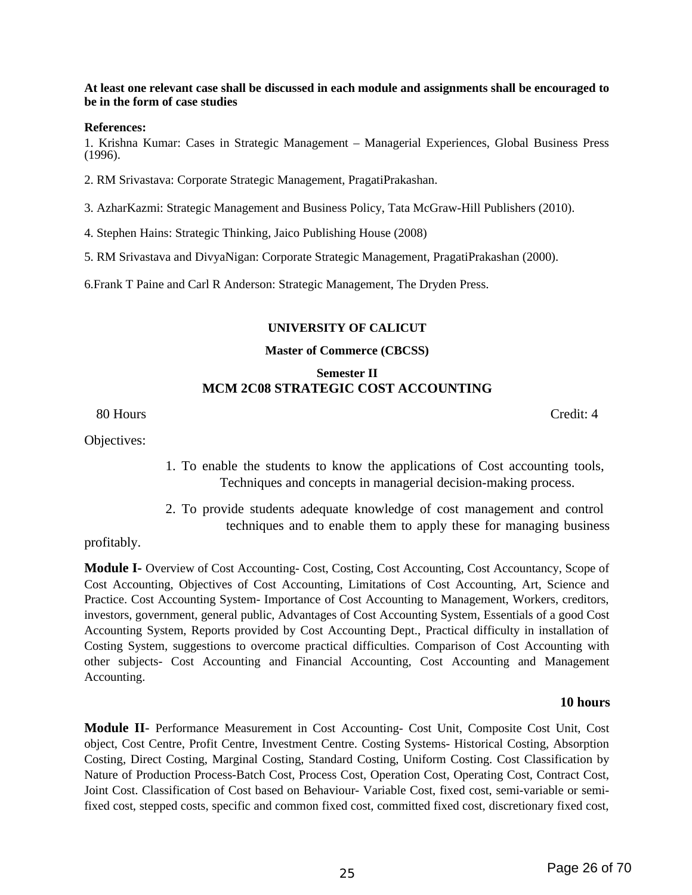**At least one relevant case shall be discussed in each module and assignments shall be encouraged to be in the form of case studies**

**References:**

1. Krishna Kumar: Cases in Strategic Management – Managerial Experiences, Global Business Press (1996).

2. RM Srivastava: Corporate Strategic Management, PragatiPrakashan.

3. AzharKazmi: Strategic Management and Business Policy, Tata McGraw-Hill Publishers (2010).

4. Stephen Hains: Strategic Thinking, Jaico Publishing House (2008)

5. RM Srivastava and DivyaNigan: Corporate Strategic Management, PragatiPrakashan (2000).

6.Frank T Paine and Carl R Anderson: Strategic Management, The Dryden Press.

**UNIVERSITY OF CALICUT**

**Master of Commerce (CBCSS)**

**Semester II**

## MCM 2C08 STRATEGIC COST ACCOUNTING

80 Hours Credit: 4

Objectives:

1. To enable the students to know the applications of Cost accounting tools, Techniques and concepts in managerial decision-making process.
2. To provide students adequate knowledge of cost management and control techniques and to enable them to apply these for managing business profitably.

**Module I**- Overview of Cost Accounting- Cost, Costing, Cost Accounting, Cost Accountancy, Scope of Cost Accounting, Objectives of Cost Accounting, Limitations of Cost Accounting, Art, Science and Practice. Cost Accounting System- Importance of Cost Accounting to Management, Workers, creditors, investors, government, general public, Advantages of Cost Accounting System, Essentials of a good Cost Accounting System, Reports provided by Cost Accounting Dept., Practical difficulty in installation of Costing System, suggestions to overcome practical difficulties. Comparison of Cost Accounting with other subjects- Cost Accounting and Financial Accounting, Cost Accounting and Management Accounting.

**10 hours**

**Module II**- Performance Measurement in Cost Accounting- Cost Unit, Composite Cost Unit, Cost object, Cost Centre, Profit Centre, Investment Centre. Costing Systems- Historical Costing, Absorption Costing, Direct Costing, Marginal Costing, Standard Costing, Uniform Costing. Cost Classification by Nature of Production Process-Batch Cost, Process Cost, Operation Cost, Operating Cost, Contract Cost, Joint Cost. Classification of Cost based on Behaviour- Variable Cost, fixed cost, semi-variable or semi-fixed cost, stepped costs, specific and common fixed cost, committed fixed cost, discretionary fixed cost,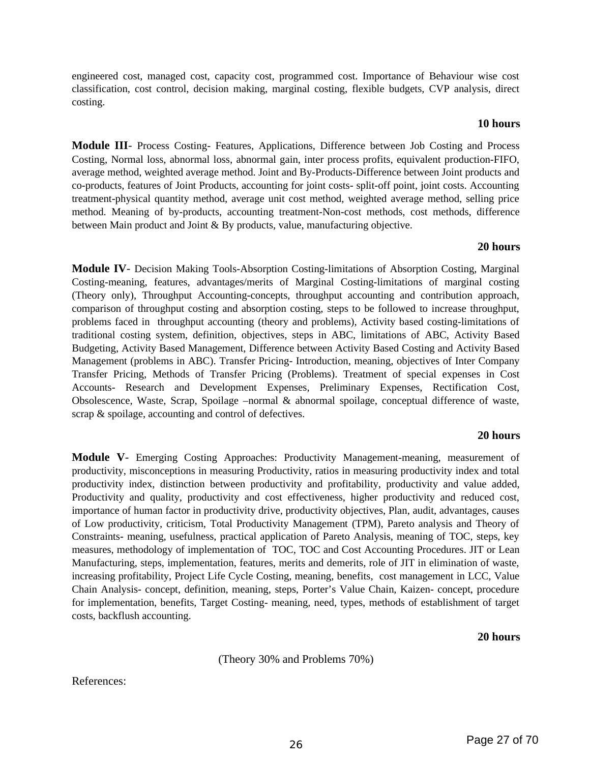engineered cost, managed cost, capacity cost, programmed cost. Importance of Behaviour wise cost classification, cost control, decision making, marginal costing, flexible budgets, CVP analysis, direct costing.

**10 hours**

**Module III**- Process Costing- Features, Applications, Difference between Job Costing and Process Costing, Normal loss, abnormal loss, abnormal gain, inter process profits, equivalent production-FIFO, average method, weighted average method. Joint and By-Products-Difference between Joint products and co-products, features of Joint Products, accounting for joint costs- split-off point, joint costs. Accounting treatment-physical quantity method, average unit cost method, weighted average method, selling price method. Meaning of by-products, accounting treatment-Non-cost methods, cost methods, difference between Main product and Joint & By products, value, manufacturing objective.

**20 hours**

**Module IV**- Decision Making Tools-Absorption Costing-limitations of Absorption Costing, Marginal Costing-meaning, features, advantages/merits of Marginal Costing-limitations of marginal costing (Theory only), Throughput Accounting-concepts, throughput accounting and contribution approach, comparison of throughput costing and absorption costing, steps to be followed to increase throughput, problems faced in throughput accounting (theory and problems), Activity based costing-limitations of traditional costing system, definition, objectives, steps in ABC, limitations of ABC, Activity Based Budgeting, Activity Based Management, Difference between Activity Based Costing and Activity Based Management (problems in ABC). Transfer Pricing- Introduction, meaning, objectives of Inter Company Transfer Pricing, Methods of Transfer Pricing (Problems). Treatment of special expenses in Cost Accounts- Research and Development Expenses, Preliminary Expenses, Rectification Cost, Obsolescence, Waste, Scrap, Spoilage –normal & abnormal spoilage, conceptual difference of waste, scrap & spoilage, accounting and control of defectives.

**20 hours**

**Module V**- Emerging Costing Approaches: Productivity Management-meaning, measurement of productivity, misconceptions in measuring Productivity, ratios in measuring productivity index and total productivity index, distinction between productivity and profitability, productivity and value added, Productivity and quality, productivity and cost effectiveness, higher productivity and reduced cost, importance of human factor in productivity drive, productivity objectives, Plan, audit, advantages, causes of Low productivity, criticism, Total Productivity Management (TPM), Pareto analysis and Theory of Constraints- meaning, usefulness, practical application of Pareto Analysis, meaning of TOC, steps, key measures, methodology of implementation of TOC, TOC and Cost Accounting Procedures. JIT or Lean Manufacturing, steps, implementation, features, merits and demerits, role of JIT in elimination of waste, increasing profitability, Project Life Cycle Costing, meaning, benefits, cost management in LCC, Value Chain Analysis- concept, definition, meaning, steps, Porter's Value Chain, Kaizen- concept, procedure for implementation, benefits, Target Costing- meaning, need, types, methods of establishment of target costs, backflush accounting.

**20 hours**

(Theory 30% and Problems 70%)

References: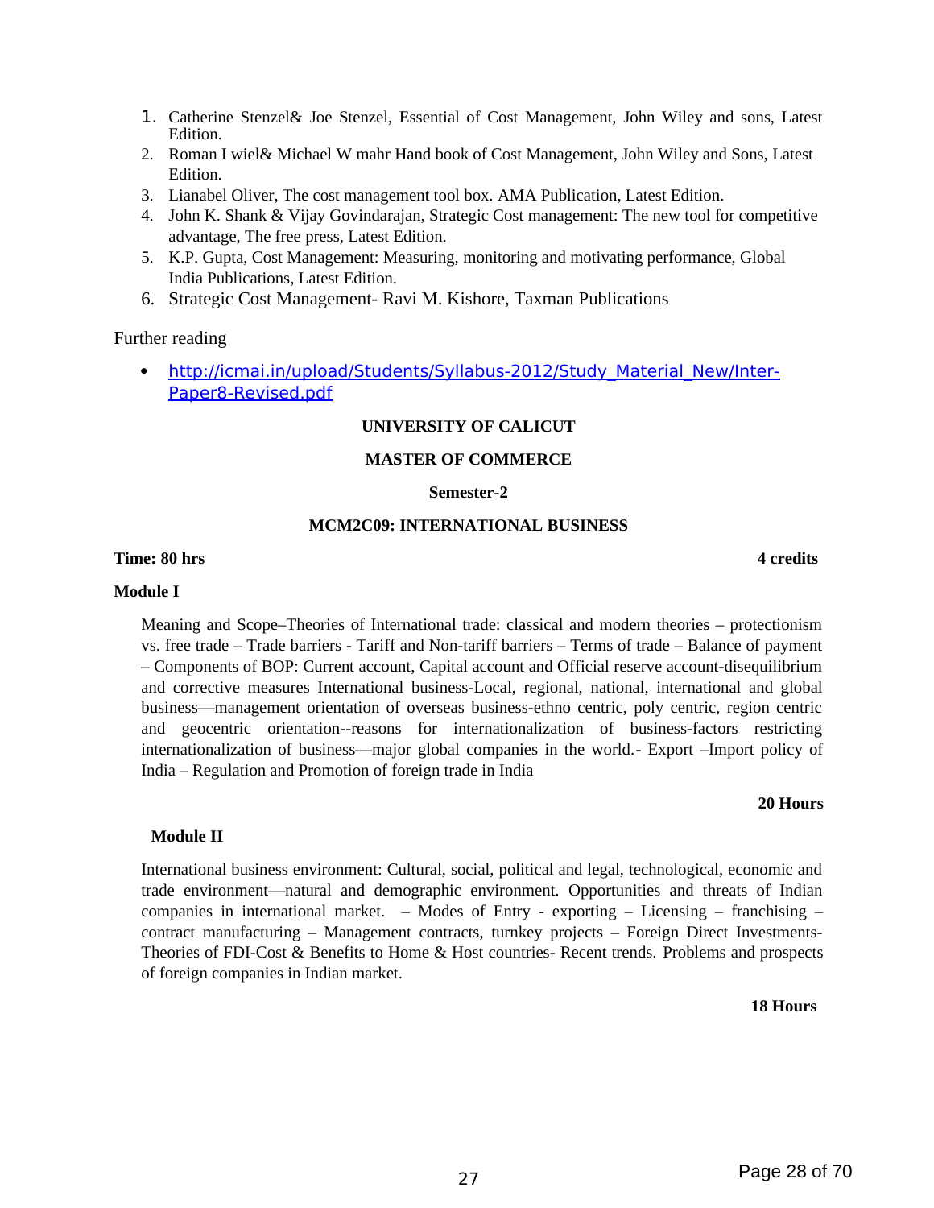1. Catherine Stenzel& Joe Stenzel, Essential of Cost Management, John Wiley and sons, Latest Edition.
2. Roman I wiel& Michael W mahr Hand book of Cost Management, John Wiley and Sons, Latest Edition.
3. Lianabel Oliver, The cost management tool box. AMA Publication, Latest Edition.
4. John K. Shank & Vijay Govindarajan, Strategic Cost management: The new tool for competitive advantage, The free press, Latest Edition.
5. K.P. Gupta, Cost Management: Measuring, monitoring and motivating performance, Global India Publications, Latest Edition.
6. Strategic Cost Management- Ravi M. Kishore, Taxman Publications

Further reading

- http://icmai.in/upload/Students/Syllabus-2012/Study_Material_New/Inter-Paper8-Revised.pdf

**UNIVERSITY OF CALICUT**

**MASTER OF COMMERCE**

**Semester-2**

**MCM2C09: INTERNATIONAL BUSINESS**

**Time: 80 hrs** **4 credits**

**Module I**

Meaning and Scope–Theories of International trade: classical and modern theories – protectionism vs. free trade – Trade barriers - Tariff and Non-tariff barriers – Terms of trade – Balance of payment – Components of BOP: Current account, Capital account and Official reserve account-disequilibrium and corrective measures International business-Local, regional, national, international and global business—management orientation of overseas business-ethno centric, poly centric, region centric and geocentric orientation--reasons for internationalization of business-factors restricting internationalization of business—major global companies in the world.- Export –Import policy of India – Regulation and Promotion of foreign trade in India

**20 Hours**

**Module II**

International business environment: Cultural, social, political and legal, technological, economic and trade environment—natural and demographic environment. Opportunities and threats of Indian companies in international market. – Modes of Entry - exporting – Licensing – franchising – contract manufacturing – Management contracts, turnkey projects – Foreign Direct Investments- Theories of FDI-Cost & Benefits to Home & Host countries- Recent trends. Problems and prospects of foreign companies in Indian market.

**18 Hours**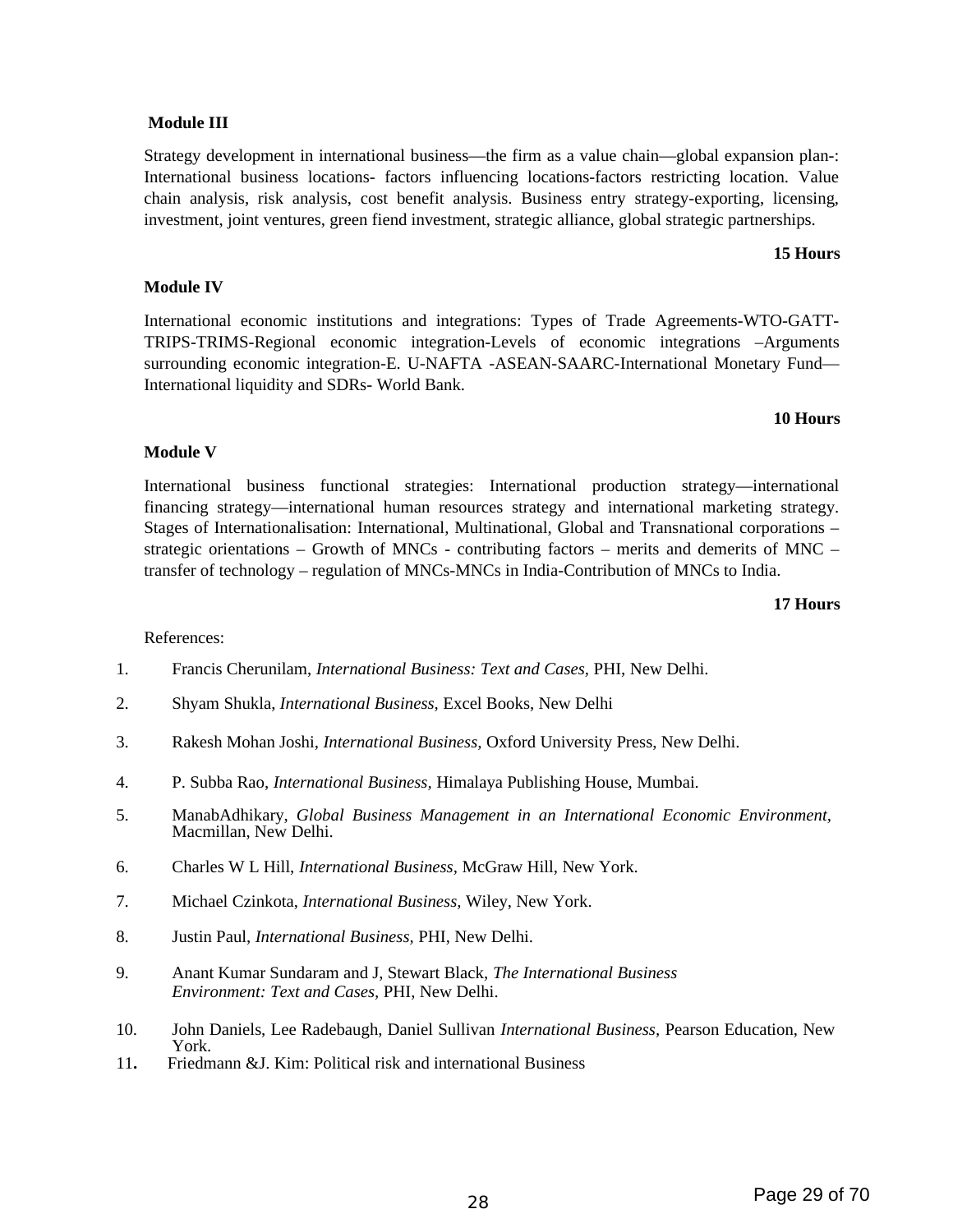**Module III**

Strategy development in international business—the firm as a value chain—global expansion plan-: International business locations- factors influencing locations-factors restricting location. Value chain analysis, risk analysis, cost benefit analysis. Business entry strategy-exporting, licensing, investment, joint ventures, green fiend investment, strategic alliance, global strategic partnerships.

**15 Hours**

**Module IV**

International economic institutions and integrations: Types of Trade Agreements-WTO-GATT-TRIPS-TRIMS-Regional economic integration-Levels of economic integrations –Arguments surrounding economic integration-E. U-NAFTA -ASEAN-SAARC-International Monetary Fund—International liquidity and SDRs- World Bank.

**10 Hours**

**Module V**

International business functional strategies: International production strategy—international financing strategy—international human resources strategy and international marketing strategy. Stages of Internationalisation: International, Multinational, Global and Transnational corporations – strategic orientations – Growth of MNCs - contributing factors – merits and demerits of MNC – transfer of technology – regulation of MNCs-MNCs in India-Contribution of MNCs to India.

**17 Hours**

References:

1. Francis Cherunilam, *International Business: Text and Cases*, PHI, New Delhi.
2. Shyam Shukla, *International Business,* Excel Books, New Delhi
3. Rakesh Mohan Joshi, *International Business,* Oxford University Press, New Delhi.
4. P. Subba Rao, *International Business,* Himalaya Publishing House, Mumbai.
5. ManabAdhikary, *Global Business Management in an International Economic Environment*, Macmillan, New Delhi.
6. Charles W L Hill, *International Business*, McGraw Hill, New York.
7. Michael Czinkota, *International Business*, Wiley, New York.
8. Justin Paul, *International Business,* PHI, New Delhi.
9. Anant Kumar Sundaram and J, Stewart Black, *The International Business Environment: Text and Cases,* PHI, New Delhi.
10. John Daniels, Lee Radebaugh, Daniel Sullivan *International Business*, Pearson Education, New York.
11. Friedmann &J. Kim: Political risk and international Business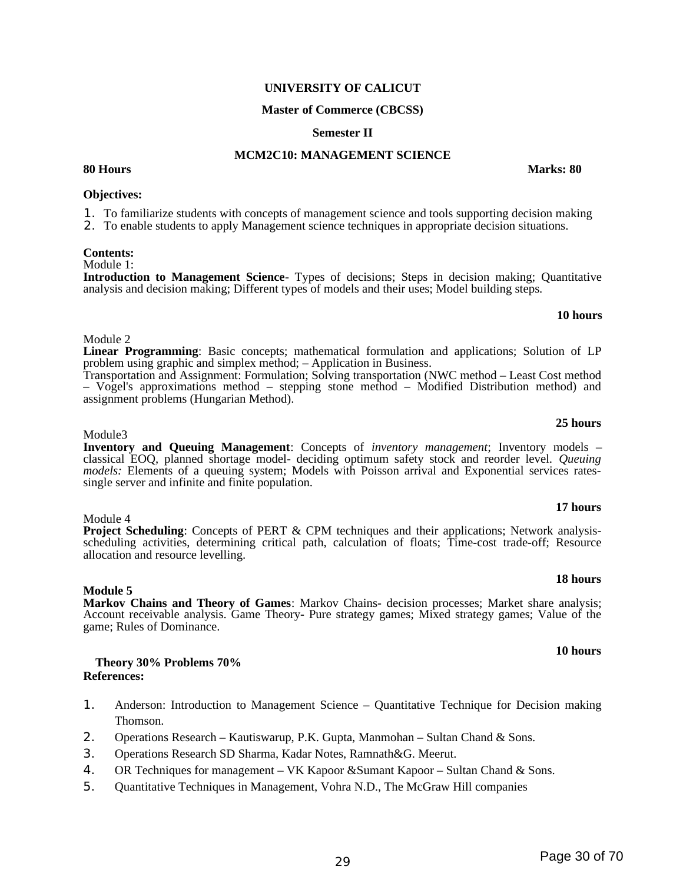**UNIVERSITY OF CALICUT**

**Master of Commerce (CBCSS)**

**Semester II**

**MCM2C10: MANAGEMENT SCIENCE**

**80 Hours** **Marks: 80**

**Objectives:**

1. To familiarize students with concepts of management science and tools supporting decision making
2. To enable students to apply Management science techniques in appropriate decision situations.

**Contents:**

Module 1:

**Introduction to Management Science**- Types of decisions; Steps in decision making; Quantitative analysis and decision making; Different types of models and their uses; Model building steps.

**10 hours**

Module 2

**Linear Programming**: Basic concepts; mathematical formulation and applications; Solution of LP problem using graphic and simplex method; – Application in Business.

Transportation and Assignment: Formulation; Solving transportation (NWC method – Least Cost method – Vogel's approximations method – stepping stone method – Modified Distribution method) and assignment problems (Hungarian Method).

**25 hours**

Module3

**Inventory and Queuing Management**: Concepts of *inventory management*; Inventory models – classical EOQ, planned shortage model- deciding optimum safety stock and reorder level. *Queuing models:* Elements of a queuing system; Models with Poisson arrival and Exponential services rates- single server and infinite and finite population.

**17 hours**

Module 4

**Project Scheduling**: Concepts of PERT & CPM techniques and their applications; Network analysis- scheduling activities, determining critical path, calculation of floats; Time-cost trade-off; Resource allocation and resource levelling.

**18 hours**

**Module 5**

**Markov Chains and Theory of Games**: Markov Chains- decision processes; Market share analysis; Account receivable analysis. Game Theory- Pure strategy games; Mixed strategy games; Value of the game; Rules of Dominance.

**10 hours**

**Theory 30% Problems 70%**

**References:**

1. Anderson: Introduction to Management Science – Quantitative Technique for Decision making Thomson.
2. Operations Research – Kautiswarup, P.K. Gupta, Manmohan – Sultan Chand & Sons.
3. Operations Research SD Sharma, Kadar Notes, Ramnath&G. Meerut.
4. OR Techniques for management – VK Kapoor &Sumant Kapoor – Sultan Chand & Sons.
5. Quantitative Techniques in Management, Vohra N.D., The McGraw Hill companies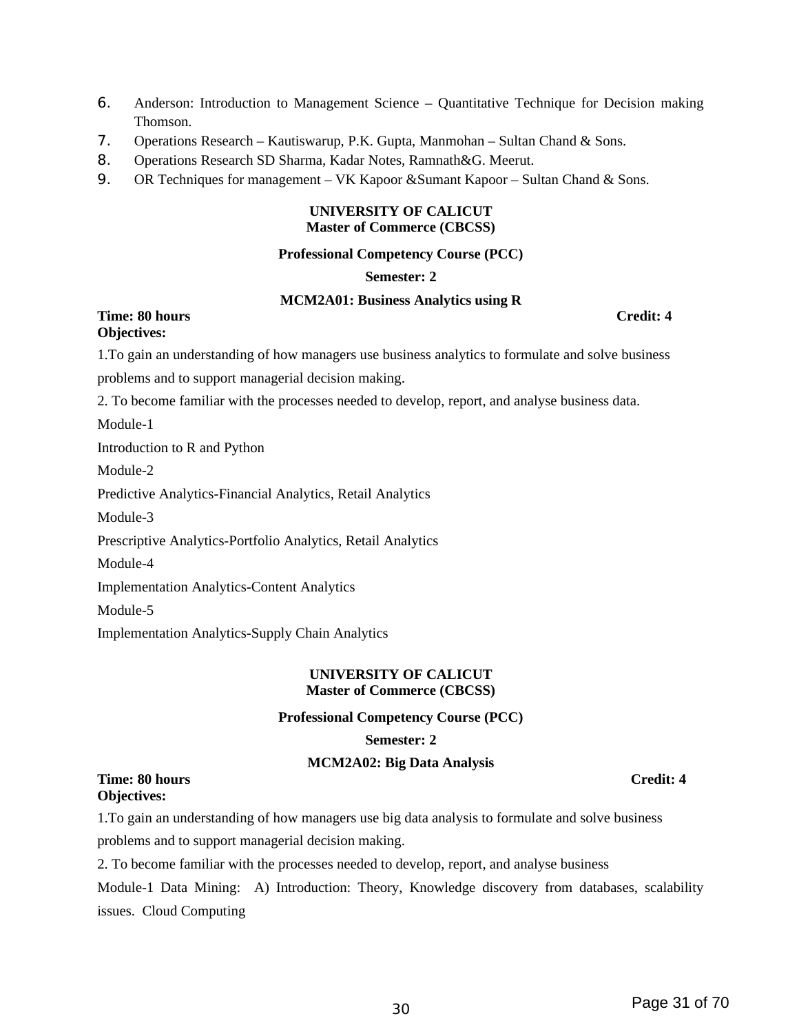6. Anderson: Introduction to Management Science – Quantitative Technique for Decision making Thomson.
7. Operations Research – Kautiswarup, P.K. Gupta, Manmohan – Sultan Chand & Sons.
8. Operations Research SD Sharma, Kadar Notes, Ramnath&G. Meerut.
9. OR Techniques for management – VK Kapoor &Sumant Kapoor – Sultan Chand & Sons.

**UNIVERSITY OF CALICUT**
**Master of Commerce (CBCSS)**

**Professional Competency Course (PCC)**

**Semester: 2**

**MCM2A01: Business Analytics using R**

**Time: 80 hours** **Credit: 4**

**Objectives:**

1.To gain an understanding of how managers use business analytics to formulate and solve business problems and to support managerial decision making.

2. To become familiar with the processes needed to develop, report, and analyse business data.

Module-1

Introduction to R and Python

Module-2

Predictive Analytics-Financial Analytics, Retail Analytics

Module-3

Prescriptive Analytics-Portfolio Analytics, Retail Analytics

Module-4

Implementation Analytics-Content Analytics

Module-5

Implementation Analytics-Supply Chain Analytics

**UNIVERSITY OF CALICUT**
**Master of Commerce (CBCSS)**

**Professional Competency Course (PCC)**

**Semester: 2**

**MCM2A02: Big Data Analysis**

**Time: 80 hours** **Credit: 4**

**Objectives:**

1.To gain an understanding of how managers use big data analysis to formulate and solve business problems and to support managerial decision making.

2. To become familiar with the processes needed to develop, report, and analyse business

Module-1 Data Mining: A) Introduction: Theory, Knowledge discovery from databases, scalability issues. Cloud Computing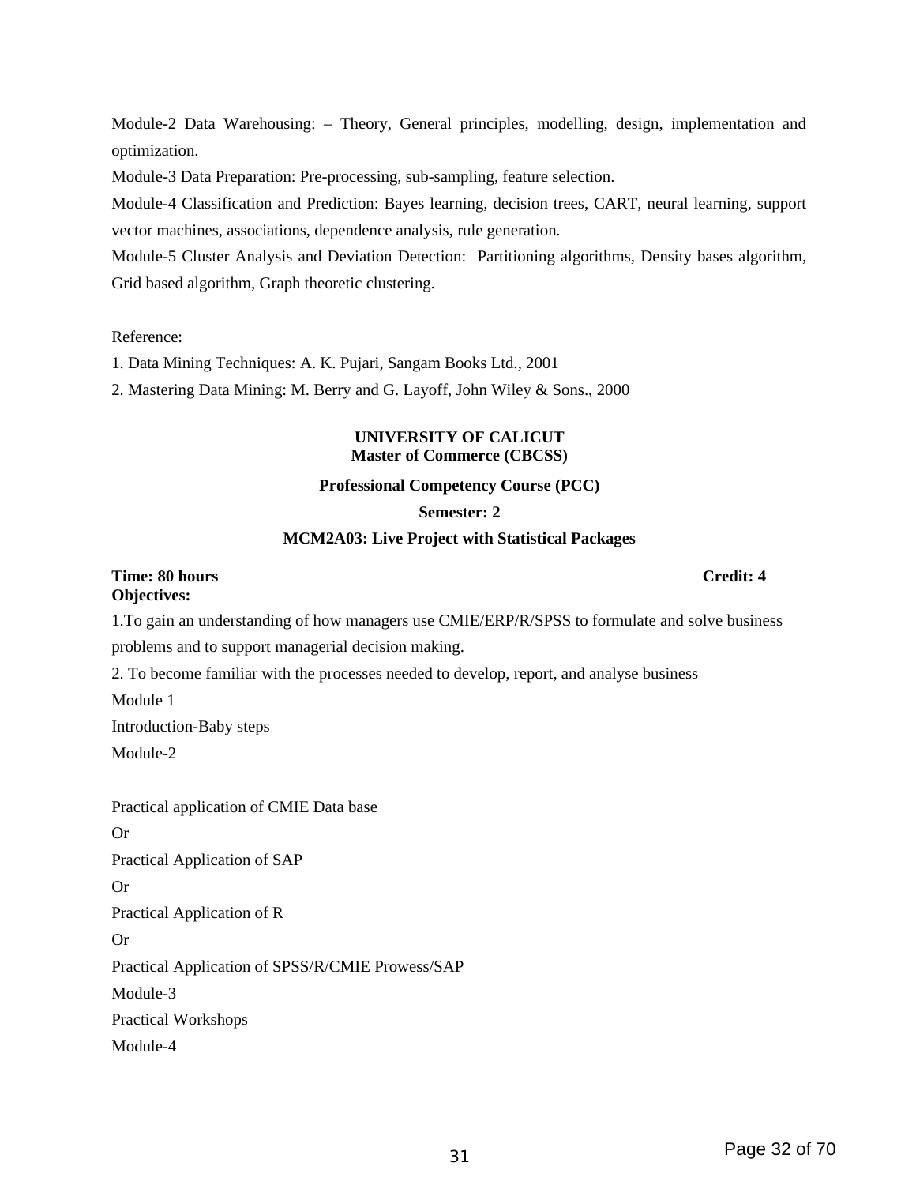Module-2 Data Warehousing: – Theory, General principles, modelling, design, implementation and optimization.

Module-3 Data Preparation: Pre-processing, sub-sampling, feature selection.

Module-4 Classification and Prediction: Bayes learning, decision trees, CART, neural learning, support vector machines, associations, dependence analysis, rule generation.

Module-5 Cluster Analysis and Deviation Detection: Partitioning algorithms, Density bases algorithm, Grid based algorithm, Graph theoretic clustering.

Reference:

1. Data Mining Techniques: A. K. Pujari, Sangam Books Ltd., 2001
2. Mastering Data Mining: M. Berry and G. Layoff, John Wiley & Sons., 2000

**UNIVERSITY OF CALICUT**
**Master of Commerce (CBCSS)**

**Professional Competency Course (PCC)**

**Semester: 2**

**MCM2A03: Live Project with Statistical Packages**

**Time: 80 hours** **Credit: 4**

**Objectives:**

1.To gain an understanding of how managers use CMIE/ERP/R/SPSS to formulate and solve business problems and to support managerial decision making.

2. To become familiar with the processes needed to develop, report, and analyse business

Module 1

Introduction-Baby steps

Module-2

Practical application of CMIE Data base

Or

Practical Application of SAP

Or

Practical Application of R

Or

Practical Application of SPSS/R/CMIE Prowess/SAP

Module-3

Practical Workshops

Module-4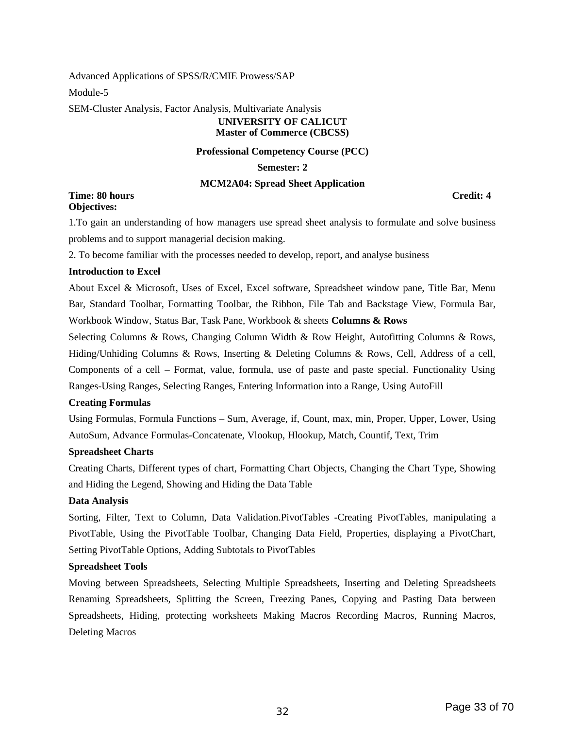Advanced Applications of SPSS/R/CMIE Prowess/SAP

Module-5

SEM-Cluster Analysis, Factor Analysis, Multivariate Analysis

**UNIVERSITY OF CALICUT**
**Master of Commerce (CBCSS)**

**Professional Competency Course (PCC)**

**Semester: 2**

**MCM2A04: Spread Sheet Application**

**Time: 80 hours** **Credit: 4**

**Objectives:**

1.To gain an understanding of how managers use spread sheet analysis to formulate and solve business problems and to support managerial decision making.

2. To become familiar with the processes needed to develop, report, and analyse business

**Introduction to Excel**

About Excel & Microsoft, Uses of Excel, Excel software, Spreadsheet window pane, Title Bar, Menu Bar, Standard Toolbar, Formatting Toolbar, the Ribbon, File Tab and Backstage View, Formula Bar, Workbook Window, Status Bar, Task Pane, Workbook & sheets **Columns & Rows**

Selecting Columns & Rows, Changing Column Width & Row Height, Autofitting Columns & Rows, Hiding/Unhiding Columns & Rows, Inserting & Deleting Columns & Rows, Cell, Address of a cell, Components of a cell – Format, value, formula, use of paste and paste special. Functionality Using Ranges-Using Ranges, Selecting Ranges, Entering Information into a Range, Using AutoFill

**Creating Formulas**

Using Formulas, Formula Functions – Sum, Average, if, Count, max, min, Proper, Upper, Lower, Using AutoSum, Advance Formulas-Concatenate, Vlookup, Hlookup, Match, Countif, Text, Trim

**Spreadsheet Charts**

Creating Charts, Different types of chart, Formatting Chart Objects, Changing the Chart Type, Showing and Hiding the Legend, Showing and Hiding the Data Table

**Data Analysis**

Sorting, Filter, Text to Column, Data Validation.PivotTables -Creating PivotTables, manipulating a PivotTable, Using the PivotTable Toolbar, Changing Data Field, Properties, displaying a PivotChart, Setting PivotTable Options, Adding Subtotals to PivotTables

**Spreadsheet Tools**

Moving between Spreadsheets, Selecting Multiple Spreadsheets, Inserting and Deleting Spreadsheets Renaming Spreadsheets, Splitting the Screen, Freezing Panes, Copying and Pasting Data between Spreadsheets, Hiding, protecting worksheets Making Macros Recording Macros, Running Macros, Deleting Macros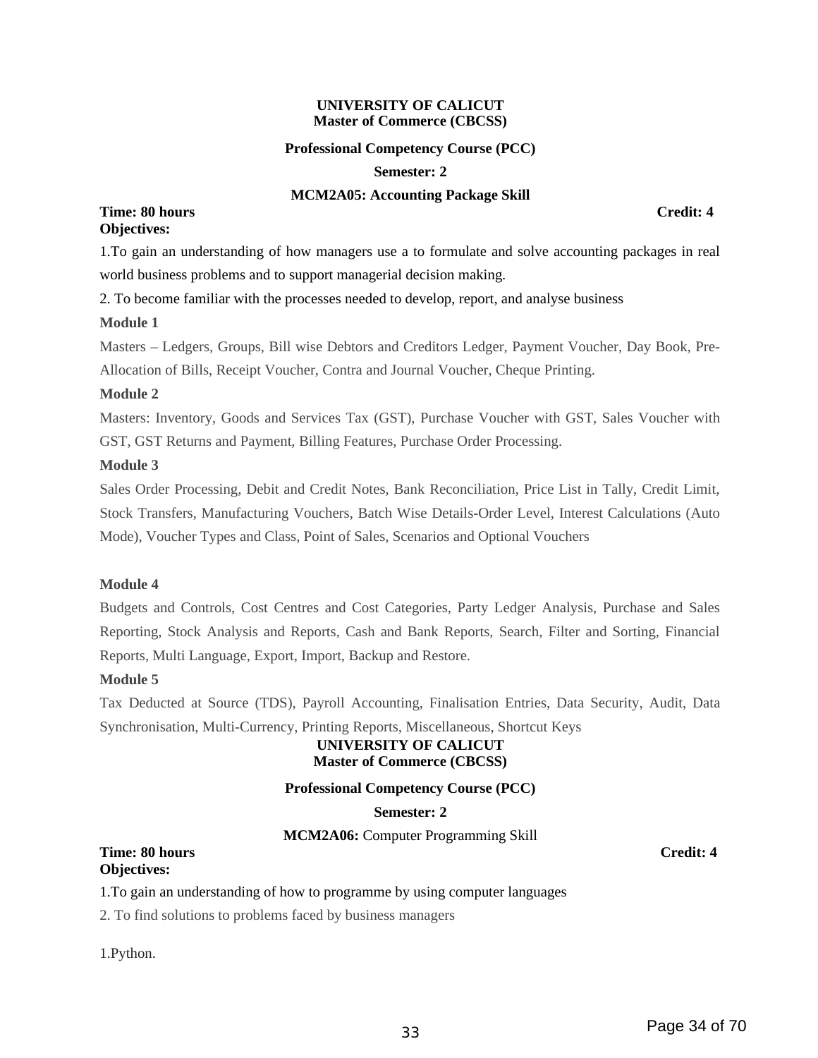**UNIVERSITY OF CALICUT**
**Master of Commerce (CBCSS)**

**Professional Competency Course (PCC)**

**Semester: 2**

## MCM2A05: Accounting Package Skill

**Time: 80 hours** **Credit: 4**

**Objectives:**

1.To gain an understanding of how managers use a to formulate and solve accounting packages in real world business problems and to support managerial decision making.

2. To become familiar with the processes needed to develop, report, and analyse business

### Module 1

Masters – Ledgers, Groups, Bill wise Debtors and Creditors Ledger, Payment Voucher, Day Book, Pre-Allocation of Bills, Receipt Voucher, Contra and Journal Voucher, Cheque Printing.

### Module 2

Masters: Inventory, Goods and Services Tax (GST), Purchase Voucher with GST, Sales Voucher with GST, GST Returns and Payment, Billing Features, Purchase Order Processing.

### Module 3

Sales Order Processing, Debit and Credit Notes, Bank Reconciliation, Price List in Tally, Credit Limit, Stock Transfers, Manufacturing Vouchers, Batch Wise Details-Order Level, Interest Calculations (Auto Mode), Voucher Types and Class, Point of Sales, Scenarios and Optional Vouchers

### Module 4

Budgets and Controls, Cost Centres and Cost Categories, Party Ledger Analysis, Purchase and Sales Reporting, Stock Analysis and Reports, Cash and Bank Reports, Search, Filter and Sorting, Financial Reports, Multi Language, Export, Import, Backup and Restore.

### Module 5

Tax Deducted at Source (TDS), Payroll Accounting, Finalisation Entries, Data Security, Audit, Data Synchronisation, Multi-Currency, Printing Reports, Miscellaneous, Shortcut Keys

**UNIVERSITY OF CALICUT**
**Master of Commerce (CBCSS)**

**Professional Competency Course (PCC)**

**Semester: 2**

## MCM2A06: Computer Programming Skill

**Time: 80 hours** **Credit: 4**

**Objectives:**

1.To gain an understanding of how to programme by using computer languages

2. To find solutions to problems faced by business managers

1.Python.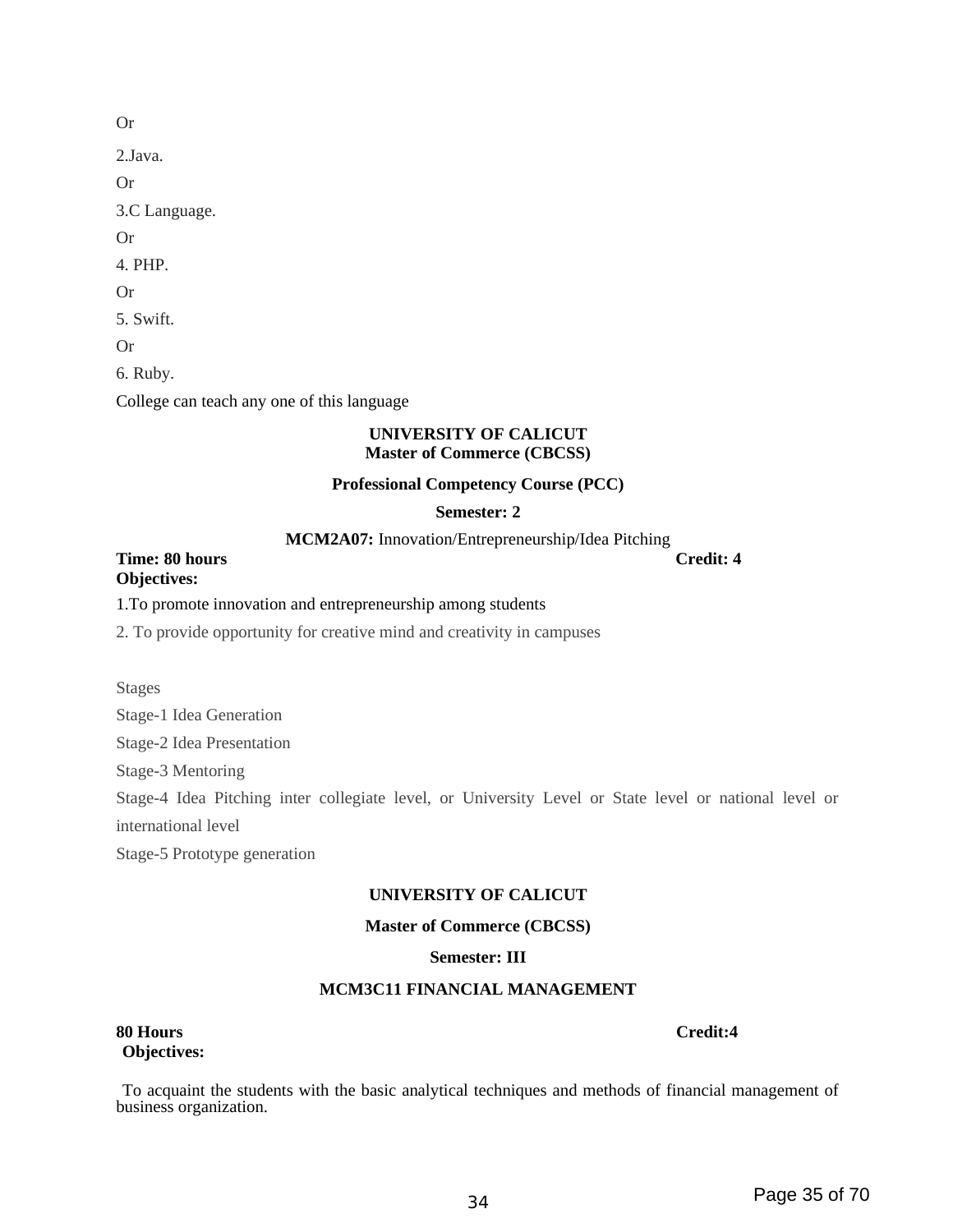Or

2.Java.

Or

3.C Language.

Or

4. PHP.

Or

5. Swift.

Or

6. Ruby.

College can teach any one of this language

**UNIVERSITY OF CALICUT**
**Master of Commerce (CBCSS)**

**Professional Competency Course (PCC)**

**Semester: 2**

**MCM2A07:** Innovation/Entrepreneurship/Idea Pitching

**Time: 80 hours** **Credit: 4**

**Objectives:**

1.To promote innovation and entrepreneurship among students

2. To provide opportunity for creative mind and creativity in campuses

Stages

Stage-1 Idea Generation

Stage-2 Idea Presentation

Stage-3 Mentoring

Stage-4 Idea Pitching inter collegiate level, or University Level or State level or national level or international level

Stage-5 Prototype generation

**UNIVERSITY OF CALICUT**

**Master of Commerce (CBCSS)**

**Semester: III**

**MCM3C11 FINANCIAL MANAGEMENT**

**80 Hours** **Credit:4**

**Objectives:**

To acquaint the students with the basic analytical techniques and methods of financial management of business organization.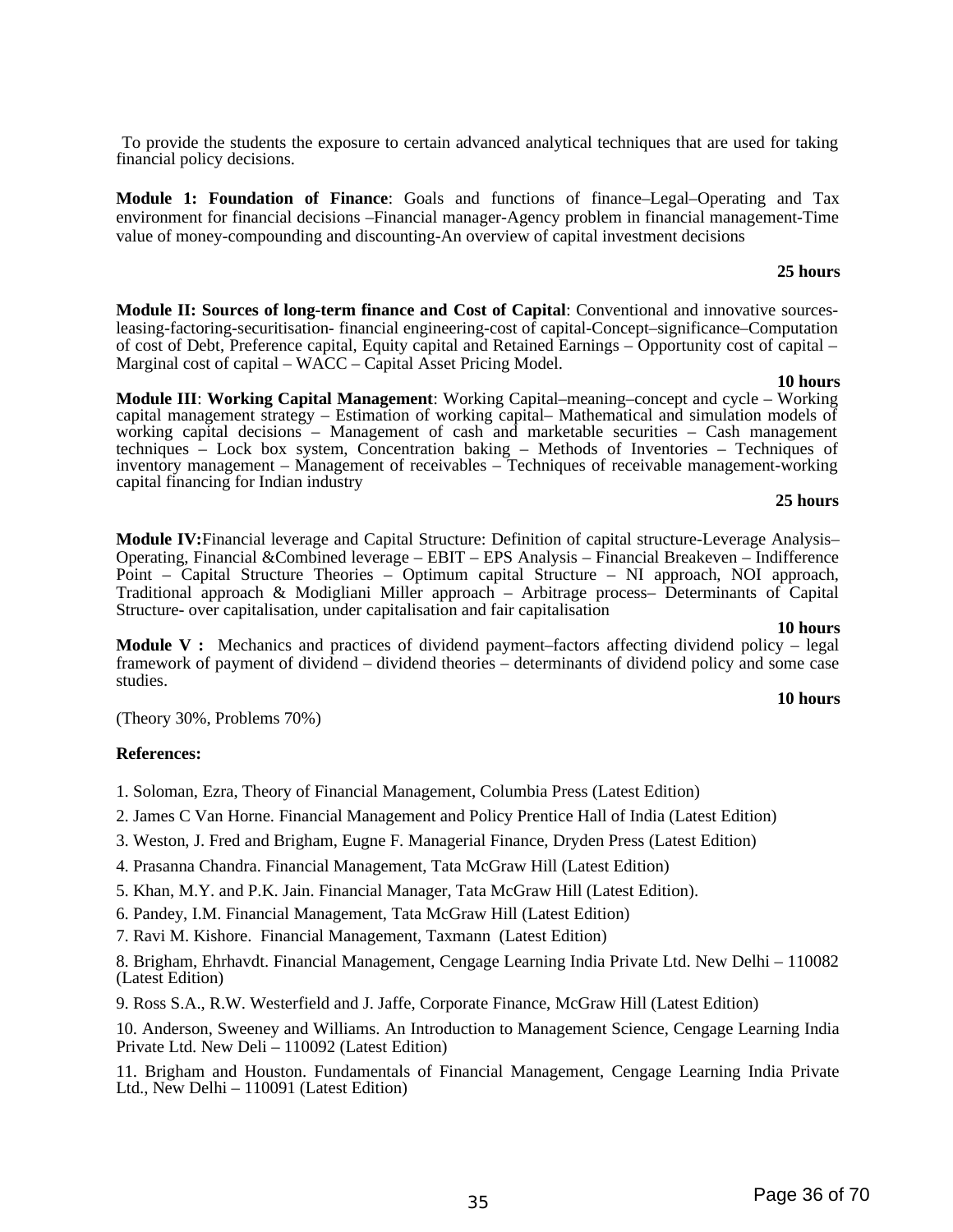To provide the students the exposure to certain advanced analytical techniques that are used for taking financial policy decisions.

**Module 1: Foundation of Finance**: Goals and functions of finance–Legal–Operating and Tax environment for financial decisions –Financial manager-Agency problem in financial management-Time value of money-compounding and discounting-An overview of capital investment decisions

**25 hours**

**Module II: Sources of long-term finance and Cost of Capital**: Conventional and innovative sources-leasing-factoring-securitisation- financial engineering-cost of capital-Concept–significance–Computation of cost of Debt, Preference capital, Equity capital and Retained Earnings – Opportunity cost of capital – Marginal cost of capital – WACC – Capital Asset Pricing Model.

**10 hours**

**Module III**: **Working Capital Management**: Working Capital–meaning–concept and cycle – Working capital management strategy – Estimation of working capital– Mathematical and simulation models of working capital decisions – Management of cash and marketable securities – Cash management techniques – Lock box system, Concentration baking – Methods of Inventories – Techniques of inventory management – Management of receivables – Techniques of receivable management-working capital financing for Indian industry

**25 hours**

**Module IV:**Financial leverage and Capital Structure: Definition of capital structure-Leverage Analysis– Operating, Financial &Combined leverage – EBIT – EPS Analysis – Financial Breakeven – Indifference Point – Capital Structure Theories – Optimum capital Structure – NI approach, NOI approach, Traditional approach & Modigliani Miller approach – Arbitrage process– Determinants of Capital Structure- over capitalisation, under capitalisation and fair capitalisation

**10 hours**

**Module V :** Mechanics and practices of dividend payment–factors affecting dividend policy – legal framework of payment of dividend – dividend theories – determinants of dividend policy and some case studies.

**10 hours**

(Theory 30%, Problems 70%)

**References:**

1. Soloman, Ezra, Theory of Financial Management, Columbia Press (Latest Edition)

2. James C Van Horne. Financial Management and Policy Prentice Hall of India (Latest Edition)

3. Weston, J. Fred and Brigham, Eugne F. Managerial Finance, Dryden Press (Latest Edition)

4. Prasanna Chandra. Financial Management, Tata McGraw Hill (Latest Edition)

5. Khan, M.Y. and P.K. Jain. Financial Manager, Tata McGraw Hill (Latest Edition).

6. Pandey, I.M. Financial Management, Tata McGraw Hill (Latest Edition)

7. Ravi M. Kishore. Financial Management, Taxmann (Latest Edition)

8. Brigham, Ehrhavdt. Financial Management, Cengage Learning India Private Ltd. New Delhi – 110082 (Latest Edition)

9. Ross S.A., R.W. Westerfield and J. Jaffe, Corporate Finance, McGraw Hill (Latest Edition)

10. Anderson, Sweeney and Williams. An Introduction to Management Science, Cengage Learning India Private Ltd. New Deli – 110092 (Latest Edition)

11. Brigham and Houston. Fundamentals of Financial Management, Cengage Learning India Private Ltd., New Delhi – 110091 (Latest Edition)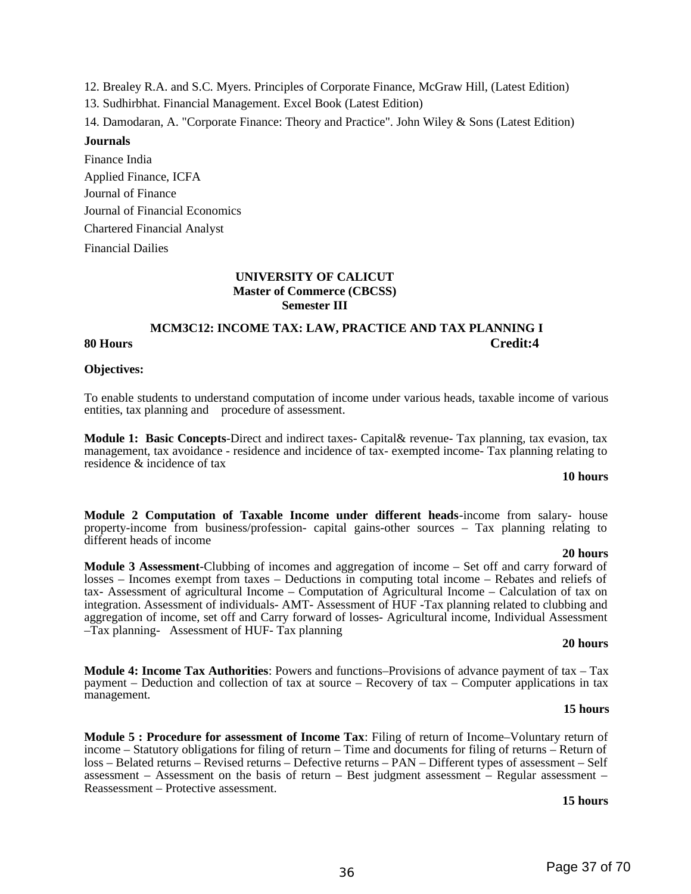12. Brealey R.A. and S.C. Myers. Principles of Corporate Finance, McGraw Hill, (Latest Edition)

13. Sudhirbhat. Financial Management. Excel Book (Latest Edition)

14. Damodaran, A. "Corporate Finance: Theory and Practice". John Wiley & Sons (Latest Edition)

**Journals**

Finance India

Applied Finance, ICFA

Journal of Finance

Journal of Financial Economics

Chartered Financial Analyst

Financial Dailies

**UNIVERSITY OF CALICUT**
**Master of Commerce (CBCSS)**
**Semester III**

## MCM3C12: INCOME TAX: LAW, PRACTICE AND TAX PLANNING I

**80 Hours** **Credit:4**

**Objectives:**

To enable students to understand computation of income under various heads, taxable income of various entities, tax planning and procedure of assessment.

**Module 1: Basic Concepts**-Direct and indirect taxes- Capital& revenue- Tax planning, tax evasion, tax management, tax avoidance - residence and incidence of tax- exempted income- Tax planning relating to residence & incidence of tax

**10 hours**

**Module 2 Computation of Taxable Income under different heads**-income from salary- house property-income from business/profession- capital gains-other sources – Tax planning relating to different heads of income

**20 hours**

**Module 3 Assessment**-Clubbing of incomes and aggregation of income – Set off and carry forward of losses – Incomes exempt from taxes – Deductions in computing total income – Rebates and reliefs of tax- Assessment of agricultural Income – Computation of Agricultural Income – Calculation of tax on integration. Assessment of individuals- AMT- Assessment of HUF -Tax planning related to clubbing and aggregation of income, set off and Carry forward of losses- Agricultural income, Individual Assessment –Tax planning- Assessment of HUF- Tax planning

**20 hours**

**Module 4: Income Tax Authorities**: Powers and functions–Provisions of advance payment of tax – Tax payment – Deduction and collection of tax at source – Recovery of tax – Computer applications in tax management.

**15 hours**

**Module 5 : Procedure for assessment of Income Tax**: Filing of return of Income–Voluntary return of income – Statutory obligations for filing of return – Time and documents for filing of returns – Return of loss – Belated returns – Revised returns – Defective returns – PAN – Different types of assessment – Self assessment – Assessment on the basis of return – Best judgment assessment – Regular assessment – Reassessment – Protective assessment.

**15 hours**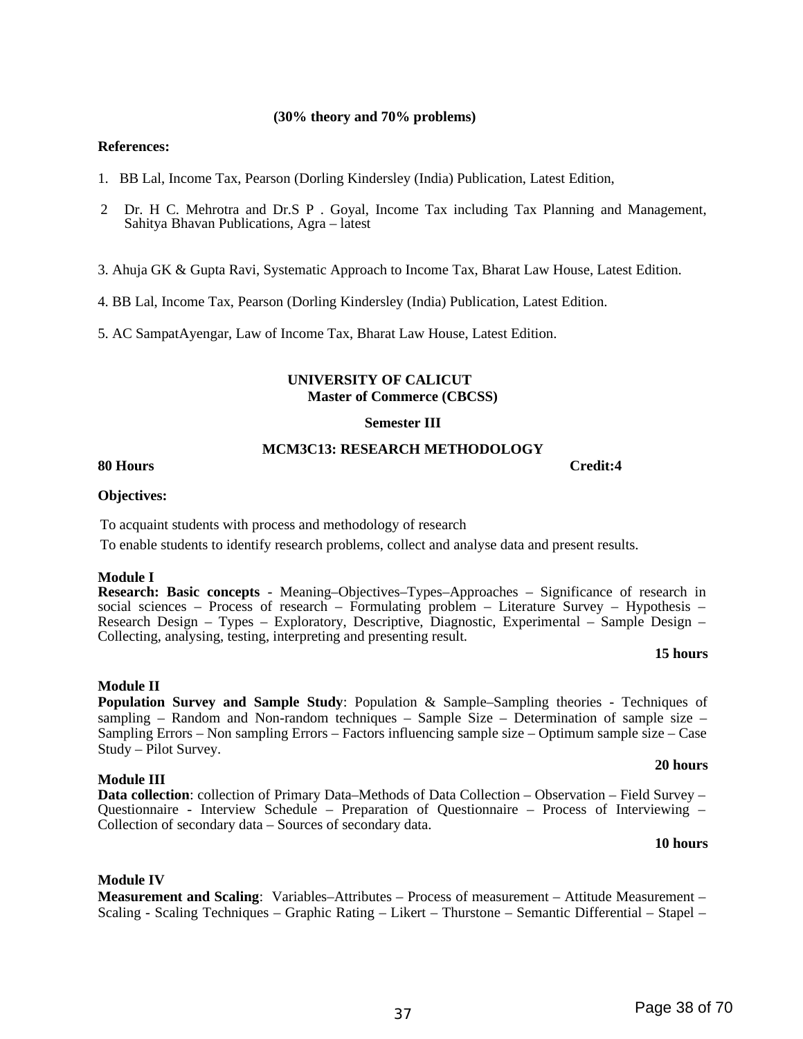**(30% theory and 70% problems)**

**References:**

1. BB Lal, Income Tax, Pearson (Dorling Kindersley (India) Publication, Latest Edition,

2. Dr. H C. Mehrotra and Dr.S P . Goyal, Income Tax including Tax Planning and Management, Sahitya Bhavan Publications, Agra – latest

3. Ahuja GK & Gupta Ravi, Systematic Approach to Income Tax, Bharat Law House, Latest Edition.

4. BB Lal, Income Tax, Pearson (Dorling Kindersley (India) Publication, Latest Edition.

5. AC SampatAyengar, Law of Income Tax, Bharat Law House, Latest Edition.

## UNIVERSITY OF CALICUT
### Master of Commerce (CBCSS)

### Semester III

### MCM3C13: RESEARCH METHODOLOGY

**80 Hours** **Credit:4**

**Objectives:**

To acquaint students with process and methodology of research

To enable students to identify research problems, collect and analyse data and present results.

**Module I**

**Research: Basic concepts** - Meaning–Objectives–Types–Approaches – Significance of research in social sciences – Process of research – Formulating problem – Literature Survey – Hypothesis – Research Design – Types – Exploratory, Descriptive, Diagnostic, Experimental – Sample Design – Collecting, analysing, testing, interpreting and presenting result.

**15 hours**

**Module II**

**Population Survey and Sample Study**: Population & Sample–Sampling theories - Techniques of sampling – Random and Non-random techniques – Sample Size – Determination of sample size – Sampling Errors – Non sampling Errors – Factors influencing sample size – Optimum sample size – Case Study – Pilot Survey.

**20 hours**

**Module III**

**Data collection**: collection of Primary Data–Methods of Data Collection – Observation – Field Survey – Questionnaire - Interview Schedule – Preparation of Questionnaire – Process of Interviewing – Collection of secondary data – Sources of secondary data.

**10 hours**

**Module IV**

**Measurement and Scaling**: Variables–Attributes – Process of measurement – Attitude Measurement – Scaling - Scaling Techniques – Graphic Rating – Likert – Thurstone – Semantic Differential – Stapel –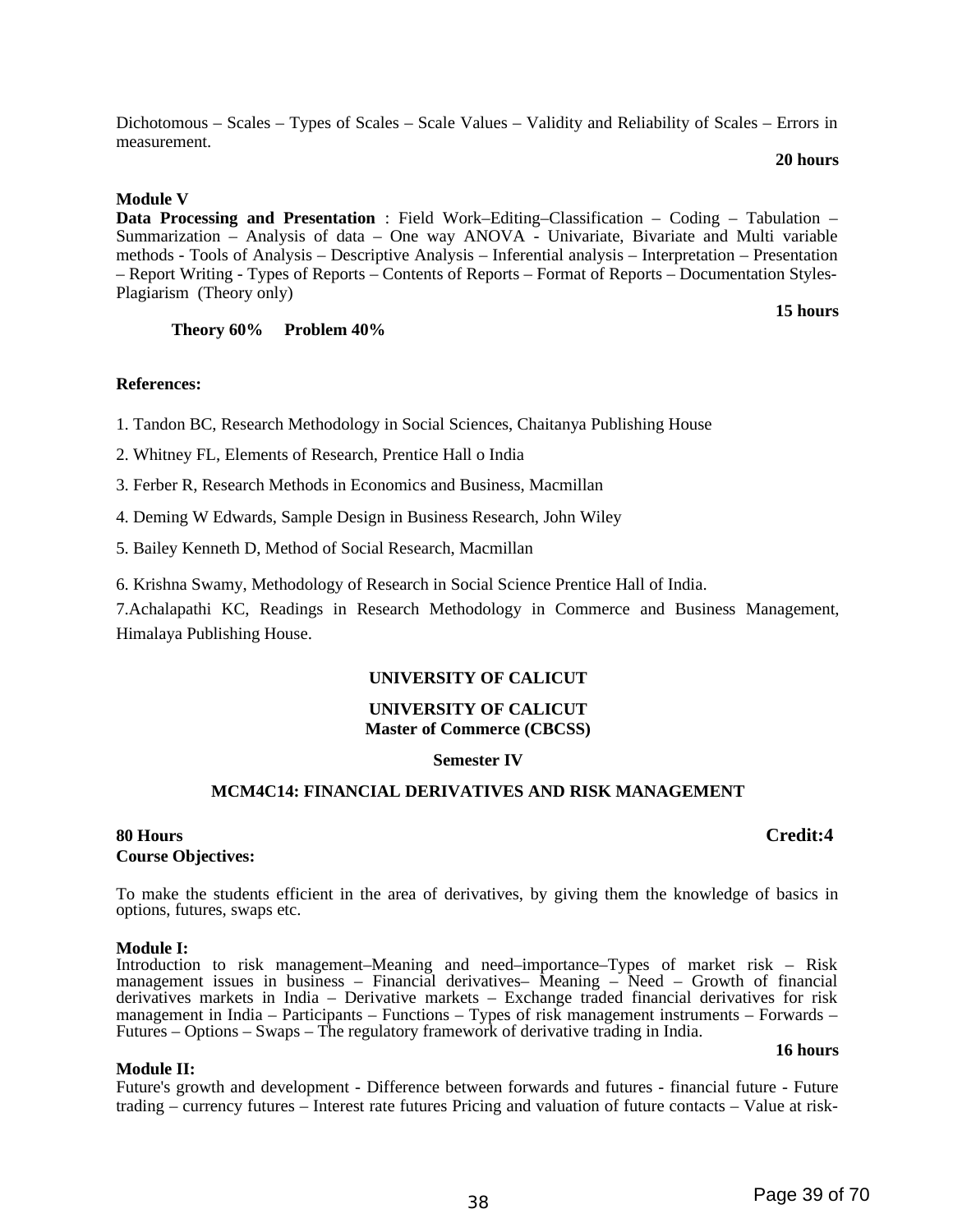Dichotomous – Scales – Types of Scales – Scale Values – Validity and Reliability of Scales – Errors in measurement.

**20 hours**

**Module V**

**Data Processing and Presentation** : Field Work–Editing–Classification – Coding – Tabulation – Summarization – Analysis of data – One way ANOVA - Univariate, Bivariate and Multi variable methods - Tools of Analysis – Descriptive Analysis – Inferential analysis – Interpretation – Presentation – Report Writing - Types of Reports – Contents of Reports – Format of Reports – Documentation Styles- Plagiarism (Theory only)

**15 hours**

**Theory 60% Problem 40%**

**References:**

1. Tandon BC, Research Methodology in Social Sciences, Chaitanya Publishing House
2. Whitney FL, Elements of Research, Prentice Hall o India
3. Ferber R, Research Methods in Economics and Business, Macmillan
4. Deming W Edwards, Sample Design in Business Research, John Wiley
5. Bailey Kenneth D, Method of Social Research, Macmillan
6. Krishna Swamy, Methodology of Research in Social Science Prentice Hall of India.
7. Achalapathi KC, Readings in Research Methodology in Commerce and Business Management, Himalaya Publishing House.

**UNIVERSITY OF CALICUT**

**UNIVERSITY OF CALICUT**
**Master of Commerce (CBCSS)**

**Semester IV**

## MCM4C14: FINANCIAL DERIVATIVES AND RISK MANAGEMENT

**80 Hours** **Credit:4**

**Course Objectives:**

To make the students efficient in the area of derivatives, by giving them the knowledge of basics in options, futures, swaps etc.

**Module I:**

Introduction to risk management–Meaning and need–importance–Types of market risk – Risk management issues in business – Financial derivatives– Meaning – Need – Growth of financial derivatives markets in India – Derivative markets – Exchange traded financial derivatives for risk management in India – Participants – Functions – Types of risk management instruments – Forwards – Futures – Options – Swaps – The regulatory framework of derivative trading in India.

**16 hours**

**Module II:**

Future's growth and development - Difference between forwards and futures - financial future - Future trading – currency futures – Interest rate futures Pricing and valuation of future contacts – Value at risk-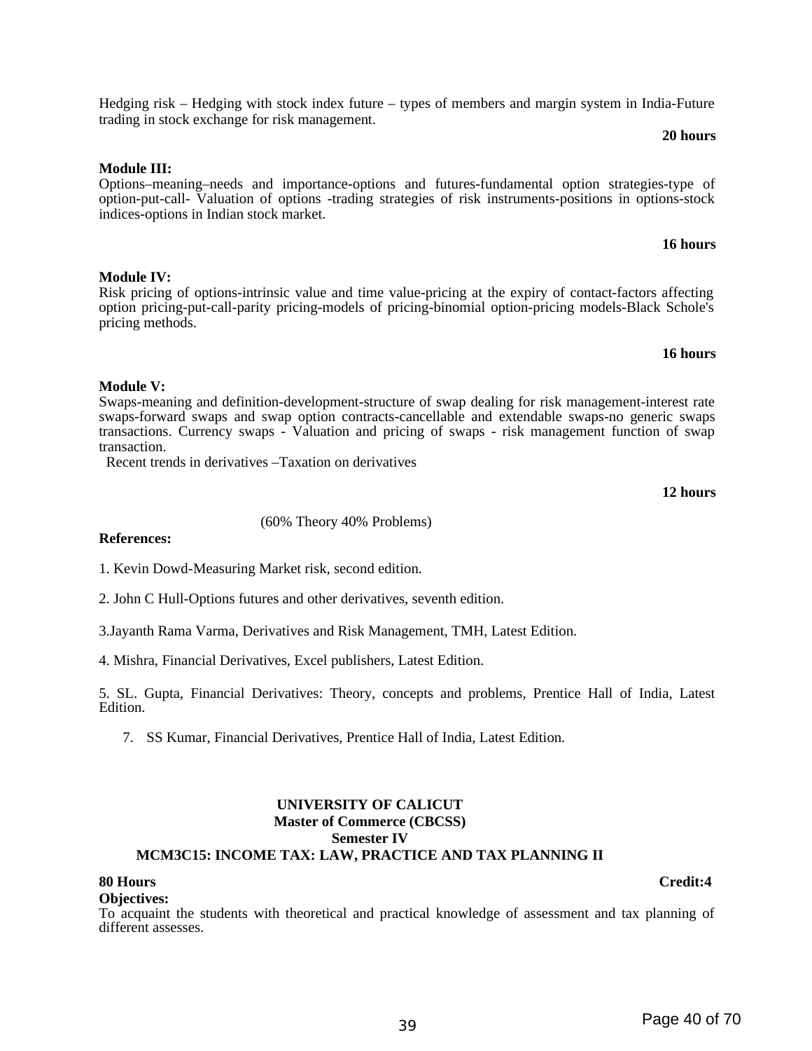Hedging risk – Hedging with stock index future – types of members and margin system in India-Future trading in stock exchange for risk management.

**20 hours**

**Module III:**
Options–meaning–needs and importance-options and futures-fundamental option strategies-type of option-put-call- Valuation of options -trading strategies of risk instruments-positions in options-stock indices-options in Indian stock market.

**16 hours**

**Module IV:**
Risk pricing of options-intrinsic value and time value-pricing at the expiry of contact-factors affecting option pricing-put-call-parity pricing-models of pricing-binomial option-pricing models-Black Schole's pricing methods.

**16 hours**

**Module V:**
Swaps-meaning and definition-development-structure of swap dealing for risk management-interest rate swaps-forward swaps and swap option contracts-cancellable and extendable swaps-no generic swaps transactions. Currency swaps - Valuation and pricing of swaps - risk management function of swap transaction.

Recent trends in derivatives –Taxation on derivatives

**12 hours**

(60% Theory 40% Problems)

**References:**

1. Kevin Dowd-Measuring Market risk, second edition.

2. John C Hull-Options futures and other derivatives, seventh edition.

3.Jayanth Rama Varma, Derivatives and Risk Management, TMH, Latest Edition.

4. Mishra, Financial Derivatives, Excel publishers, Latest Edition.

5. SL. Gupta, Financial Derivatives: Theory, concepts and problems, Prentice Hall of India, Latest Edition.

7. SS Kumar, Financial Derivatives, Prentice Hall of India, Latest Edition.

**UNIVERSITY OF CALICUT**
**Master of Commerce (CBCSS)**
**Semester IV**
**MCM3C15: INCOME TAX: LAW, PRACTICE AND TAX PLANNING II**

**80 Hours** **Credit:4**

**Objectives:**
To acquaint the students with theoretical and practical knowledge of assessment and tax planning of different assesses.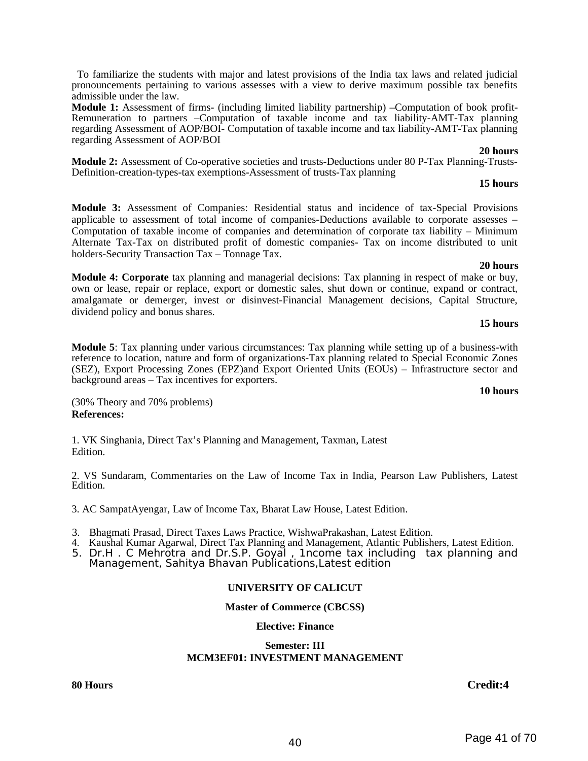To familiarize the students with major and latest provisions of the India tax laws and related judicial pronouncements pertaining to various assesses with a view to derive maximum possible tax benefits admissible under the law.

**Module 1:** Assessment of firms- (including limited liability partnership) –Computation of book profit-Remuneration to partners –Computation of taxable income and tax liability-AMT-Tax planning regarding Assessment of AOP/BOI- Computation of taxable income and tax liability-AMT-Tax planning regarding Assessment of AOP/BOI

**20 hours**

**Module 2:** Assessment of Co-operative societies and trusts-Deductions under 80 P-Tax Planning-Trusts-Definition-creation-types-tax exemptions-Assessment of trusts-Tax planning

**15 hours**

**Module 3:** Assessment of Companies: Residential status and incidence of tax-Special Provisions applicable to assessment of total income of companies-Deductions available to corporate assesses – Computation of taxable income of companies and determination of corporate tax liability – Minimum Alternate Tax-Tax on distributed profit of domestic companies- Tax on income distributed to unit holders-Security Transaction Tax – Tonnage Tax.

**20 hours**

**Module 4: Corporate** tax planning and managerial decisions: Tax planning in respect of make or buy, own or lease, repair or replace, export or domestic sales, shut down or continue, expand or contract, amalgamate or demerger, invest or disinvest-Financial Management decisions, Capital Structure, dividend policy and bonus shares.

**15 hours**

**Module 5**: Tax planning under various circumstances: Tax planning while setting up of a business-with reference to location, nature and form of organizations-Tax planning related to Special Economic Zones (SEZ), Export Processing Zones (EPZ)and Export Oriented Units (EOUs) – Infrastructure sector and background areas – Tax incentives for exporters.

**10 hours**

(30% Theory and 70% problems)

**References:**

1. VK Singhania, Direct Tax's Planning and Management, Taxman, Latest Edition.

2. VS Sundaram, Commentaries on the Law of Income Tax in India, Pearson Law Publishers, Latest Edition.

3. AC SampatAyengar, Law of Income Tax, Bharat Law House, Latest Edition.

3. Bhagmati Prasad, Direct Taxes Laws Practice, WishwaPrakashan, Latest Edition.
4. Kaushal Kumar Agarwal, Direct Tax Planning and Management, Atlantic Publishers, Latest Edition.
5. Dr.H . C Mehrotra and Dr.S.P. Goyal , 1ncome tax including tax planning and Management, Sahitya Bhavan Publications,Latest edition

**UNIVERSITY OF CALICUT**

**Master of Commerce (CBCSS)**

**Elective: Finance**

**Semester: III**

**MCM3EF01: INVESTMENT MANAGEMENT**

**80 Hours** **Credit:4**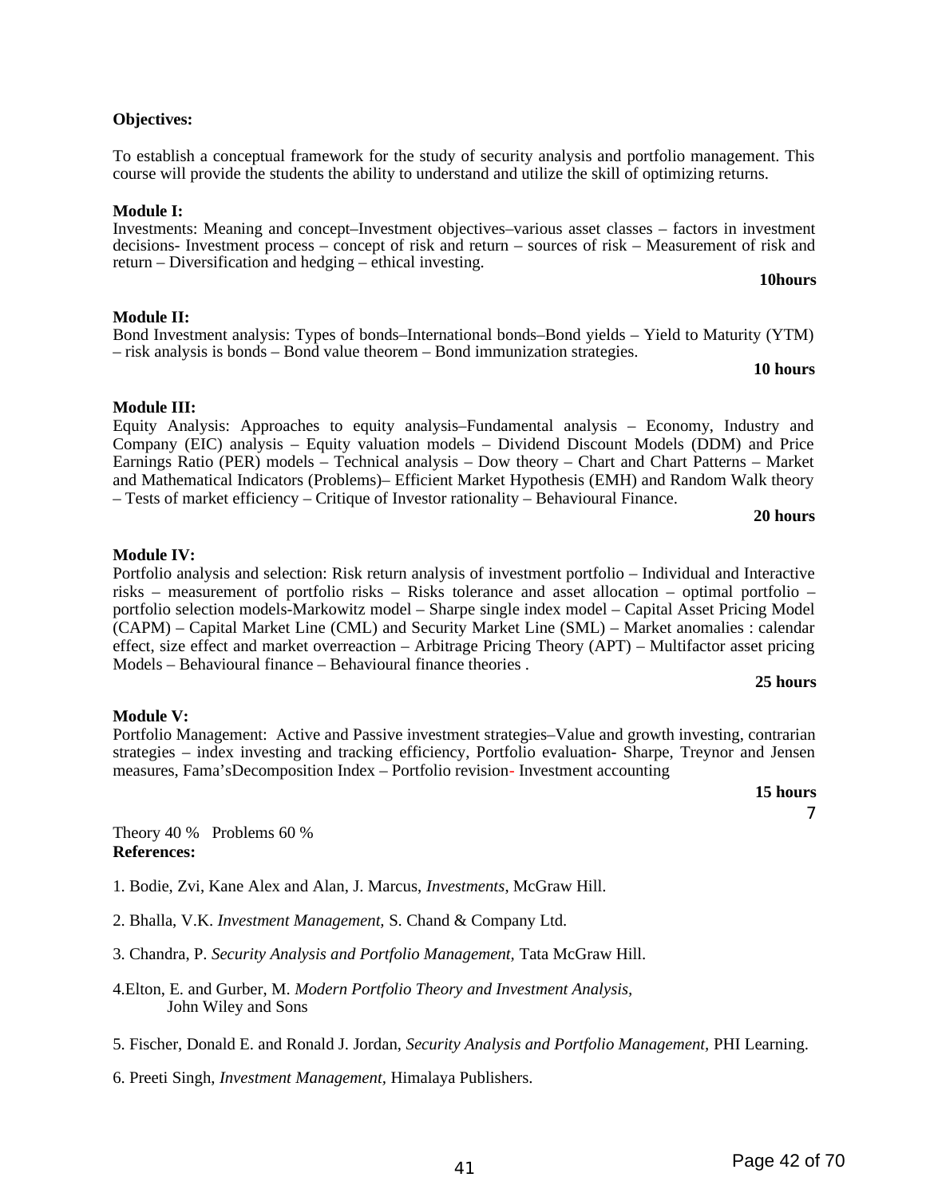**Objectives:**

To establish a conceptual framework for the study of security analysis and portfolio management. This course will provide the students the ability to understand and utilize the skill of optimizing returns.

**Module I:**
Investments: Meaning and concept–Investment objectives–various asset classes – factors in investment decisions- Investment process – concept of risk and return – sources of risk – Measurement of risk and return – Diversification and hedging – ethical investing.

**10hours**

**Module II:**
Bond Investment analysis: Types of bonds–International bonds–Bond yields – Yield to Maturity (YTM) – risk analysis is bonds – Bond value theorem – Bond immunization strategies.

**10 hours**

**Module III:**
Equity Analysis: Approaches to equity analysis–Fundamental analysis – Economy, Industry and Company (EIC) analysis – Equity valuation models – Dividend Discount Models (DDM) and Price Earnings Ratio (PER) models – Technical analysis – Dow theory – Chart and Chart Patterns – Market and Mathematical Indicators (Problems)– Efficient Market Hypothesis (EMH) and Random Walk theory – Tests of market efficiency – Critique of Investor rationality – Behavioural Finance.

**20 hours**

**Module IV:**
Portfolio analysis and selection: Risk return analysis of investment portfolio – Individual and Interactive risks – measurement of portfolio risks – Risks tolerance and asset allocation – optimal portfolio – portfolio selection models-Markowitz model – Sharpe single index model – Capital Asset Pricing Model (CAPM) – Capital Market Line (CML) and Security Market Line (SML) – Market anomalies : calendar effect, size effect and market overreaction – Arbitrage Pricing Theory (APT) – Multifactor asset pricing Models – Behavioural finance – Behavioural finance theories .

**25 hours**

**Module V:**
Portfolio Management: Active and Passive investment strategies–Value and growth investing, contrarian strategies – index investing and tracking efficiency, Portfolio evaluation- Sharpe, Treynor and Jensen measures, Fama'sDecomposition Index – Portfolio revision- Investment accounting

**15 hours**

7

Theory 40 %   Problems 60 %

**References:**

1. Bodie, Zvi, Kane Alex and Alan, J. Marcus, *Investments*, McGraw Hill.

2. Bhalla, V.K. *Investment Management,* S. Chand & Company Ltd.

3. Chandra, P. *Security Analysis and Portfolio Management*, Tata McGraw Hill.

4. Elton, E. and Gurber, M. *Modern Portfolio Theory and Investment Analysis,* John Wiley and Sons

5. Fischer, Donald E. and Ronald J. Jordan, *Security Analysis and Portfolio Management*, PHI Learning.

6. Preeti Singh, *Investment Management,* Himalaya Publishers.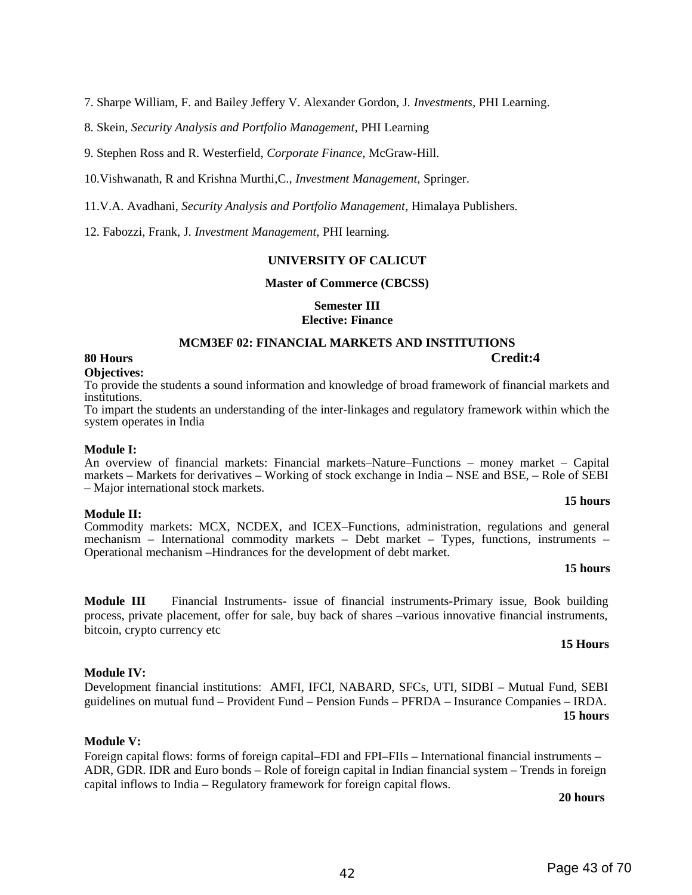7. Sharpe William, F. and Bailey Jeffery V. Alexander Gordon, J. *Investments*, PHI Learning.

8. Skein, *Security Analysis and Portfolio Management*, PHI Learning

9. Stephen Ross and R. Westerfield, *Corporate Finance*, McGraw-Hill.

10.Vishwanath, R and Krishna Murthi,C., *Investment Management*, Springer.

11.V.A. Avadhani, *Security Analysis and Portfolio Management*, Himalaya Publishers.

12. Fabozzi, Frank, J. *Investment Management*, PHI learning.

**UNIVERSITY OF CALICUT**

**Master of Commerce (CBCSS)**

**Semester III**
**Elective: Finance**

**MCM3EF 02: FINANCIAL MARKETS AND INSTITUTIONS**

**80 Hours** **Credit:4**

**Objectives:**

To provide the students a sound information and knowledge of broad framework of financial markets and institutions.

To impart the students an understanding of the inter-linkages and regulatory framework within which the system operates in India

**Module I:**

An overview of financial markets: Financial markets–Nature–Functions – money market – Capital markets – Markets for derivatives – Working of stock exchange in India – NSE and BSE, – Role of SEBI – Major international stock markets.

**15 hours**

**Module II:**

Commodity markets: MCX, NCDEX, and ICEX–Functions, administration, regulations and general mechanism – International commodity markets – Debt market – Types, functions, instruments – Operational mechanism –Hindrances for the development of debt market.

**15 hours**

**Module III** Financial Instruments- issue of financial instruments-Primary issue, Book building process, private placement, offer for sale, buy back of shares –various innovative financial instruments, bitcoin, crypto currency etc

**15 Hours**

**Module IV:**

Development financial institutions: AMFI, IFCI, NABARD, SFCs, UTI, SIDBI – Mutual Fund, SEBI guidelines on mutual fund – Provident Fund – Pension Funds – PFRDA – Insurance Companies – IRDA.

**15 hours**

**Module V:**

Foreign capital flows: forms of foreign capital–FDI and FPI–FIIs – International financial instruments – ADR, GDR. IDR and Euro bonds – Role of foreign capital in Indian financial system – Trends in foreign capital inflows to India – Regulatory framework for foreign capital flows.

**20 hours**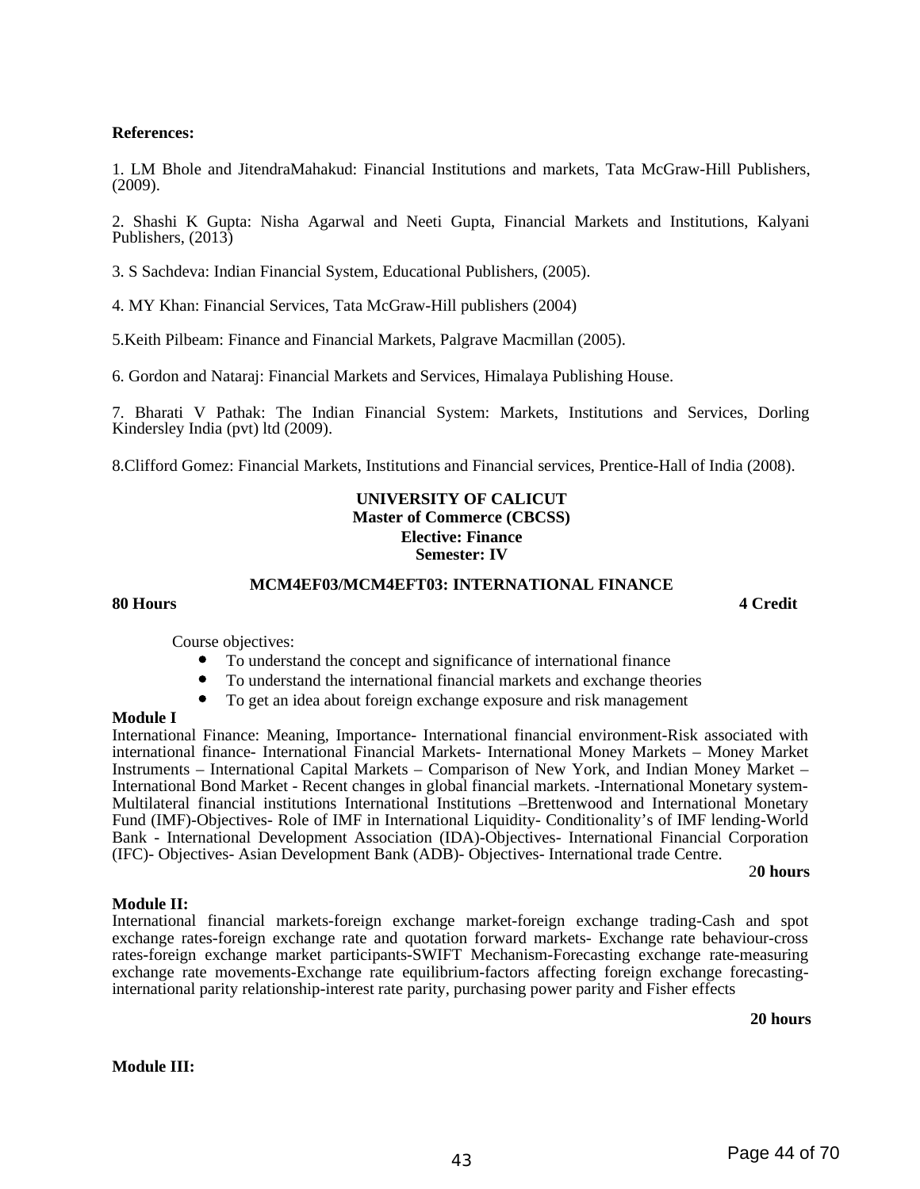**References:**

1. LM Bhole and JitendraMahakud: Financial Institutions and markets, Tata McGraw-Hill Publishers, (2009).

2. Shashi K Gupta: Nisha Agarwal and Neeti Gupta, Financial Markets and Institutions, Kalyani Publishers, (2013)

3. S Sachdeva: Indian Financial System, Educational Publishers, (2005).

4. MY Khan: Financial Services, Tata McGraw-Hill publishers (2004)

5.Keith Pilbeam: Finance and Financial Markets, Palgrave Macmillan (2005).

6. Gordon and Nataraj: Financial Markets and Services, Himalaya Publishing House.

7. Bharati V Pathak: The Indian Financial System: Markets, Institutions and Services, Dorling Kindersley India (pvt) ltd (2009).

8.Clifford Gomez: Financial Markets, Institutions and Financial services, Prentice-Hall of India (2008).

**UNIVERSITY OF CALICUT**
**Master of Commerce (CBCSS)**
**Elective: Finance**
**Semester: IV**

**MCM4EF03/MCM4EFT03: INTERNATIONAL FINANCE**

**80 Hours** **4 Credit**

Course objectives:

- To understand the concept and significance of international finance
- To understand the international financial markets and exchange theories
- To get an idea about foreign exchange exposure and risk management

**Module I**

International Finance: Meaning, Importance- International financial environment-Risk associated with international finance- International Financial Markets- International Money Markets – Money Market Instruments – International Capital Markets – Comparison of New York, and Indian Money Market – International Bond Market - Recent changes in global financial markets. -International Monetary system-Multilateral financial institutions International Institutions –Brettenwood and International Monetary Fund (IMF)-Objectives- Role of IMF in International Liquidity- Conditionality's of IMF lending-World Bank - International Development Association (IDA)-Objectives- International Financial Corporation (IFC)- Objectives- Asian Development Bank (ADB)- Objectives- International trade Centre.

**20 hours**

**Module II:**

International financial markets-foreign exchange market-foreign exchange trading-Cash and spot exchange rates-foreign exchange rate and quotation forward markets- Exchange rate behaviour-cross rates-foreign exchange market participants-SWIFT Mechanism-Forecasting exchange rate-measuring exchange rate movements-Exchange rate equilibrium-factors affecting foreign exchange forecasting-international parity relationship-interest rate parity, purchasing power parity and Fisher effects

**20 hours**

**Module III:**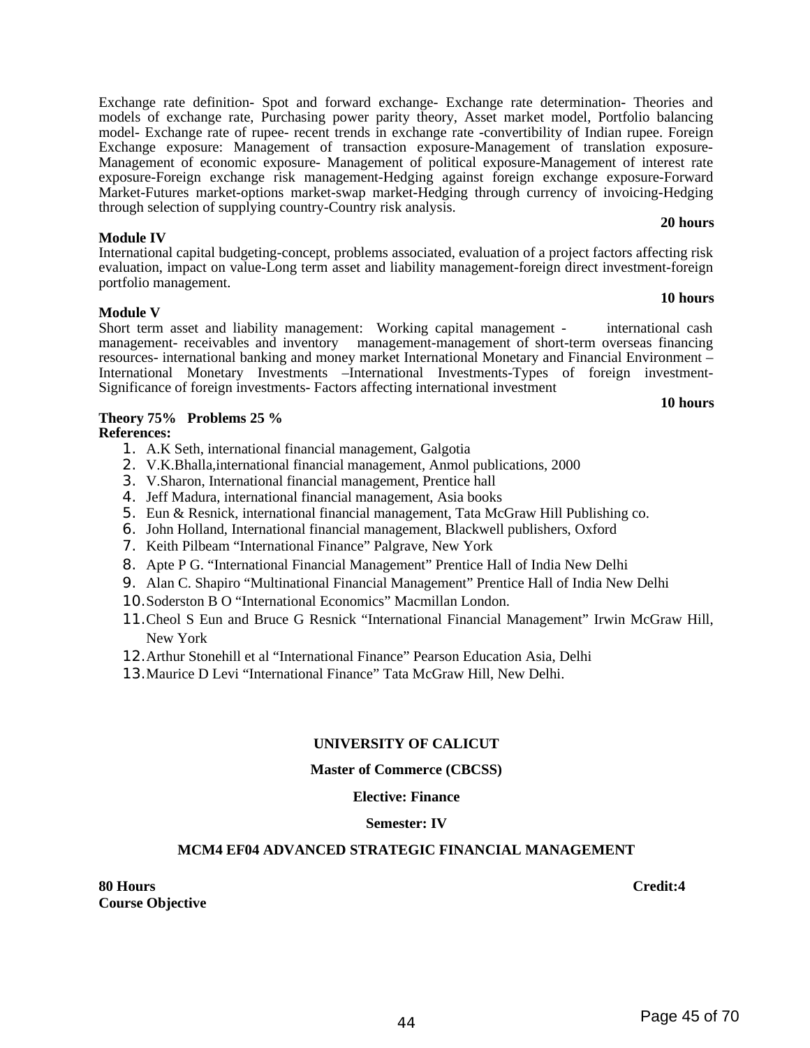Exchange rate definition- Spot and forward exchange- Exchange rate determination- Theories and models of exchange rate, Purchasing power parity theory, Asset market model, Portfolio balancing model- Exchange rate of rupee- recent trends in exchange rate -convertibility of Indian rupee. Foreign Exchange exposure: Management of transaction exposure-Management of translation exposure-Management of economic exposure- Management of political exposure-Management of interest rate exposure-Foreign exchange risk management-Hedging against foreign exchange exposure-Forward Market-Futures market-options market-swap market-Hedging through currency of invoicing-Hedging through selection of supplying country-Country risk analysis.

**20 hours**

**Module IV**

International capital budgeting-concept, problems associated, evaluation of a project factors affecting risk evaluation, impact on value-Long term asset and liability management-foreign direct investment-foreign portfolio management.

**10 hours**

**Module V**

Short term asset and liability management: Working capital management - international cash management- receivables and inventory management-management of short-term overseas financing resources- international banking and money market International Monetary and Financial Environment – International Monetary Investments –International Investments-Types of foreign investment-Significance of foreign investments- Factors affecting international investment

**10 hours**

**Theory 75% Problems 25 %**

**References:**

1. A.K Seth, international financial management, Galgotia
2. V.K.Bhalla,international financial management, Anmol publications, 2000
3. V.Sharon, International financial management, Prentice hall
4. Jeff Madura, international financial management, Asia books
5. Eun & Resnick, international financial management, Tata McGraw Hill Publishing co.
6. John Holland, International financial management, Blackwell publishers, Oxford
7. Keith Pilbeam “International Finance” Palgrave, New York
8. Apte P G. “International Financial Management” Prentice Hall of India New Delhi
9. Alan C. Shapiro “Multinational Financial Management” Prentice Hall of India New Delhi
10. Soderston B O “International Economics” Macmillan London.
11. Cheol S Eun and Bruce G Resnick “International Financial Management” Irwin McGraw Hill, New York
12. Arthur Stonehill et al “International Finance” Pearson Education Asia, Delhi
13. Maurice D Levi “International Finance” Tata McGraw Hill, New Delhi.

**UNIVERSITY OF CALICUT**

**Master of Commerce (CBCSS)**

**Elective: Finance**

**Semester: IV**

**MCM4 EF04 ADVANCED STRATEGIC FINANCIAL MANAGEMENT**

**80 Hours** **Credit:4**

**Course Objective**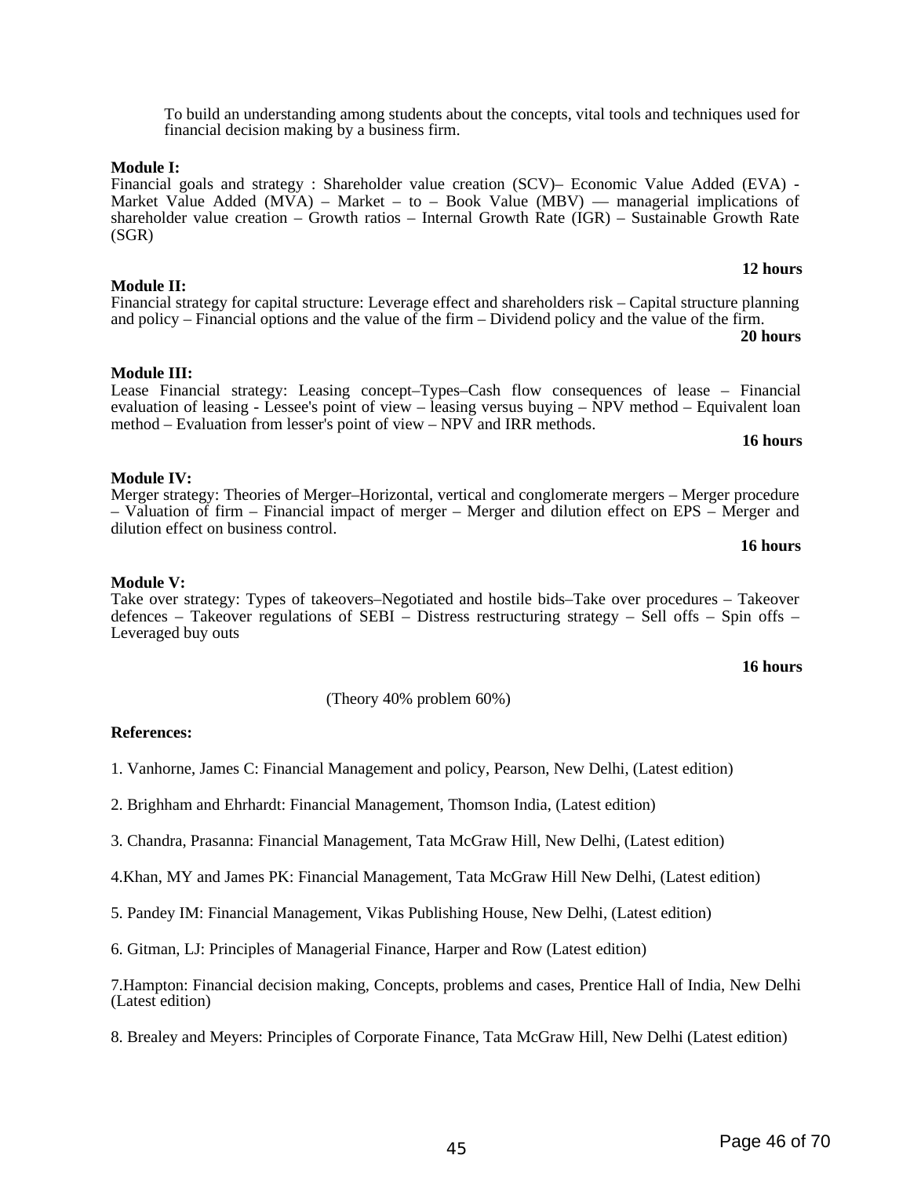To build an understanding among students about the concepts, vital tools and techniques used for financial decision making by a business firm.

**Module I:**

Financial goals and strategy : Shareholder value creation (SCV)– Economic Value Added (EVA) - Market Value Added (MVA) – Market – to – Book Value (MBV) –– managerial implications of shareholder value creation – Growth ratios – Internal Growth Rate (IGR) – Sustainable Growth Rate (SGR)

**12 hours**

**Module II:**

Financial strategy for capital structure: Leverage effect and shareholders risk – Capital structure planning and policy – Financial options and the value of the firm – Dividend policy and the value of the firm.

**20 hours**

**Module III:**

Lease Financial strategy: Leasing concept–Types–Cash flow consequences of lease – Financial evaluation of leasing - Lessee's point of view – leasing versus buying – NPV method – Equivalent loan method – Evaluation from lesser's point of view – NPV and IRR methods.

**16 hours**

**Module IV:**

Merger strategy: Theories of Merger–Horizontal, vertical and conglomerate mergers – Merger procedure – Valuation of firm – Financial impact of merger – Merger and dilution effect on EPS – Merger and dilution effect on business control.

**16 hours**

**Module V:**

Take over strategy: Types of takeovers–Negotiated and hostile bids–Take over procedures – Takeover defences – Takeover regulations of SEBI – Distress restructuring strategy – Sell offs – Spin offs – Leveraged buy outs

**16 hours**

(Theory 40% problem 60%)

**References:**

1. Vanhorne, James C: Financial Management and policy, Pearson, New Delhi, (Latest edition)

2. Brighham and Ehrhardt: Financial Management, Thomson India, (Latest edition)

3. Chandra, Prasanna: Financial Management, Tata McGraw Hill, New Delhi, (Latest edition)

4. Khan, MY and James PK: Financial Management, Tata McGraw Hill New Delhi, (Latest edition)

5. Pandey IM: Financial Management, Vikas Publishing House, New Delhi, (Latest edition)

6. Gitman, LJ: Principles of Managerial Finance, Harper and Row (Latest edition)

7. Hampton: Financial decision making, Concepts, problems and cases, Prentice Hall of India, New Delhi (Latest edition)

8. Brealey and Meyers: Principles of Corporate Finance, Tata McGraw Hill, New Delhi (Latest edition)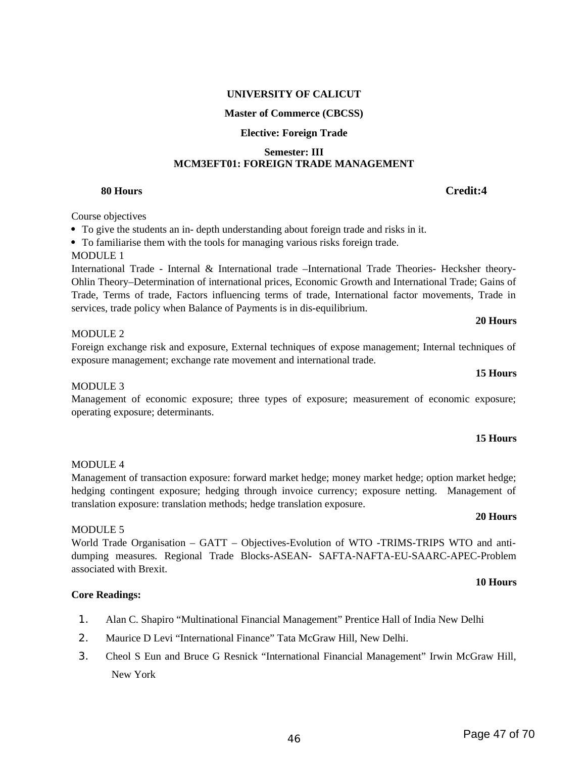**UNIVERSITY OF CALICUT**

**Master of Commerce (CBCSS)**

**Elective: Foreign Trade**

**Semester: III**
**MCM3EFT01: FOREIGN TRADE MANAGEMENT**

**80 Hours** **Credit:4**

Course objectives

- To give the students an in- depth understanding about foreign trade and risks in it.
- To familiarise them with the tools for managing various risks foreign trade.

MODULE 1

International Trade - Internal & International trade –International Trade Theories- Hecksher theory-Ohlin Theory–Determination of international prices, Economic Growth and International Trade; Gains of Trade, Terms of trade, Factors influencing terms of trade, International factor movements, Trade in services, trade policy when Balance of Payments is in dis-equilibrium.

**20 Hours**

MODULE 2

Foreign exchange risk and exposure, External techniques of expose management; Internal techniques of exposure management; exchange rate movement and international trade.

**15 Hours**

MODULE 3

Management of economic exposure; three types of exposure; measurement of economic exposure; operating exposure; determinants.

**15 Hours**

MODULE 4

Management of transaction exposure: forward market hedge; money market hedge; option market hedge; hedging contingent exposure; hedging through invoice currency; exposure netting. Management of translation exposure: translation methods; hedge translation exposure.

**20 Hours**

MODULE 5

World Trade Organisation – GATT – Objectives-Evolution of WTO -TRIMS-TRIPS WTO and anti-dumping measures. Regional Trade Blocks-ASEAN- SAFTA-NAFTA-EU-SAARC-APEC-Problem associated with Brexit.

**10 Hours**

**Core Readings:**

1. Alan C. Shapiro “Multinational Financial Management” Prentice Hall of India New Delhi
2. Maurice D Levi “International Finance” Tata McGraw Hill, New Delhi.
3. Cheol S Eun and Bruce G Resnick “International Financial Management” Irwin McGraw Hill, New York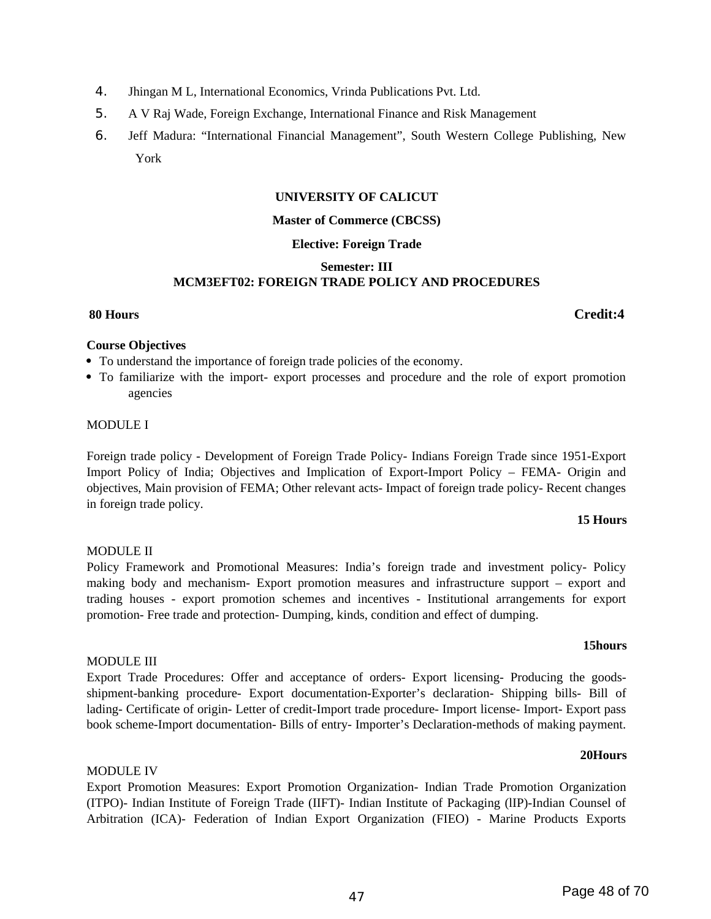4. Jhingan M L, International Economics, Vrinda Publications Pvt. Ltd.
5. A V Raj Wade, Foreign Exchange, International Finance and Risk Management
6. Jeff Madura: "International Financial Management", South Western College Publishing, New York

**UNIVERSITY OF CALICUT**

**Master of Commerce (CBCSS)**

**Elective: Foreign Trade**

**Semester: III**

**MCM3EFT02: FOREIGN TRADE POLICY AND PROCEDURES**

**80 Hours** **Credit:4**

**Course Objectives**

- To understand the importance of foreign trade policies of the economy.
- To familiarize with the import- export processes and procedure and the role of export promotion agencies

MODULE I

Foreign trade policy - Development of Foreign Trade Policy- Indians Foreign Trade since 1951-Export Import Policy of India; Objectives and Implication of Export-Import Policy – FEMA- Origin and objectives, Main provision of FEMA; Other relevant acts- Impact of foreign trade policy- Recent changes in foreign trade policy.

**15 Hours**

MODULE II

Policy Framework and Promotional Measures: India's foreign trade and investment policy- Policy making body and mechanism- Export promotion measures and infrastructure support – export and trading houses - export promotion schemes and incentives - Institutional arrangements for export promotion- Free trade and protection- Dumping, kinds, condition and effect of dumping.

**15hours**

MODULE III

Export Trade Procedures: Offer and acceptance of orders- Export licensing- Producing the goods-shipment-banking procedure- Export documentation-Exporter's declaration- Shipping bills- Bill of lading- Certificate of origin- Letter of credit-Import trade procedure- Import license- Import- Export pass book scheme-Import documentation- Bills of entry- Importer's Declaration-methods of making payment.

**20Hours**

MODULE IV

Export Promotion Measures: Export Promotion Organization- Indian Trade Promotion Organization (ITPO)- Indian Institute of Foreign Trade (IIFT)- Indian Institute of Packaging (lIP)-Indian Counsel of Arbitration (ICA)- Federation of Indian Export Organization (FIEO) - Marine Products Exports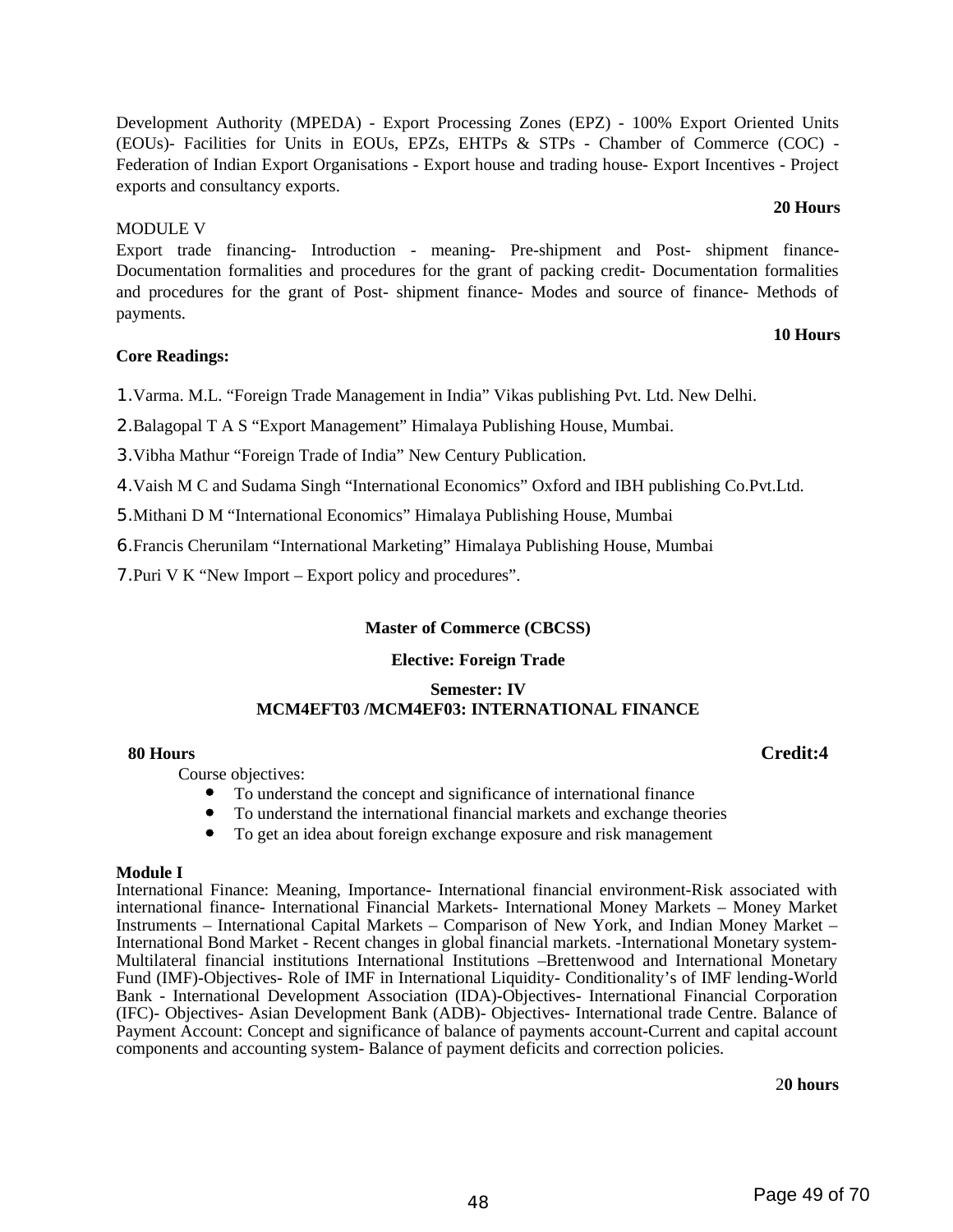Development Authority (MPEDA) - Export Processing Zones (EPZ) - 100% Export Oriented Units (EOUs)- Facilities for Units in EOUs, EPZs, EHTPs & STPs - Chamber of Commerce (COC) - Federation of Indian Export Organisations - Export house and trading house- Export Incentives - Project exports and consultancy exports.

**20 Hours**

MODULE V

Export trade financing- Introduction - meaning- Pre-shipment and Post- shipment finance- Documentation formalities and procedures for the grant of packing credit- Documentation formalities and procedures for the grant of Post- shipment finance- Modes and source of finance- Methods of payments.

**10 Hours**

**Core Readings:**

1. Varma. M.L. “Foreign Trade Management in India” Vikas publishing Pvt. Ltd. New Delhi.
2. Balagopal T A S “Export Management” Himalaya Publishing House, Mumbai.
3. Vibha Mathur “Foreign Trade of India” New Century Publication.
4. Vaish M C and Sudama Singh “International Economics” Oxford and IBH publishing Co.Pvt.Ltd.
5. Mithani D M “International Economics” Himalaya Publishing House, Mumbai
6. Francis Cherunilam “International Marketing” Himalaya Publishing House, Mumbai
7. Puri V K “New Import – Export policy and procedures”.

**Master of Commerce (CBCSS)**

**Elective: Foreign Trade**

**Semester: IV**
**MCM4EFT03 /MCM4EF03: INTERNATIONAL FINANCE**

**80 Hours** **Credit:4**

Course objectives:

- To understand the concept and significance of international finance
- To understand the international financial markets and exchange theories
- To get an idea about foreign exchange exposure and risk management

**Module I**

International Finance: Meaning, Importance- International financial environment-Risk associated with international finance- International Financial Markets- International Money Markets – Money Market Instruments – International Capital Markets – Comparison of New York, and Indian Money Market – International Bond Market - Recent changes in global financial markets. -International Monetary system- Multilateral financial institutions International Institutions –Brettenwood and International Monetary Fund (IMF)-Objectives- Role of IMF in International Liquidity- Conditionality’s of IMF lending-World Bank - International Development Association (IDA)-Objectives- International Financial Corporation (IFC)- Objectives- Asian Development Bank (ADB)- Objectives- International trade Centre. Balance of Payment Account: Concept and significance of balance of payments account-Current and capital account components and accounting system- Balance of payment deficits and correction policies.

2**0 hours**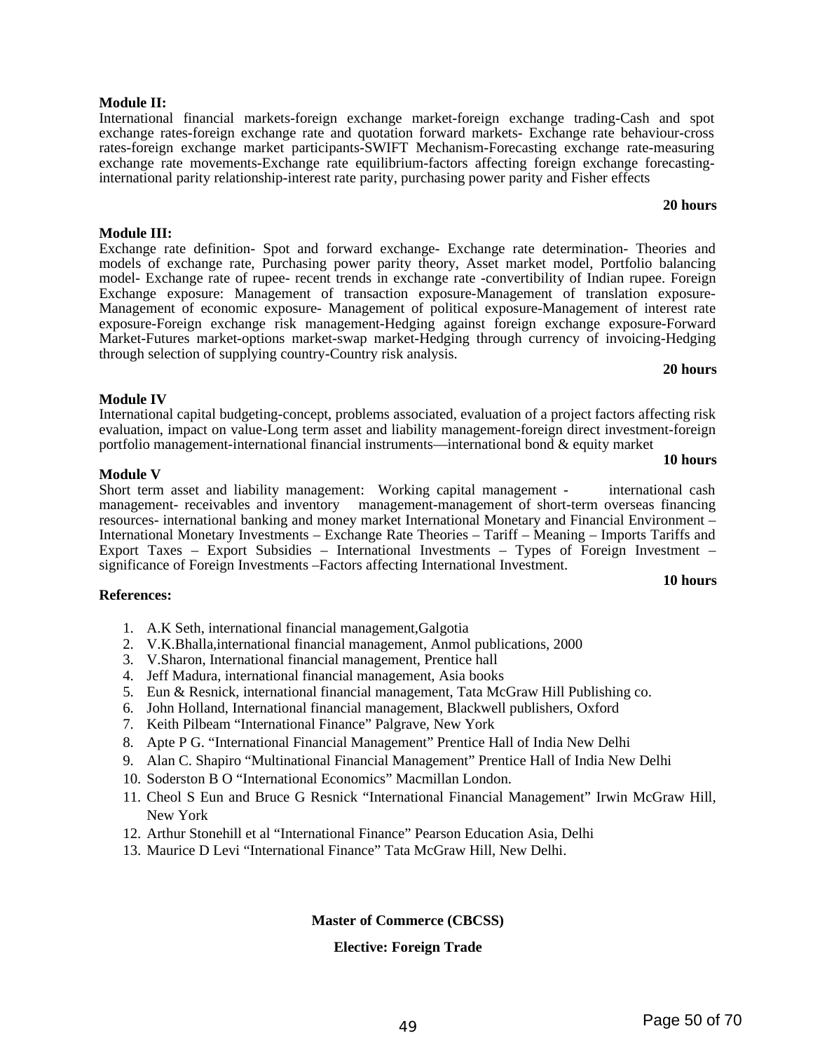**Module II:**

International financial markets-foreign exchange market-foreign exchange trading-Cash and spot exchange rates-foreign exchange rate and quotation forward markets- Exchange rate behaviour-cross rates-foreign exchange market participants-SWIFT Mechanism-Forecasting exchange rate-measuring exchange rate movements-Exchange rate equilibrium-factors affecting foreign exchange forecasting-international parity relationship-interest rate parity, purchasing power parity and Fisher effects

**20 hours**

**Module III:**

Exchange rate definition- Spot and forward exchange- Exchange rate determination- Theories and models of exchange rate, Purchasing power parity theory, Asset market model, Portfolio balancing model- Exchange rate of rupee- recent trends in exchange rate -convertibility of Indian rupee. Foreign Exchange exposure: Management of transaction exposure-Management of translation exposure-Management of economic exposure- Management of political exposure-Management of interest rate exposure-Foreign exchange risk management-Hedging against foreign exchange exposure-Forward Market-Futures market-options market-swap market-Hedging through currency of invoicing-Hedging through selection of supplying country-Country risk analysis.

**20 hours**

**Module IV**

International capital budgeting-concept, problems associated, evaluation of a project factors affecting risk evaluation, impact on value-Long term asset and liability management-foreign direct investment-foreign portfolio management-international financial instruments—international bond & equity market

**10 hours**

**Module V**

Short term asset and liability management: Working capital management - international cash management- receivables and inventory management-management of short-term overseas financing resources- international banking and money market International Monetary and Financial Environment – International Monetary Investments – Exchange Rate Theories – Tariff – Meaning – Imports Tariffs and Export Taxes – Export Subsidies – International Investments – Types of Foreign Investment – significance of Foreign Investments –Factors affecting International Investment.

**10 hours**

**References:**

1. A.K Seth, international financial management,Galgotia
2. V.K.Bhalla,international financial management, Anmol publications, 2000
3. V.Sharon, International financial management, Prentice hall
4. Jeff Madura, international financial management, Asia books
5. Eun & Resnick, international financial management, Tata McGraw Hill Publishing co.
6. John Holland, International financial management, Blackwell publishers, Oxford
7. Keith Pilbeam “International Finance” Palgrave, New York
8. Apte P G. “International Financial Management” Prentice Hall of India New Delhi
9. Alan C. Shapiro “Multinational Financial Management” Prentice Hall of India New Delhi
10. Soderston B O “International Economics” Macmillan London.
11. Cheol S Eun and Bruce G Resnick “International Financial Management” Irwin McGraw Hill, New York
12. Arthur Stonehill et al “International Finance” Pearson Education Asia, Delhi
13. Maurice D Levi “International Finance” Tata McGraw Hill, New Delhi.

**Master of Commerce (CBCSS)**

**Elective: Foreign Trade**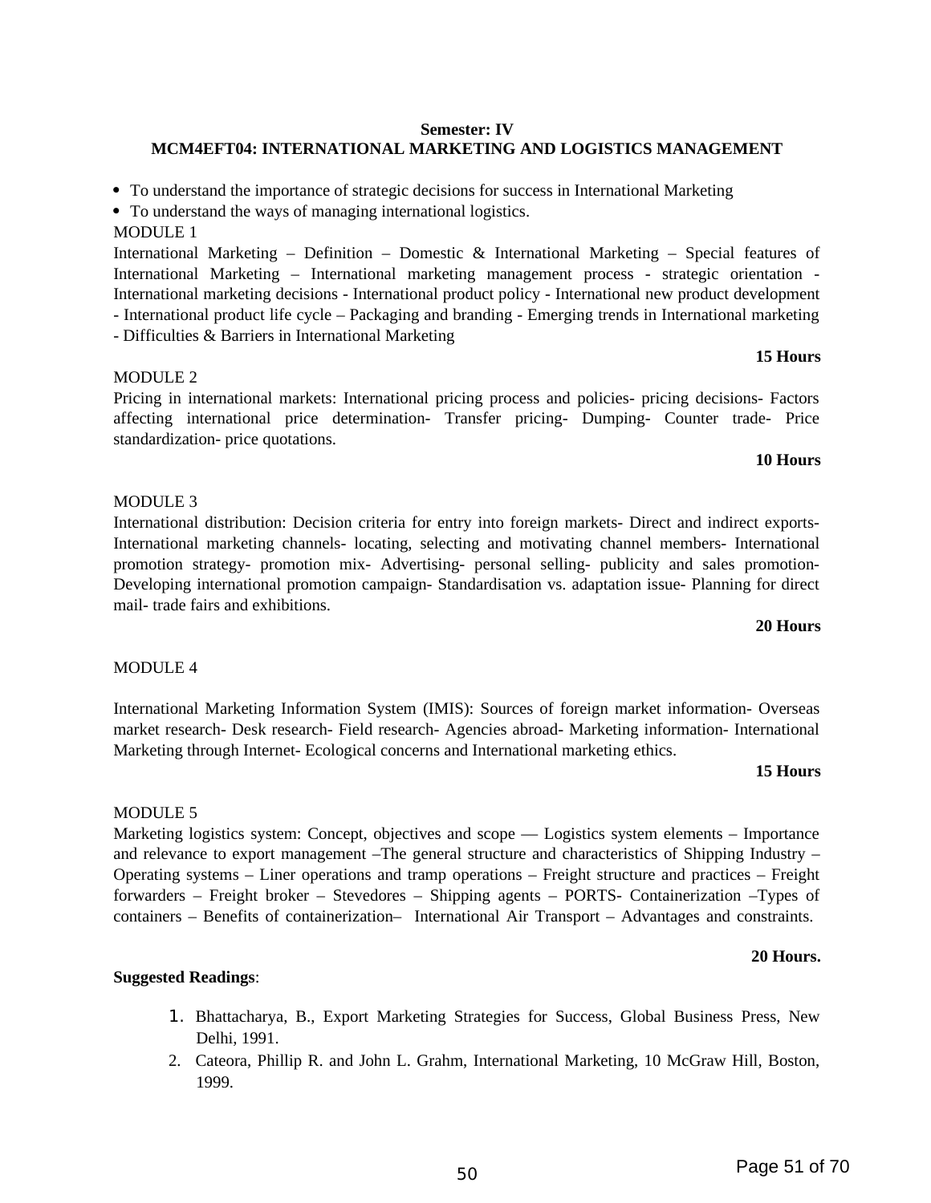**Semester: IV**

**MCM4EFT04: INTERNATIONAL MARKETING AND LOGISTICS MANAGEMENT**

- To understand the importance of strategic decisions for success in International Marketing
- To understand the ways of managing international logistics.

MODULE 1

International Marketing – Definition – Domestic & International Marketing – Special features of International Marketing – International marketing management process - strategic orientation - International marketing decisions - International product policy - International new product development - International product life cycle – Packaging and branding - Emerging trends in International marketing - Difficulties & Barriers in International Marketing

**15 Hours**

MODULE 2

Pricing in international markets: International pricing process and policies- pricing decisions- Factors affecting international price determination- Transfer pricing- Dumping- Counter trade- Price standardization- price quotations.

**10 Hours**

MODULE 3

International distribution: Decision criteria for entry into foreign markets- Direct and indirect exports- International marketing channels- locating, selecting and motivating channel members- International promotion strategy- promotion mix- Advertising- personal selling- publicity and sales promotion- Developing international promotion campaign- Standardisation vs. adaptation issue- Planning for direct mail- trade fairs and exhibitions.

**20 Hours**

MODULE 4

International Marketing Information System (IMIS): Sources of foreign market information- Overseas market research- Desk research- Field research- Agencies abroad- Marketing information- International Marketing through Internet- Ecological concerns and International marketing ethics.

**15 Hours**

MODULE 5

Marketing logistics system: Concept, objectives and scope — Logistics system elements – Importance and relevance to export management –The general structure and characteristics of Shipping Industry – Operating systems – Liner operations and tramp operations – Freight structure and practices – Freight forwarders – Freight broker – Stevedores – Shipping agents – PORTS- Containerization –Types of containers – Benefits of containerization– International Air Transport – Advantages and constraints.

**20 Hours.**

**Suggested Readings**:

1. Bhattacharya, B., Export Marketing Strategies for Success, Global Business Press, New Delhi, 1991.
2. Cateora, Phillip R. and John L. Grahm, International Marketing, 10 McGraw Hill, Boston, 1999.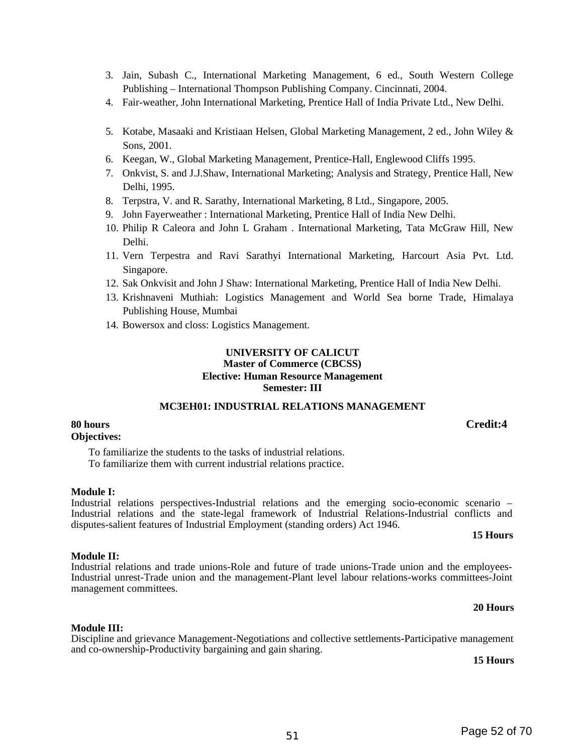3. Jain, Subash C., International Marketing Management, 6 ed., South Western College Publishing – International Thompson Publishing Company. Cincinnati, 2004.
4. Fair-weather, John International Marketing, Prentice Hall of India Private Ltd., New Delhi.
5. Kotabe, Masaaki and Kristiaan Helsen, Global Marketing Management, 2 ed., John Wiley & Sons, 2001.
6. Keegan, W., Global Marketing Management, Prentice-Hall, Englewood Cliffs 1995.
7. Onkvist, S. and J.J.Shaw, International Marketing; Analysis and Strategy, Prentice Hall, New Delhi, 1995.
8. Terpstra, V. and R. Sarathy, International Marketing, 8 Ltd., Singapore, 2005.
9. John Fayerweather : International Marketing, Prentice Hall of India New Delhi.
10. Philip R Caleora and John L Graham . International Marketing, Tata McGraw Hill, New Delhi.
11. Vern Terpestra and Ravi Sarathyi International Marketing, Harcourt Asia Pvt. Ltd. Singapore.
12. Sak Onkvisit and John J Shaw: International Marketing, Prentice Hall of India New Delhi.
13. Krishnaveni Muthiah: Logistics Management and World Sea borne Trade, Himalaya Publishing House, Mumbai
14. Bowersox and closs: Logistics Management.

**UNIVERSITY OF CALICUT**
**Master of Commerce (CBCSS)**
**Elective: Human Resource Management**
**Semester: III**

## MC3EH01: INDUSTRIAL RELATIONS MANAGEMENT

**80 hours** **Credit:4**

**Objectives:**

To familiarize the students to the tasks of industrial relations.
To familiarize them with current industrial relations practice.

**Module I:**

Industrial relations perspectives-Industrial relations and the emerging socio-economic scenario – Industrial relations and the state-legal framework of Industrial Relations-Industrial conflicts and disputes-salient features of Industrial Employment (standing orders) Act 1946.

**15 Hours**

**Module II:**

Industrial relations and trade unions-Role and future of trade unions-Trade union and the employees-Industrial unrest-Trade union and the management-Plant level labour relations-works committees-Joint management committees.

**20 Hours**

**Module III:**

Discipline and grievance Management-Negotiations and collective settlements-Participative management and co-ownership-Productivity bargaining and gain sharing.

**15 Hours**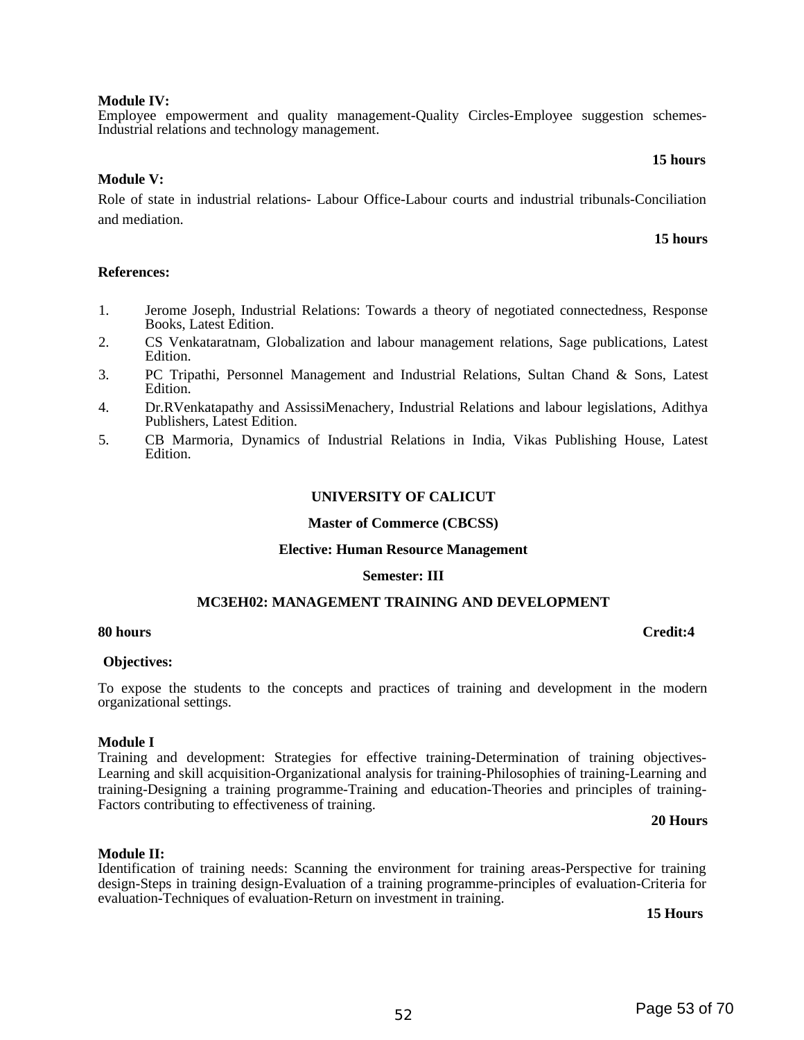**Module IV:**
Employee empowerment and quality management-Quality Circles-Employee suggestion schemes-Industrial relations and technology management.

**15 hours**

**Module V:**

Role of state in industrial relations- Labour Office-Labour courts and industrial tribunals-Conciliation and mediation.

**15 hours**

**References:**

1. Jerome Joseph, Industrial Relations: Towards a theory of negotiated connectedness, Response Books, Latest Edition.
2. CS Venkataratnam, Globalization and labour management relations, Sage publications, Latest Edition.
3. PC Tripathi, Personnel Management and Industrial Relations, Sultan Chand & Sons, Latest Edition.
4. Dr.RVenkatapathy and AssissiMenachery, Industrial Relations and labour legislations, Adithya Publishers, Latest Edition.
5. CB Marmoria, Dynamics of Industrial Relations in India, Vikas Publishing House, Latest Edition.

**UNIVERSITY OF CALICUT**

**Master of Commerce (CBCSS)**

**Elective: Human Resource Management**

**Semester: III**

**MC3EH02: MANAGEMENT TRAINING AND DEVELOPMENT**

**80 hours** **Credit:4**

**Objectives:**

To expose the students to the concepts and practices of training and development in the modern organizational settings.

**Module I**
Training and development: Strategies for effective training-Determination of training objectives-Learning and skill acquisition-Organizational analysis for training-Philosophies of training-Learning and training-Designing a training programme-Training and education-Theories and principles of training-Factors contributing to effectiveness of training.

**20 Hours**

**Module II:**
Identification of training needs: Scanning the environment for training areas-Perspective for training design-Steps in training design-Evaluation of a training programme-principles of evaluation-Criteria for evaluation-Techniques of evaluation-Return on investment in training.

**15 Hours**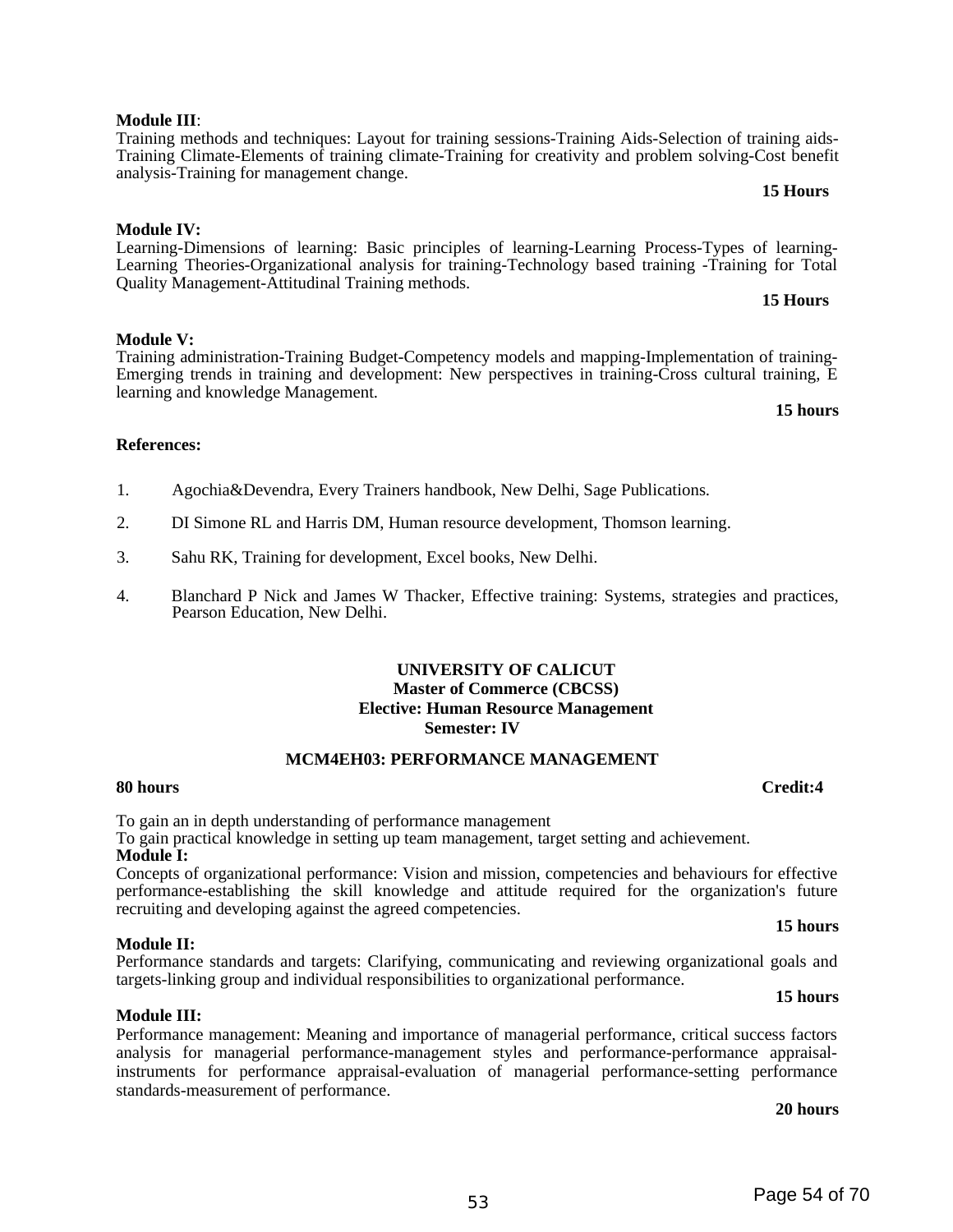**Module III**:
Training methods and techniques: Layout for training sessions-Training Aids-Selection of training aids-Training Climate-Elements of training climate-Training for creativity and problem solving-Cost benefit analysis-Training for management change.

**15 Hours**

**Module IV:**
Learning-Dimensions of learning: Basic principles of learning-Learning Process-Types of learning-Learning Theories-Organizational analysis for training-Technology based training -Training for Total Quality Management-Attitudinal Training methods.

**15 Hours**

**Module V:**
Training administration-Training Budget-Competency models and mapping-Implementation of training-Emerging trends in training and development: New perspectives in training-Cross cultural training, E learning and knowledge Management.

**15 hours**

**References:**

1. Agochia&Devendra, Every Trainers handbook, New Delhi, Sage Publications.
2. DI Simone RL and Harris DM, Human resource development, Thomson learning.
3. Sahu RK, Training for development, Excel books, New Delhi.
4. Blanchard P Nick and James W Thacker, Effective training: Systems, strategies and practices, Pearson Education, New Delhi.

**UNIVERSITY OF CALICUT**
**Master of Commerce (CBCSS)**
**Elective: Human Resource Management**
**Semester: IV**

## MCM4EH03: PERFORMANCE MANAGEMENT

**80 hours** **Credit:4**

To gain an in depth understanding of performance management
To gain practical knowledge in setting up team management, target setting and achievement.

**Module I:**
Concepts of organizational performance: Vision and mission, competencies and behaviours for effective performance-establishing the skill knowledge and attitude required for the organization's future recruiting and developing against the agreed competencies.

**15 hours**

**Module II:**
Performance standards and targets: Clarifying, communicating and reviewing organizational goals and targets-linking group and individual responsibilities to organizational performance.

**15 hours**

**Module III:**
Performance management: Meaning and importance of managerial performance, critical success factors analysis for managerial performance-management styles and performance-performance appraisal-instruments for performance appraisal-evaluation of managerial performance-setting performance standards-measurement of performance.

**20 hours**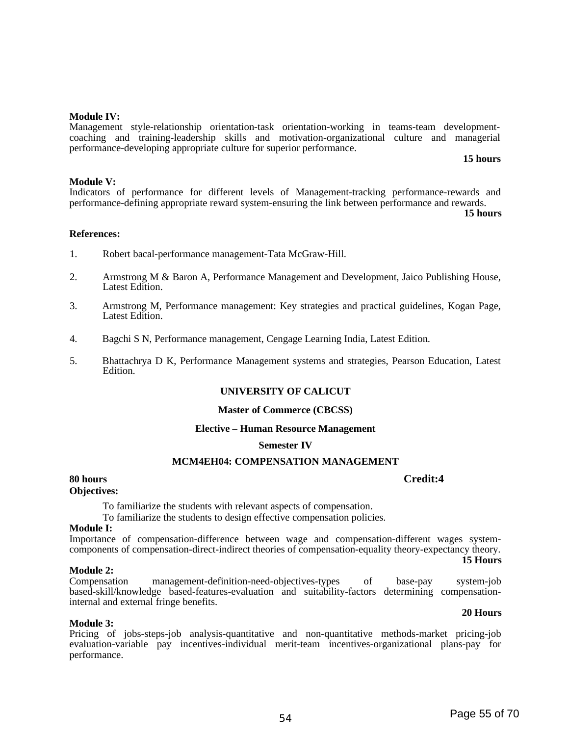**Module IV:**
Management style-relationship orientation-task orientation-working in teams-team development-coaching and training-leadership skills and motivation-organizational culture and managerial performance-developing appropriate culture for superior performance.

**15 hours**

**Module V:**
Indicators of performance for different levels of Management-tracking performance-rewards and performance-defining appropriate reward system-ensuring the link between performance and rewards.

**15 hours**

**References:**

1. Robert bacal-performance management-Tata McGraw-Hill.
2. Armstrong M & Baron A, Performance Management and Development, Jaico Publishing House, Latest Edition.
3. Armstrong M, Performance management: Key strategies and practical guidelines, Kogan Page, Latest Edition.
4. Bagchi S N, Performance management, Cengage Learning India, Latest Edition.
5. Bhattachrya D K, Performance Management systems and strategies, Pearson Education, Latest Edition.

## UNIVERSITY OF CALICUT

### Master of Commerce (CBCSS)

### Elective – Human Resource Management

### Semester IV

### MCM4EH04: COMPENSATION MANAGEMENT

**80 hours** **Credit:4**

**Objectives:**

To familiarize the students with relevant aspects of compensation.

To familiarize the students to design effective compensation policies.

**Module I:**
Importance of compensation-difference between wage and compensation-different wages system-components of compensation-direct-indirect theories of compensation-equality theory-expectancy theory.

**15 Hours**

**Module 2:**
Compensation management-definition-need-objectives-types of base-pay system-job based-skill/knowledge based-features-evaluation and suitability-factors determining compensation-internal and external fringe benefits.

**20 Hours**

**Module 3:**
Pricing of jobs-steps-job analysis-quantitative and non-quantitative methods-market pricing-job evaluation-variable pay incentives-individual merit-team incentives-organizational plans-pay for performance.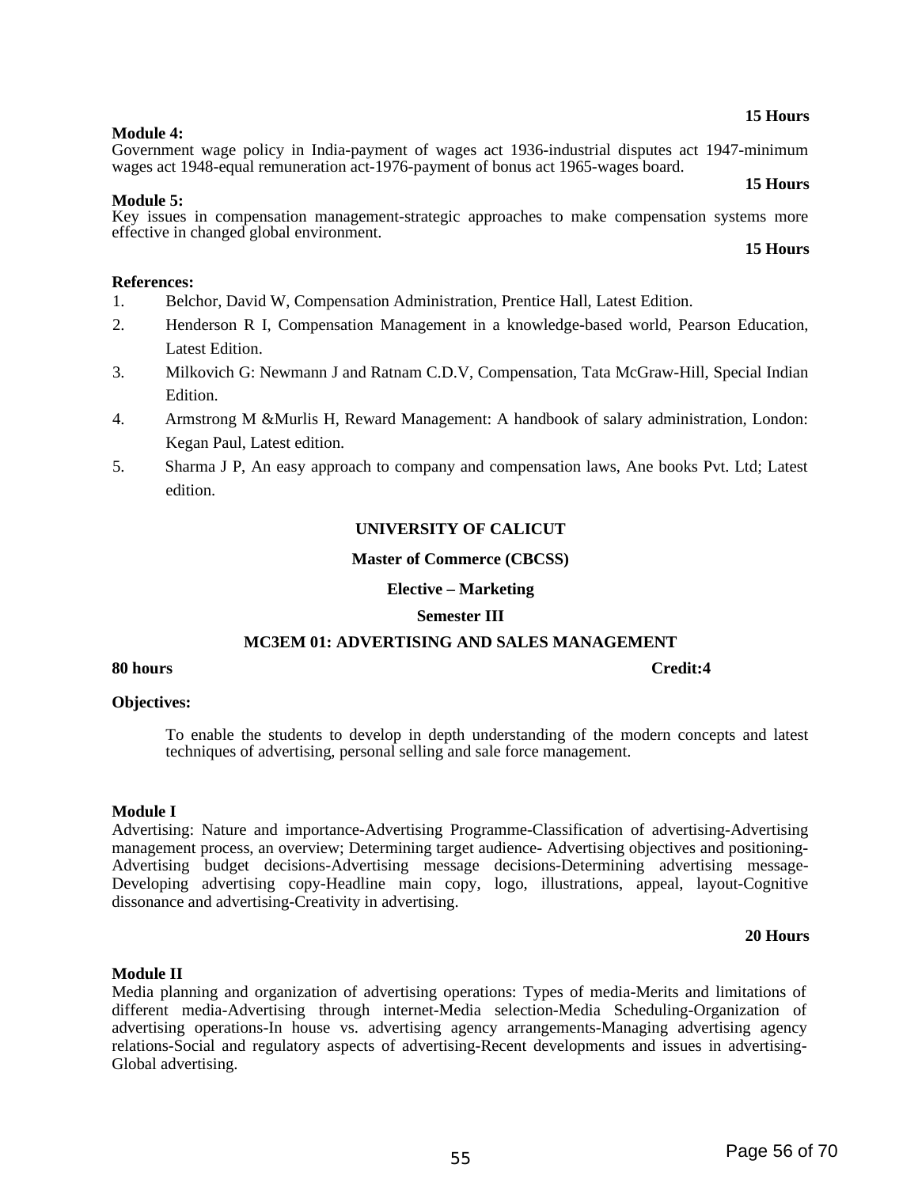**15 Hours**

**Module 4:**

Government wage policy in India-payment of wages act 1936-industrial disputes act 1947-minimum wages act 1948-equal remuneration act-1976-payment of bonus act 1965-wages board.

**15 Hours**

**Module 5:**

Key issues in compensation management-strategic approaches to make compensation systems more effective in changed global environment.

**15 Hours**

**References:**

1. Belchor, David W, Compensation Administration, Prentice Hall, Latest Edition.
2. Henderson R I, Compensation Management in a knowledge-based world, Pearson Education, Latest Edition.
3. Milkovich G: Newmann J and Ratnam C.D.V, Compensation, Tata McGraw-Hill, Special Indian Edition.
4. Armstrong M &Murlis H, Reward Management: A handbook of salary administration, London: Kegan Paul, Latest edition.
5. Sharma J P, An easy approach to company and compensation laws, Ane books Pvt. Ltd; Latest edition.

## UNIVERSITY OF CALICUT

### Master of Commerce (CBCSS)

### Elective – Marketing

### Semester III

### MC3EM 01: ADVERTISING AND SALES MANAGEMENT

**80 hours** **Credit:4**

**Objectives:**

To enable the students to develop in depth understanding of the modern concepts and latest techniques of advertising, personal selling and sale force management.

**Module I**

Advertising: Nature and importance-Advertising Programme-Classification of advertising-Advertising management process, an overview; Determining target audience- Advertising objectives and positioning-Advertising budget decisions-Advertising message decisions-Determining advertising message-Developing advertising copy-Headline main copy, logo, illustrations, appeal, layout-Cognitive dissonance and advertising-Creativity in advertising.

**20 Hours**

**Module II**

Media planning and organization of advertising operations: Types of media-Merits and limitations of different media-Advertising through internet-Media selection-Media Scheduling-Organization of advertising operations-In house vs. advertising agency arrangements-Managing advertising agency relations-Social and regulatory aspects of advertising-Recent developments and issues in advertising-Global advertising.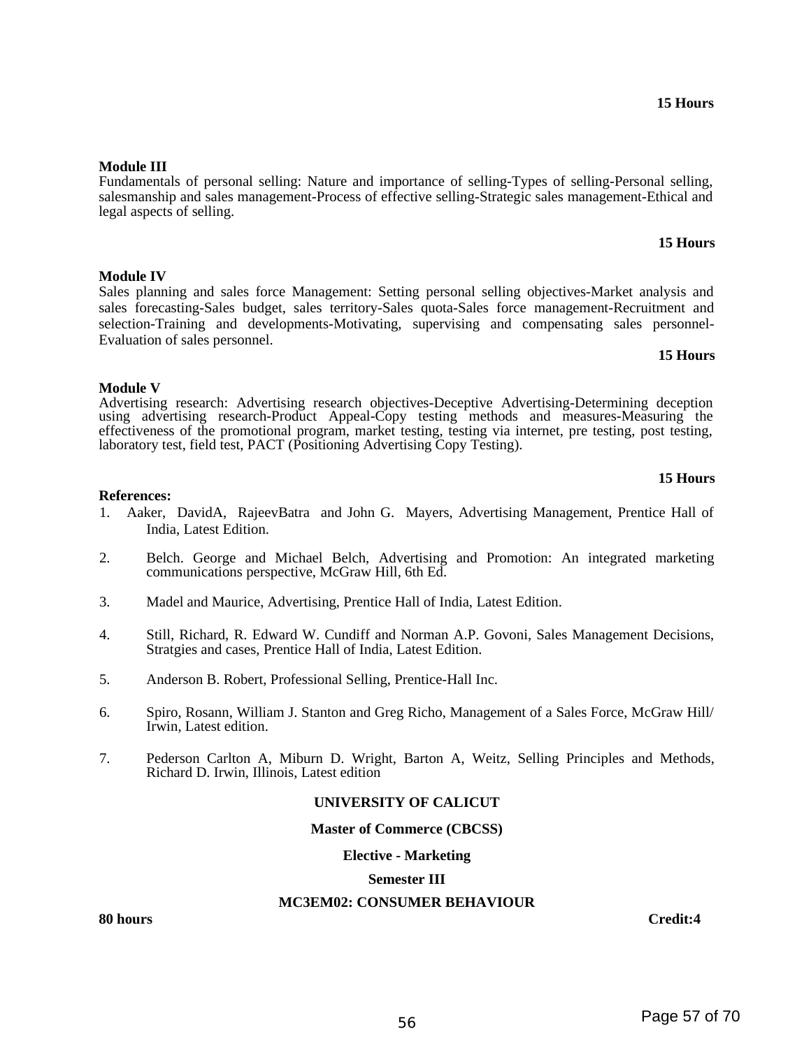**15 Hours**

**Module III**

Fundamentals of personal selling: Nature and importance of selling-Types of selling-Personal selling, salesmanship and sales management-Process of effective selling-Strategic sales management-Ethical and legal aspects of selling.

**15 Hours**

**Module IV**

Sales planning and sales force Management: Setting personal selling objectives-Market analysis and sales forecasting-Sales budget, sales territory-Sales quota-Sales force management-Recruitment and selection-Training and developments-Motivating, supervising and compensating sales personnel-Evaluation of sales personnel.

**15 Hours**

**Module V**

Advertising research: Advertising research objectives-Deceptive Advertising-Determining deception using advertising research-Product Appeal-Copy testing methods and measures-Measuring the effectiveness of the promotional program, market testing, testing via internet, pre testing, post testing, laboratory test, field test, PACT (Positioning Advertising Copy Testing).

**15 Hours**

**References:**

1. Aaker, DavidA, RajeevBatra and John G. Mayers, Advertising Management, Prentice Hall of India, Latest Edition.
2. Belch. George and Michael Belch, Advertising and Promotion: An integrated marketing communications perspective, McGraw Hill, 6th Ed.
3. Madel and Maurice, Advertising, Prentice Hall of India, Latest Edition.
4. Still, Richard, R. Edward W. Cundiff and Norman A.P. Govoni, Sales Management Decisions, Stratgies and cases, Prentice Hall of India, Latest Edition.
5. Anderson B. Robert, Professional Selling, Prentice-Hall Inc.
6. Spiro, Rosann, William J. Stanton and Greg Richo, Management of a Sales Force, McGraw Hill/ Irwin, Latest edition.
7. Pederson Carlton A, Miburn D. Wright, Barton A, Weitz, Selling Principles and Methods, Richard D. Irwin, Illinois, Latest edition

**UNIVERSITY OF CALICUT**

**Master of Commerce (CBCSS)**

**Elective - Marketing**

**Semester III**

**MC3EM02: CONSUMER BEHAVIOUR**

**80 hours** **Credit:4**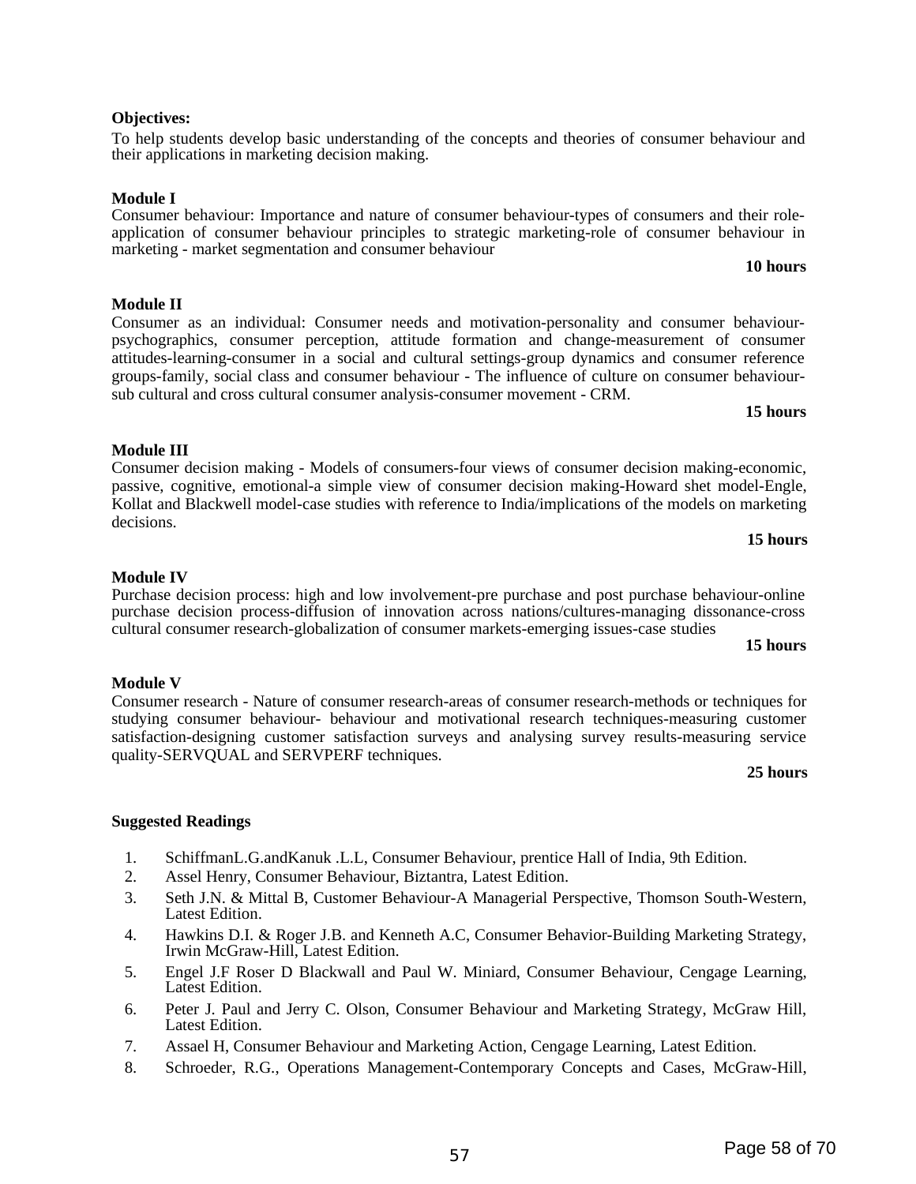**Objectives:**

To help students develop basic understanding of the concepts and theories of consumer behaviour and their applications in marketing decision making.

**Module I**

Consumer behaviour: Importance and nature of consumer behaviour-types of consumers and their role-application of consumer behaviour principles to strategic marketing-role of consumer behaviour in marketing - market segmentation and consumer behaviour

**10 hours**

**Module II**

Consumer as an individual: Consumer needs and motivation-personality and consumer behaviour-psychographics, consumer perception, attitude formation and change-measurement of consumer attitudes-learning-consumer in a social and cultural settings-group dynamics and consumer reference groups-family, social class and consumer behaviour - The influence of culture on consumer behaviour-sub cultural and cross cultural consumer analysis-consumer movement - CRM.

**15 hours**

**Module III**

Consumer decision making - Models of consumers-four views of consumer decision making-economic, passive, cognitive, emotional-a simple view of consumer decision making-Howard shet model-Engle, Kollat and Blackwell model-case studies with reference to India/implications of the models on marketing decisions.

**15 hours**

**Module IV**

Purchase decision process: high and low involvement-pre purchase and post purchase behaviour-online purchase decision process-diffusion of innovation across nations/cultures-managing dissonance-cross cultural consumer research-globalization of consumer markets-emerging issues-case studies

**15 hours**

**Module V**

Consumer research - Nature of consumer research-areas of consumer research-methods or techniques for studying consumer behaviour- behaviour and motivational research techniques-measuring customer satisfaction-designing customer satisfaction surveys and analysing survey results-measuring service quality-SERVQUAL and SERVPERF techniques.

**25 hours**

**Suggested Readings**

1. SchiffmanL.G.andKanuk .L.L, Consumer Behaviour, prentice Hall of India, 9th Edition.
2. Assel Henry, Consumer Behaviour, Biztantra, Latest Edition.
3. Seth J.N. & Mittal B, Customer Behaviour-A Managerial Perspective, Thomson South-Western, Latest Edition.
4. Hawkins D.I. & Roger J.B. and Kenneth A.C, Consumer Behavior-Building Marketing Strategy, Irwin McGraw-Hill, Latest Edition.
5. Engel J.F Roser D Blackwall and Paul W. Miniard, Consumer Behaviour, Cengage Learning, Latest Edition.
6. Peter J. Paul and Jerry C. Olson, Consumer Behaviour and Marketing Strategy, McGraw Hill, Latest Edition.
7. Assael H, Consumer Behaviour and Marketing Action, Cengage Learning, Latest Edition.
8. Schroeder, R.G., Operations Management-Contemporary Concepts and Cases, McGraw-Hill,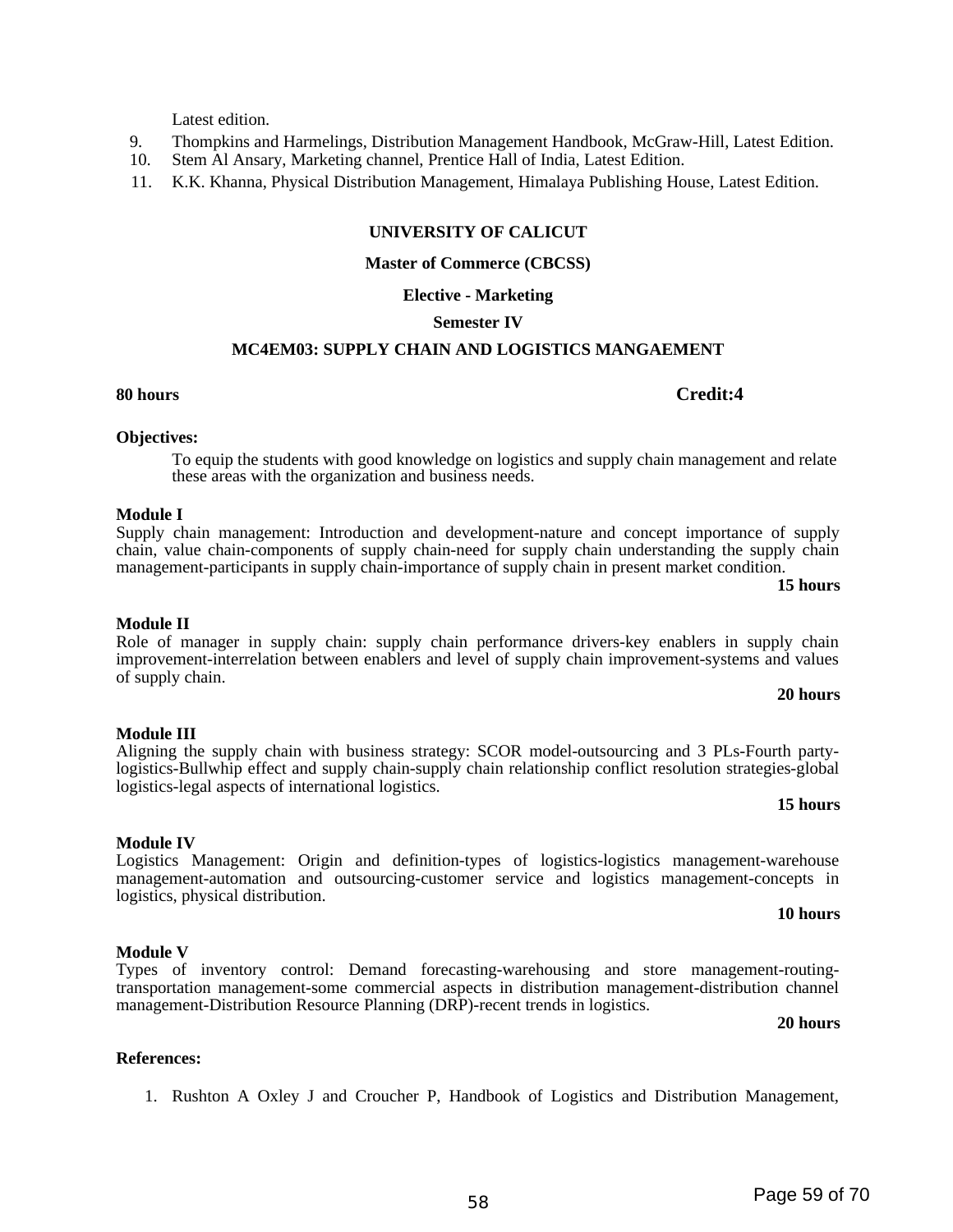Latest edition.

9. Thompkins and Harmelings, Distribution Management Handbook, McGraw-Hill, Latest Edition.
10. Stem Al Ansary, Marketing channel, Prentice Hall of India, Latest Edition.
11. K.K. Khanna, Physical Distribution Management, Himalaya Publishing House, Latest Edition.

**UNIVERSITY OF CALICUT**

**Master of Commerce (CBCSS)**

**Elective - Marketing**

**Semester IV**

**MC4EM03: SUPPLY CHAIN AND LOGISTICS MANGAEMENT**

**80 hours** **Credit:4**

**Objectives:**

To equip the students with good knowledge on logistics and supply chain management and relate these areas with the organization and business needs.

**Module I**

Supply chain management: Introduction and development-nature and concept importance of supply chain, value chain-components of supply chain-need for supply chain understanding the supply chain management-participants in supply chain-importance of supply chain in present market condition.

**15 hours**

**Module II**

Role of manager in supply chain: supply chain performance drivers-key enablers in supply chain improvement-interrelation between enablers and level of supply chain improvement-systems and values of supply chain.

**20 hours**

**Module III**

Aligning the supply chain with business strategy: SCOR model-outsourcing and 3 PLs-Fourth party-logistics-Bullwhip effect and supply chain-supply chain relationship conflict resolution strategies-global logistics-legal aspects of international logistics.

**15 hours**

**Module IV**

Logistics Management: Origin and definition-types of logistics-logistics management-warehouse management-automation and outsourcing-customer service and logistics management-concepts in logistics, physical distribution.

**10 hours**

**Module V**

Types of inventory control: Demand forecasting-warehousing and store management-routing-transportation management-some commercial aspects in distribution management-distribution channel management-Distribution Resource Planning (DRP)-recent trends in logistics.

**20 hours**

**References:**

1. Rushton A Oxley J and Croucher P, Handbook of Logistics and Distribution Management,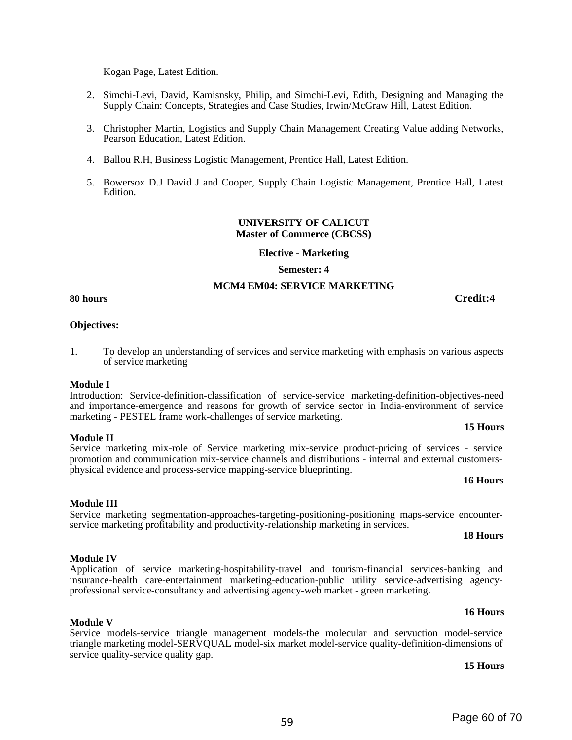Kogan Page, Latest Edition.

2. Simchi-Levi, David, Kamisnsky, Philip, and Simchi-Levi, Edith, Designing and Managing the Supply Chain: Concepts, Strategies and Case Studies, Irwin/McGraw Hill, Latest Edition.

3. Christopher Martin, Logistics and Supply Chain Management Creating Value adding Networks, Pearson Education, Latest Edition.

4. Ballou R.H, Business Logistic Management, Prentice Hall, Latest Edition.

5. Bowersox D.J David J and Cooper, Supply Chain Logistic Management, Prentice Hall, Latest Edition.

**UNIVERSITY OF CALICUT**
**Master of Commerce (CBCSS)**

**Elective - Marketing**

**Semester: 4**

**MCM4 EM04: SERVICE MARKETING**

**80 hours** **Credit:4**

**Objectives:**

1. To develop an understanding of services and service marketing with emphasis on various aspects of service marketing

**Module I**

Introduction: Service-definition-classification of service-service marketing-definition-objectives-need and importance-emergence and reasons for growth of service sector in India-environment of service marketing - PESTEL frame work-challenges of service marketing.

**15 Hours**

**Module II**

Service marketing mix-role of Service marketing mix-service product-pricing of services - service promotion and communication mix-service channels and distributions - internal and external customers-physical evidence and process-service mapping-service blueprinting.

**16 Hours**

**Module III**

Service marketing segmentation-approaches-targeting-positioning-positioning maps-service encounter-service marketing profitability and productivity-relationship marketing in services.

**18 Hours**

**Module IV**

Application of service marketing-hospitability-travel and tourism-financial services-banking and insurance-health care-entertainment marketing-education-public utility service-advertising agency-professional service-consultancy and advertising agency-web market - green marketing.

**16 Hours**

**Module V**

Service models-service triangle management models-the molecular and servuction model-service triangle marketing model-SERVQUAL model-six market model-service quality-definition-dimensions of service quality-service quality gap.

**15 Hours**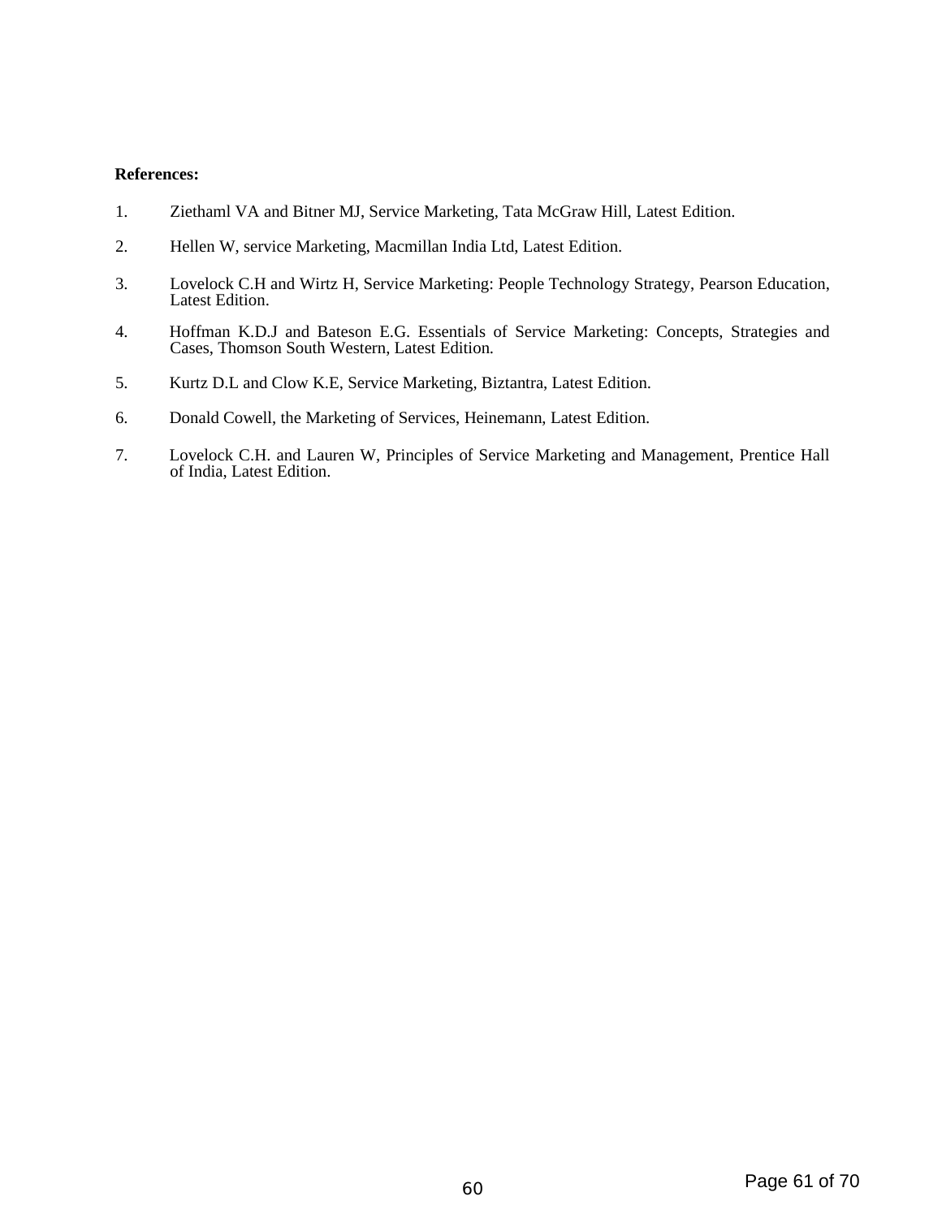**References:**

1. Zeithaml VA and Bitner MJ, Service Marketing, Tata McGraw Hill, Latest Edition.

2. Hellen W, service Marketing, Macmillan India Ltd, Latest Edition.

3. Lovelock C.H and Wirtz H, Service Marketing: People Technology Strategy, Pearson Education, Latest Edition.

4. Hoffman K.D.J and Bateson E.G. Essentials of Service Marketing: Concepts, Strategies and Cases, Thomson South Western, Latest Edition.

5. Kurtz D.L and Clow K.E, Service Marketing, Biztantra, Latest Edition.

6. Donald Cowell, the Marketing of Services, Heinemann, Latest Edition.

7. Lovelock C.H. and Lauren W, Principles of Service Marketing and Management, Prentice Hall of India, Latest Edition.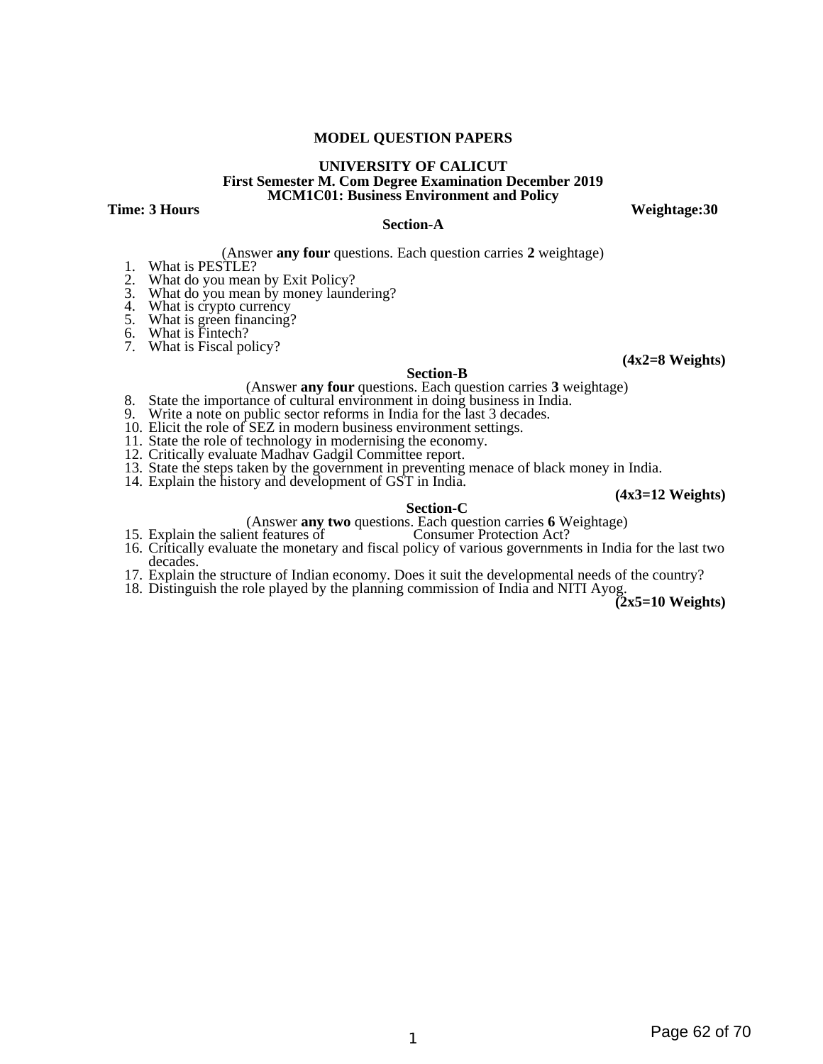## MODEL QUESTION PAPERS

**UNIVERSITY OF CALICUT**
**First Semester M. Com Degree Examination December 2019**
**MCM1C01: Business Environment and Policy**

**Time: 3 Hours** **Weightage:30**

### Section-A

(Answer **any four** questions. Each question carries **2** weightage)

1. What is PESTLE?
2. What do you mean by Exit Policy?
3. What do you mean by money laundering?
4. What is crypto currency
5. What is green financing?
6. What is Fintech?
7. What is Fiscal policy?

**(4x2=8 Weights)**

### Section-B

(Answer **any four** questions. Each question carries **3** weightage)

8. State the importance of cultural environment in doing business in India.
9. Write a note on public sector reforms in India for the last 3 decades.
10. Elicit the role of SEZ in modern business environment settings.
11. State the role of technology in modernising the economy.
12. Critically evaluate Madhav Gadgil Committee report.
13. State the steps taken by the government in preventing menace of black money in India.
14. Explain the history and development of GST in India.

**(4x3=12 Weights)**

### Section-C

(Answer **any two** questions. Each question carries **6** Weightage)

15. Explain the salient features of Consumer Protection Act?
16. Critically evaluate the monetary and fiscal policy of various governments in India for the last two decades.
17. Explain the structure of Indian economy. Does it suit the developmental needs of the country?
18. Distinguish the role played by the planning commission of India and NITI Ayog.

**(2x5=10 Weights)**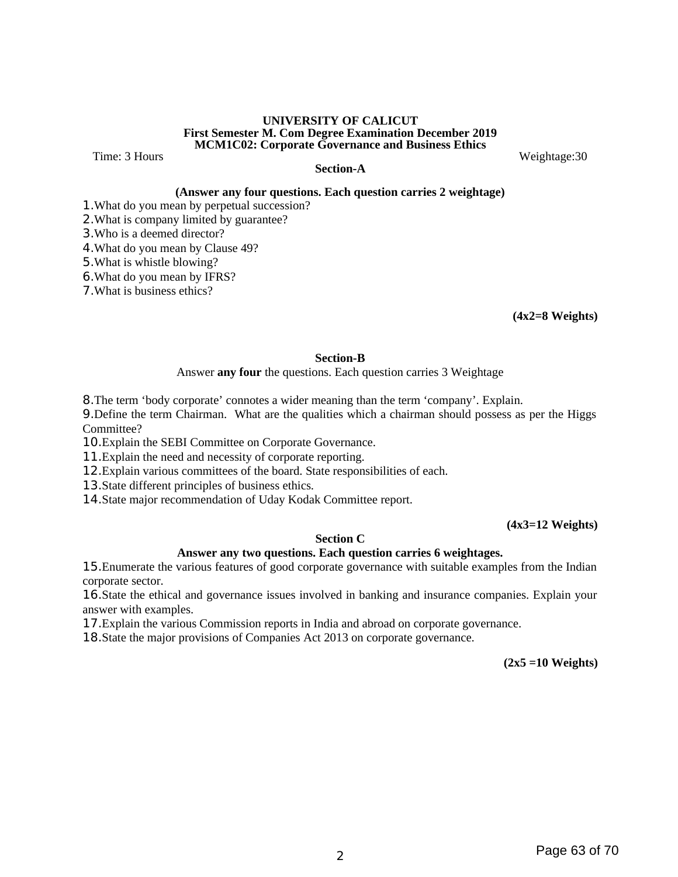**UNIVERSITY OF CALICUT**

**First Semester M. Com Degree Examination December 2019**

**MCM1C02: Corporate Governance and Business Ethics**

Time: 3 Hours　　　　　　　　　　　　　　　　　　　　　　　　　　　　Weightage:30

## Section-A

**(Answer any four questions. Each question carries 2 weightage)**

1. What do you mean by perpetual succession?
2. What is company limited by guarantee?
3. Who is a deemed director?
4. What do you mean by Clause 49?
5. What is whistle blowing?
6. What do you mean by IFRS?
7. What is business ethics?

**(4x2=8 Weights)**

## Section-B

Answer **any four** the questions. Each question carries 3 Weightage

8. The term 'body corporate' connotes a wider meaning than the term 'company'. Explain.
9. Define the term Chairman. What are the qualities which a chairman should possess as per the Higgs Committee?
10. Explain the SEBI Committee on Corporate Governance.
11. Explain the need and necessity of corporate reporting.
12. Explain various committees of the board. State responsibilities of each.
13. State different principles of business ethics.
14. State major recommendation of Uday Kodak Committee report.

**(4x3=12 Weights)**

## Section C

**Answer any two questions. Each question carries 6 weightages.**

15. Enumerate the various features of good corporate governance with suitable examples from the Indian corporate sector.
16. State the ethical and governance issues involved in banking and insurance companies. Explain your answer with examples.
17. Explain the various Commission reports in India and abroad on corporate governance.
18. State the major provisions of Companies Act 2013 on corporate governance.

**(2x5 =10 Weights)**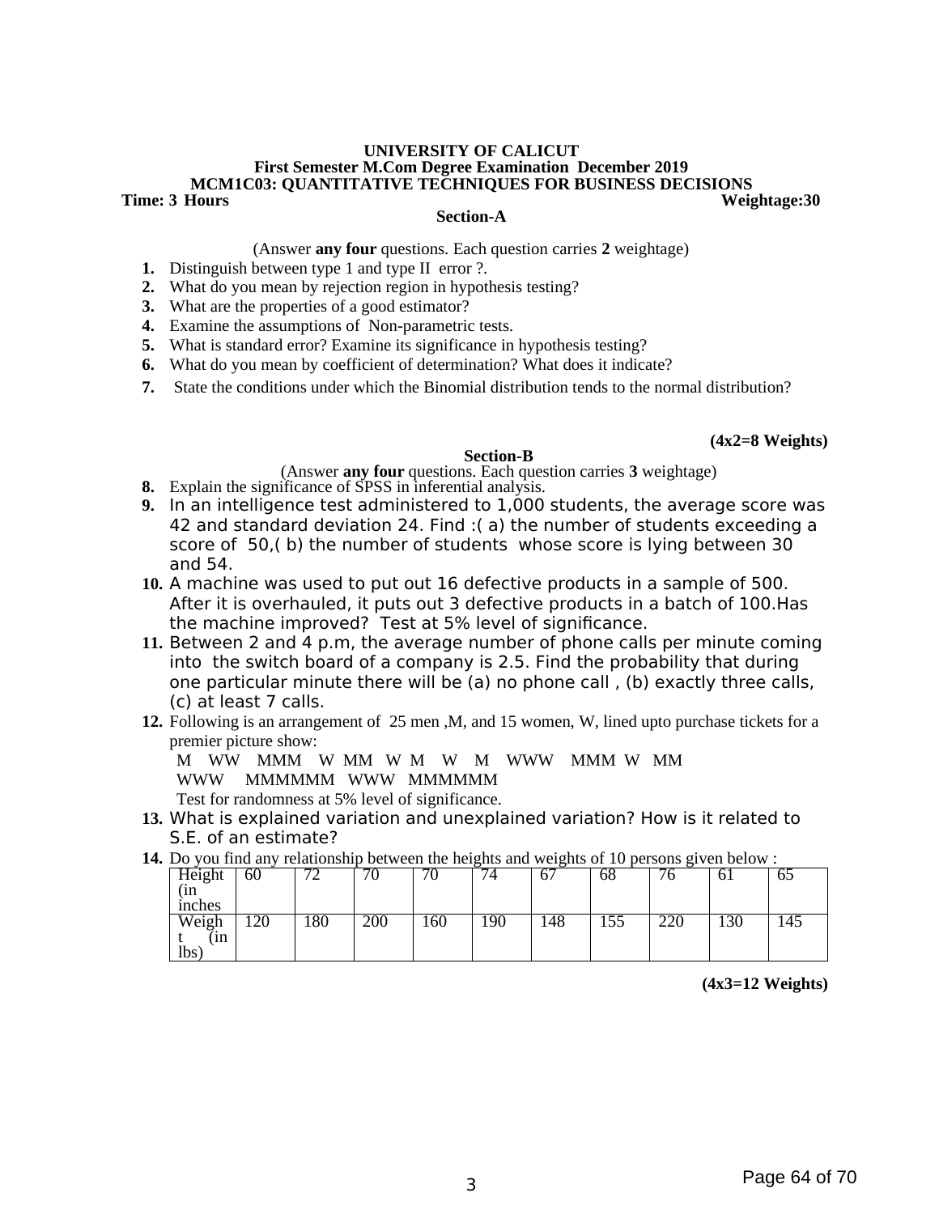**UNIVERSITY OF CALICUT**

**First Semester M.Com Degree Examination December 2019**

**MCM1C03: QUANTITATIVE TECHNIQUES FOR BUSINESS DECISIONS**

**Time: 3 Hours** **Weightage:30**

**Section-A**

(Answer **any four** questions. Each question carries **2** weightage)

1. Distinguish between type 1 and type II error ?.
2. What do you mean by rejection region in hypothesis testing?
3. What are the properties of a good estimator?
4. Examine the assumptions of Non-parametric tests.
5. What is standard error? Examine its significance in hypothesis testing?
6. What do you mean by coefficient of determination? What does it indicate?
7. State the conditions under which the Binomial distribution tends to the normal distribution?

**(4x2=8 Weights)**

**Section-B**

(Answer **any four** questions. Each question carries **3** weightage)

8. Explain the significance of SPSS in inferential analysis.
9. In an intelligence test administered to 1,000 students, the average score was 42 and standard deviation 24. Find :( a) the number of students exceeding a score of 50,( b) the number of students whose score is lying between 30 and 54.
10. A machine was used to put out 16 defective products in a sample of 500. After it is overhauled, it puts out 3 defective products in a batch of 100.Has the machine improved? Test at 5% level of significance.
11. Between 2 and 4 p.m, the average number of phone calls per minute coming into the switch board of a company is 2.5. Find the probability that during one particular minute there will be (a) no phone call , (b) exactly three calls, (c) at least 7 calls.
12. Following is an arrangement of 25 men ,M, and 15 women, W, lined upto purchase tickets for a premier picture show:
    M WW MMM W MM W M W M WWW MMM W MM
    WWW MMMMMM WWW MMMMMM
    Test for randomness at 5% level of significance.
13. What is explained variation and unexplained variation? How is it related to S.E. of an estimate?
14. Do you find any relationship between the heights and weights of 10 persons given below :

| Height (in inches | 60 | 72 | 70 | 70 | 74 | 67 | 68 | 76 | 61 | 65 |
|---|---|---|---|---|---|---|---|---|---|---|
| Weight (in lbs) | 120 | 180 | 200 | 160 | 190 | 148 | 155 | 220 | 130 | 145 |

**(4x3=12 Weights)**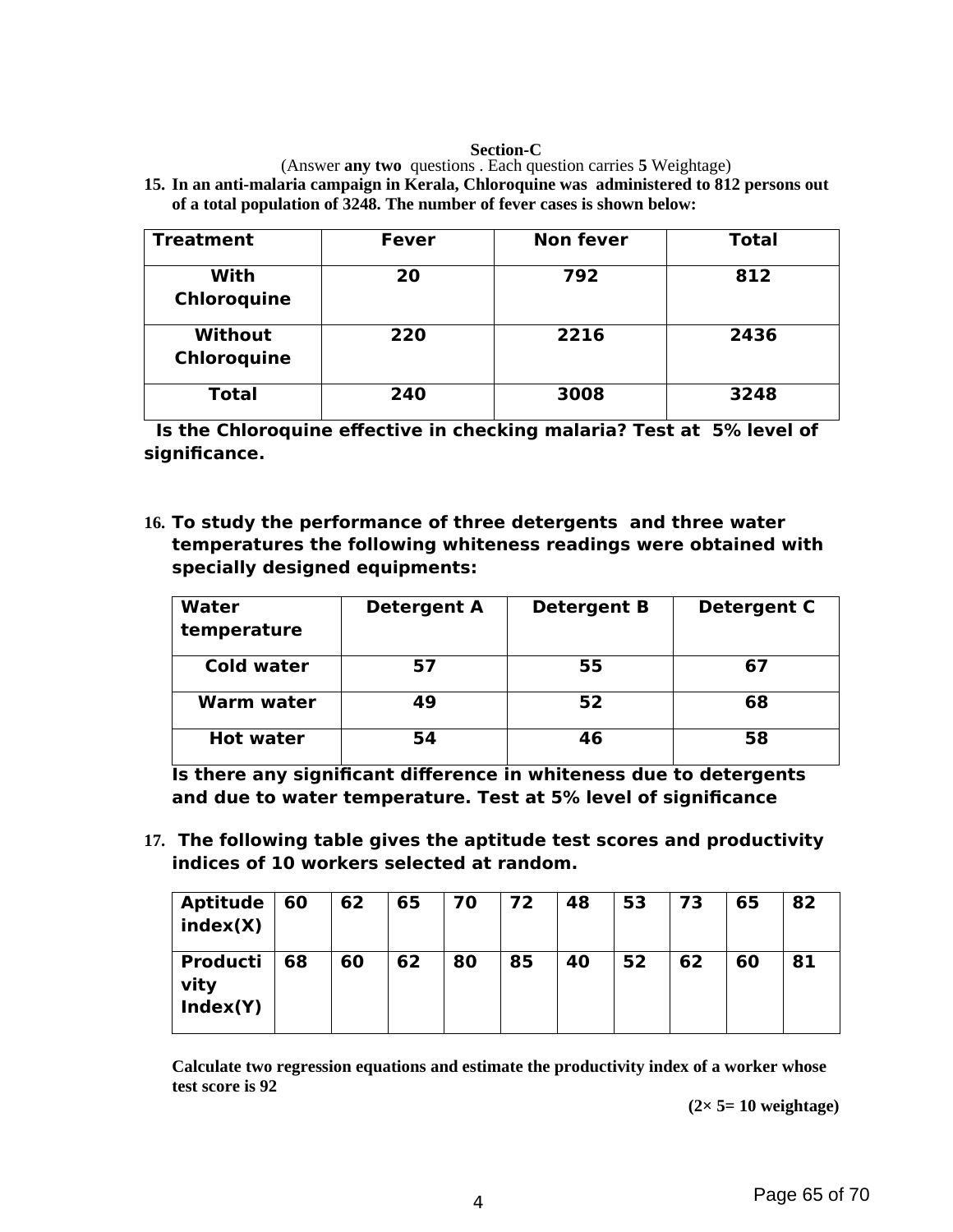**Section-C**

(Answer **any two** questions . Each question carries **5** Weightage)

**15. In an anti-malaria campaign in Kerala, Chloroquine was administered to 812 persons out of a total population of 3248. The number of fever cases is shown below:**

| Treatment | Fever | Non fever | Total |
|---|---|---|---|
| With Chloroquine | 20 | 792 | 812 |
| Without Chloroquine | 220 | 2216 | 2436 |
| Total | 240 | 3008 | 3248 |

**Is the Chloroquine effective in checking malaria? Test at 5% level of significance.**

**16. To study the performance of three detergents and three water temperatures the following whiteness readings were obtained with specially designed equipments:**

| Water temperature | Detergent A | Detergent B | Detergent C |
|---|---|---|---|
| Cold water | 57 | 55 | 67 |
| Warm water | 49 | 52 | 68 |
| Hot water | 54 | 46 | 58 |

**Is there any significant difference in whiteness due to detergents and due to water temperature. Test at 5% level of significance**

**17. The following table gives the aptitude test scores and productivity indices of 10 workers selected at random.**

| Aptitude index(X) | 60 | 62 | 65 | 70 | 72 | 48 | 53 | 73 | 65 | 82 |
|---|---|---|---|---|---|---|---|---|---|---|
| Productivity Index(Y) | 68 | 60 | 62 | 80 | 85 | 40 | 52 | 62 | 60 | 81 |

**Calculate two regression equations and estimate the productivity index of a worker whose test score is 92**

**(2× 5= 10 weightage)**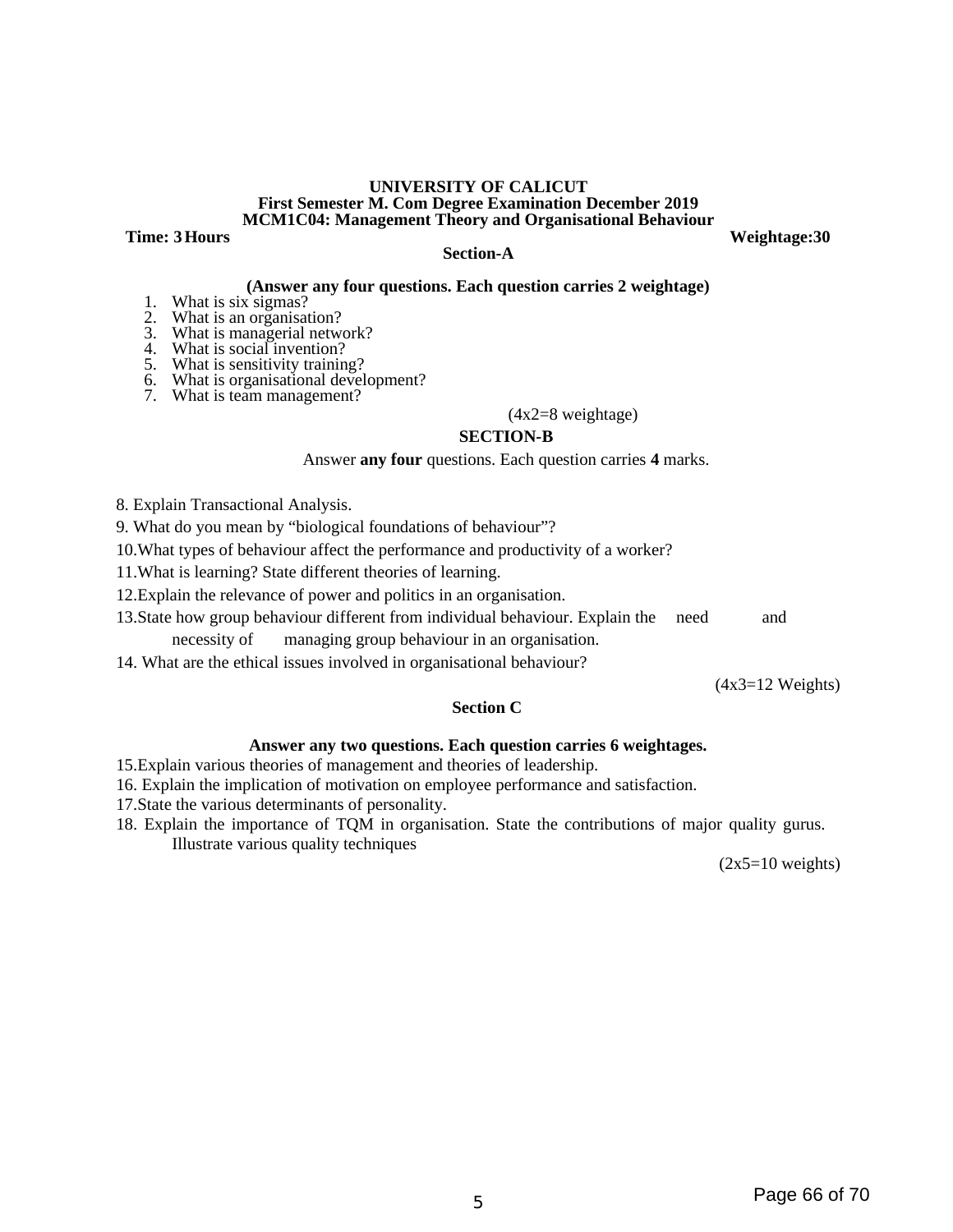**UNIVERSITY OF CALICUT**
**First Semester M. Com Degree Examination December 2019**
**MCM1C04: Management Theory and Organisational Behaviour**

**Time: 3 Hours** **Weightage:30**

## Section-A

**(Answer any four questions. Each question carries 2 weightage)**

1. What is six sigmas?
2. What is an organisation?
3. What is managerial network?
4. What is social invention?
5. What is sensitivity training?
6. What is organisational development?
7. What is team management?

(4x2=8 weightage)

## SECTION-B

Answer **any four** questions. Each question carries **4** marks.

8. Explain Transactional Analysis.
9. What do you mean by "biological foundations of behaviour"?
10. What types of behaviour affect the performance and productivity of a worker?
11. What is learning? State different theories of learning.
12. Explain the relevance of power and politics in an organisation.
13. State how group behaviour different from individual behaviour. Explain the need and necessity of managing group behaviour in an organisation.
14. What are the ethical issues involved in organisational behaviour?

(4x3=12 Weights)

## Section C

**Answer any two questions. Each question carries 6 weightages.**

15. Explain various theories of management and theories of leadership.
16. Explain the implication of motivation on employee performance and satisfaction.
17. State the various determinants of personality.
18. Explain the importance of TQM in organisation. State the contributions of major quality gurus. Illustrate various quality techniques

(2x5=10 weights)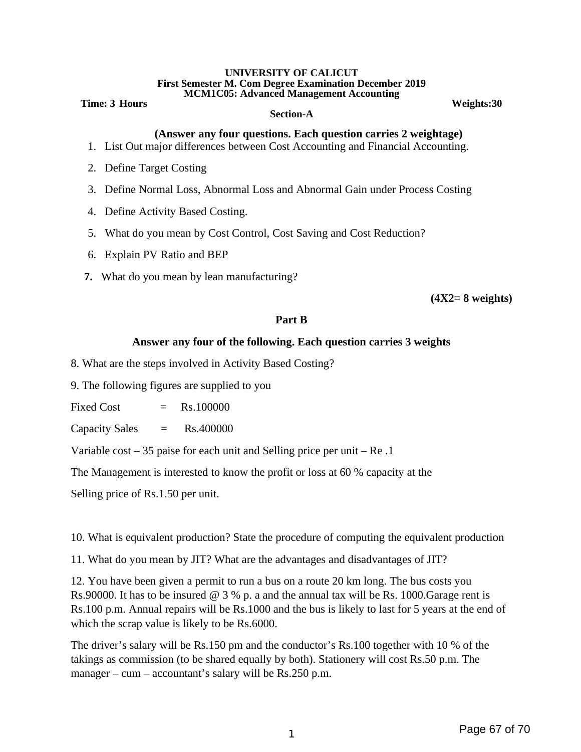**UNIVERSITY OF CALICUT**
**First Semester M. Com Degree Examination December 2019**
**MCM1C05: Advanced Management Accounting**

**Time: 3 Hours** **Weights:30**

**Section-A**

**(Answer any four questions. Each question carries 2 weightage)**

1. List Out major differences between Cost Accounting and Financial Accounting.
2. Define Target Costing
3. Define Normal Loss, Abnormal Loss and Abnormal Gain under Process Costing
4. Define Activity Based Costing.
5. What do you mean by Cost Control, Cost Saving and Cost Reduction?
6. Explain PV Ratio and BEP
7. What do you mean by lean manufacturing?

**(4X2= 8 weights)**

**Part B**

**Answer any four of the following. Each question carries 3 weights**

8. What are the steps involved in Activity Based Costing?

9. The following figures are supplied to you

Fixed Cost = Rs.100000

Capacity Sales = Rs.400000

Variable cost – 35 paise for each unit and Selling price per unit – Re .1

The Management is interested to know the profit or loss at 60 % capacity at the

Selling price of Rs.1.50 per unit.

10. What is equivalent production? State the procedure of computing the equivalent production

11. What do you mean by JIT? What are the advantages and disadvantages of JIT?

12. You have been given a permit to run a bus on a route 20 km long. The bus costs you Rs.90000. It has to be insured @ 3 % p. a and the annual tax will be Rs. 1000.Garage rent is Rs.100 p.m. Annual repairs will be Rs.1000 and the bus is likely to last for 5 years at the end of which the scrap value is likely to be Rs.6000.

The driver's salary will be Rs.150 pm and the conductor's Rs.100 together with 10 % of the takings as commission (to be shared equally by both). Stationery will cost Rs.50 p.m. The manager – cum – accountant's salary will be Rs.250 p.m.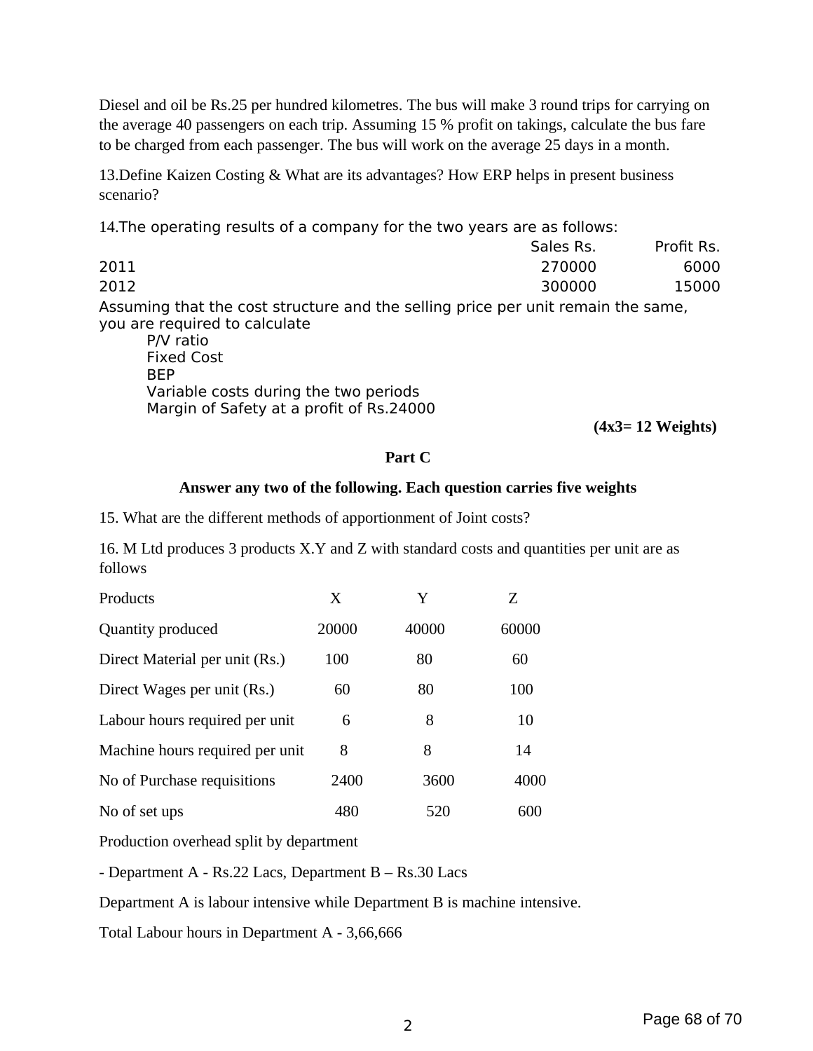Diesel and oil be Rs.25 per hundred kilometres. The bus will make 3 round trips for carrying on the average 40 passengers on each trip. Assuming 15 % profit on takings, calculate the bus fare to be charged from each passenger. The bus will work on the average 25 days in a month.

13.Define Kaizen Costing & What are its advantages? How ERP helps in present business scenario?

14.The operating results of a company for the two years are as follows:

| | Sales Rs. | Profit Rs. |
|---|---|---|
| 2011 | 270000 | 6000 |
| 2012 | 300000 | 15000 |

Assuming that the cost structure and the selling price per unit remain the same, you are required to calculate

- P/V ratio
- Fixed Cost
- BEP
- Variable costs during the two periods
- Margin of Safety at a profit of Rs.24000

**(4x3= 12 Weights)**

## Part C

**Answer any two of the following. Each question carries five weights**

15. What are the different methods of apportionment of Joint costs?

16. M Ltd produces 3 products X.Y and Z with standard costs and quantities per unit are as follows

| Products | X | Y | Z |
|---|---|---|---|
| Quantity produced | 20000 | 40000 | 60000 |
| Direct Material per unit (Rs.) | 100 | 80 | 60 |
| Direct Wages per unit (Rs.) | 60 | 80 | 100 |
| Labour hours required per unit | 6 | 8 | 10 |
| Machine hours required per unit | 8 | 8 | 14 |
| No of Purchase requisitions | 2400 | 3600 | 4000 |
| No of set ups | 480 | 520 | 600 |

Production overhead split by department

- Department A - Rs.22 Lacs, Department B – Rs.30 Lacs

Department A is labour intensive while Department B is machine intensive.

Total Labour hours in Department A - 3,66,666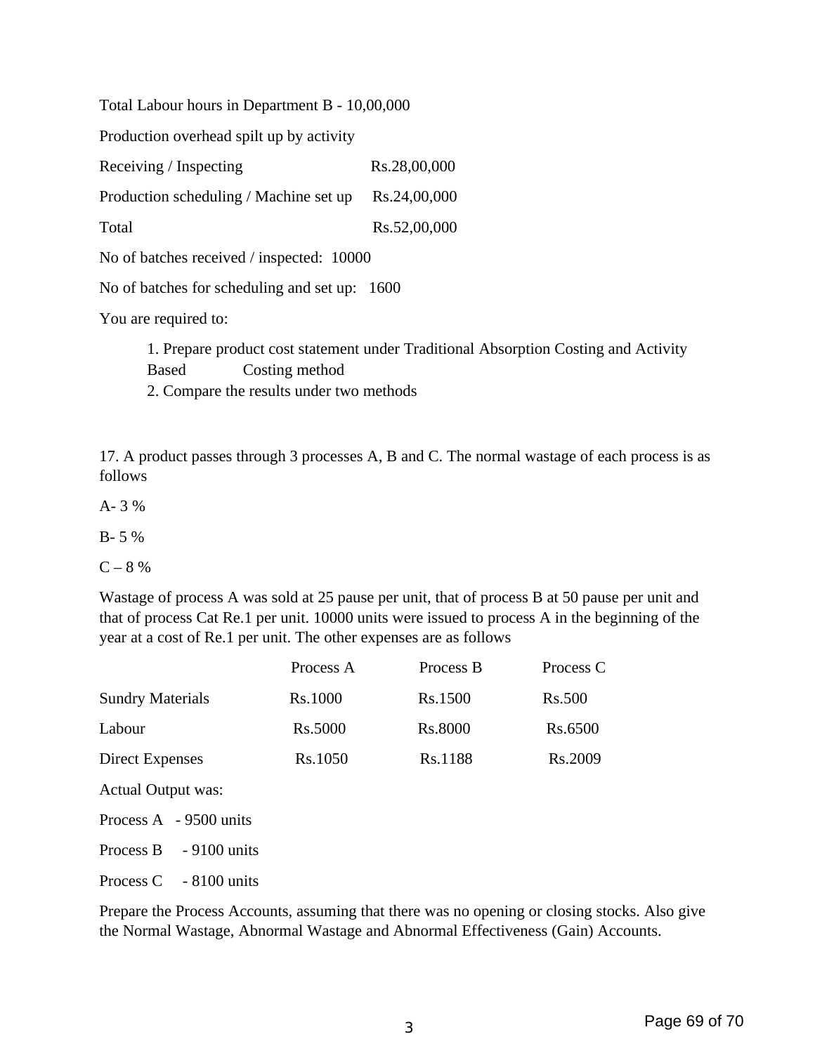Total Labour hours in Department B - 10,00,000

Production overhead spilt up by activity

| | |
|---|---|
| Receiving / Inspecting | Rs.28,00,000 |
| Production scheduling / Machine set up | Rs.24,00,000 |
| Total | Rs.52,00,000 |

No of batches received / inspected: 10000

No of batches for scheduling and set up: 1600

You are required to:

1. Prepare product cost statement under Traditional Absorption Costing and Activity Based Costing method
2. Compare the results under two methods

17. A product passes through 3 processes A, B and C. The normal wastage of each process is as follows

A- 3 %

B- 5 %

C – 8 %

Wastage of process A was sold at 25 pause per unit, that of process B at 50 pause per unit and that of process Cat Re.1 per unit. 10000 units were issued to process A in the beginning of the year at a cost of Re.1 per unit. The other expenses are as follows

| | Process A | Process B | Process C |
|---|---|---|---|
| Sundry Materials | Rs.1000 | Rs.1500 | Rs.500 |
| Labour | Rs.5000 | Rs.8000 | Rs.6500 |
| Direct Expenses | Rs.1050 | Rs.1188 | Rs.2009 |

Actual Output was:

Process A - 9500 units

Process B - 9100 units

Process C - 8100 units

Prepare the Process Accounts, assuming that there was no opening or closing stocks. Also give the Normal Wastage, Abnormal Wastage and Abnormal Effectiveness (Gain) Accounts.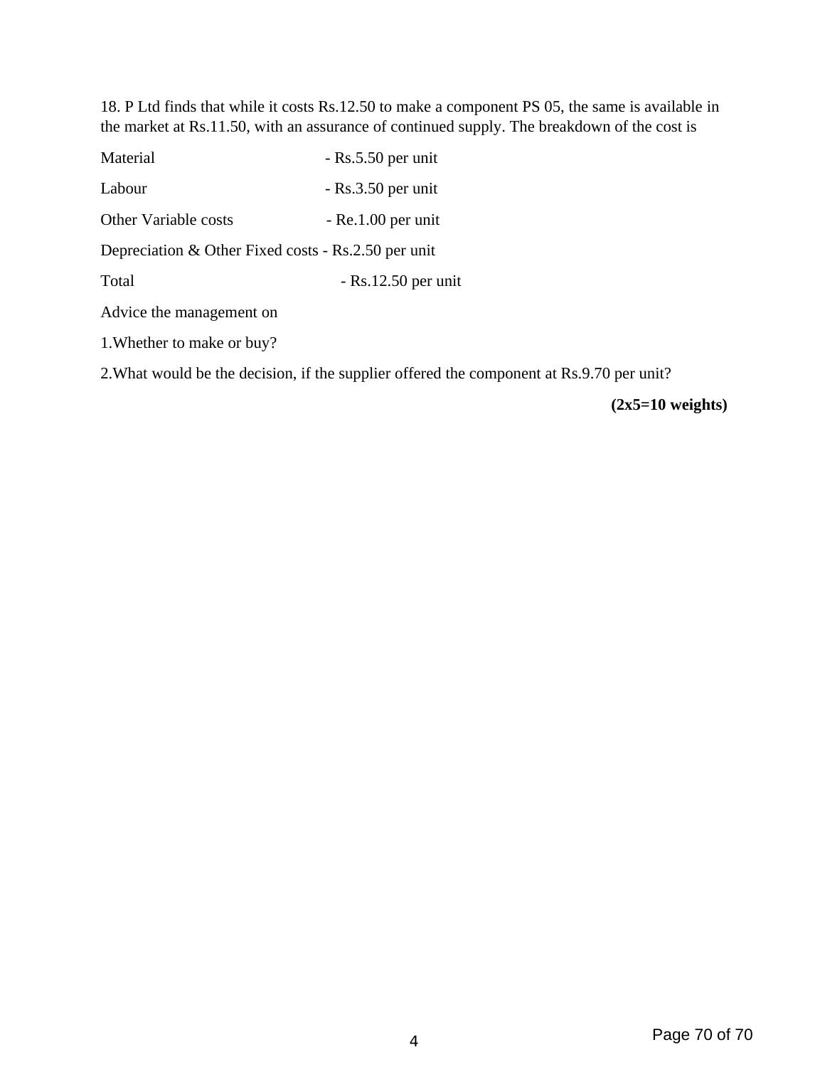18. P Ltd finds that while it costs Rs.12.50 to make a component PS 05, the same is available in the market at Rs.11.50, with an assurance of continued supply. The breakdown of the cost is

| | |
|---|---|
| Material | - Rs.5.50 per unit |
| Labour | - Rs.3.50 per unit |
| Other Variable costs | - Re.1.00 per unit |
| Depreciation & Other Fixed costs | - Rs.2.50 per unit |
| Total | - Rs.12.50 per unit |

Advice the management on

1.Whether to make or buy?

2.What would be the decision, if the supplier offered the component at Rs.9.70 per unit?

**(2x5=10 weights)**